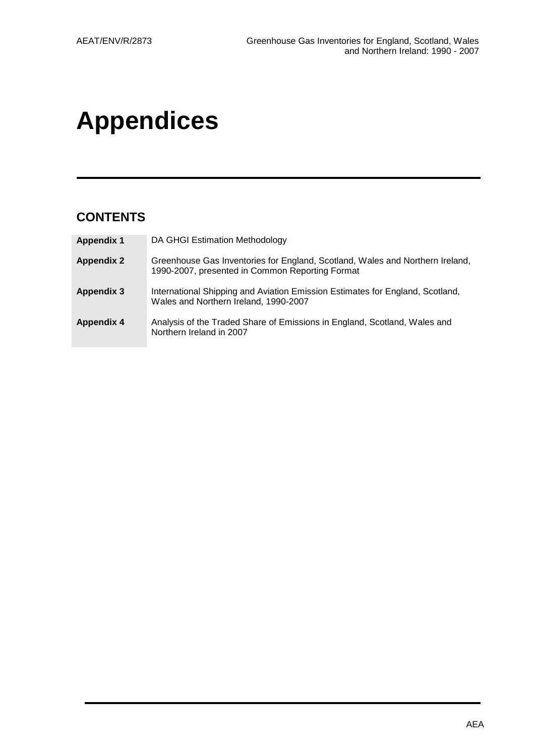# Appendices

## CONTENTS

| | |
|---|---|
| **Appendix 1** | DA GHGI Estimation Methodology |
| **Appendix 2** | Greenhouse Gas Inventories for England, Scotland, Wales and Northern Ireland, 1990-2007, presented in Common Reporting Format |
| **Appendix 3** | International Shipping and Aviation Emission Estimates for England, Scotland, Wales and Northern Ireland, 1990-2007 |
| **Appendix 4** | Analysis of the Traded Share of Emissions in England, Scotland, Wales and Northern Ireland in 2007 |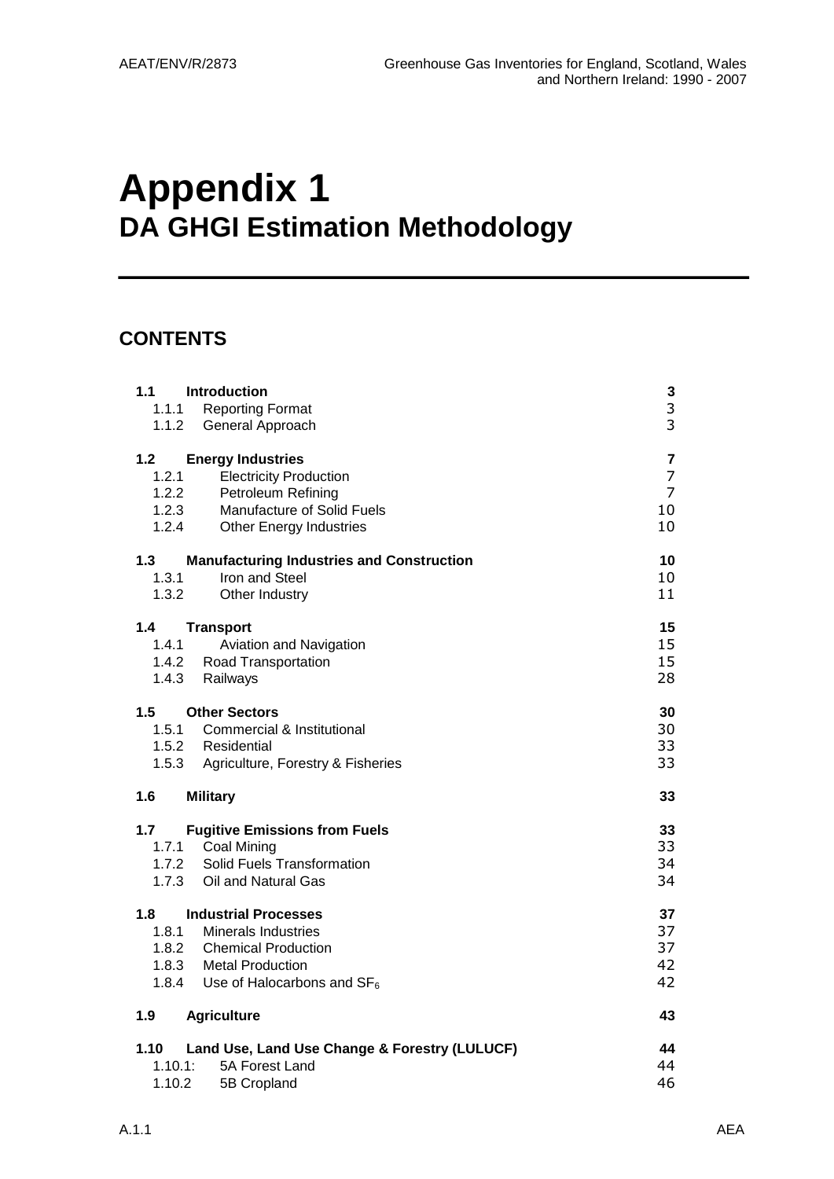# Appendix 1
## DA GHGI Estimation Methodology

## CONTENTS

| | | |
|---|---|---|
| **1.1** | **Introduction** | **3** |
| 1.1.1 | Reporting Format | 3 |
| 1.1.2 | General Approach | 3 |
| **1.2** | **Energy Industries** | **7** |
| 1.2.1 | Electricity Production | 7 |
| 1.2.2 | Petroleum Refining | 7 |
| 1.2.3 | Manufacture of Solid Fuels | 10 |
| 1.2.4 | Other Energy Industries | 10 |
| **1.3** | **Manufacturing Industries and Construction** | **10** |
| 1.3.1 | Iron and Steel | 10 |
| 1.3.2 | Other Industry | 11 |
| **1.4** | **Transport** | **15** |
| 1.4.1 | Aviation and Navigation | 15 |
| 1.4.2 | Road Transportation | 15 |
| 1.4.3 | Railways | 28 |
| **1.5** | **Other Sectors** | **30** |
| 1.5.1 | Commercial & Institutional | 30 |
| 1.5.2 | Residential | 33 |
| 1.5.3 | Agriculture, Forestry & Fisheries | 33 |
| **1.6** | **Military** | **33** |
| **1.7** | **Fugitive Emissions from Fuels** | **33** |
| 1.7.1 | Coal Mining | 33 |
| 1.7.2 | Solid Fuels Transformation | 34 |
| 1.7.3 | Oil and Natural Gas | 34 |
| **1.8** | **Industrial Processes** | **37** |
| 1.8.1 | Minerals Industries | 37 |
| 1.8.2 | Chemical Production | 37 |
| 1.8.3 | Metal Production | 42 |
| 1.8.4 | Use of Halocarbons and $SF_6$ | 42 |
| **1.9** | **Agriculture** | **43** |
| **1.10** | **Land Use, Land Use Change & Forestry (LULUCF)** | **44** |
| 1.10.1: | 5A Forest Land | 44 |
| 1.10.2 | 5B Cropland | 46 |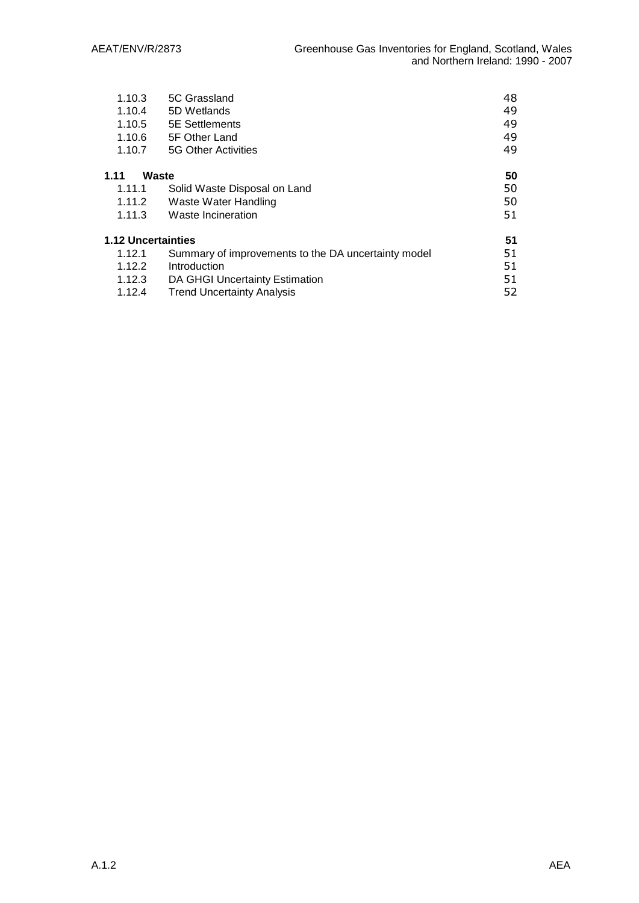| | | |
|---|---|---|
| 1.10.3 | 5C Grassland | 48 |
| 1.10.4 | 5D Wetlands | 49 |
| 1.10.5 | 5E Settlements | 49 |
| 1.10.6 | 5F Other Land | 49 |
| 1.10.7 | 5G Other Activities | 49 |
| **1.11** | **Waste** | **50** |
| 1.11.1 | Solid Waste Disposal on Land | 50 |
| 1.11.2 | Waste Water Handling | 50 |
| 1.11.3 | Waste Incineration | 51 |
| **1.12** | **Uncertainties** | **51** |
| 1.12.1 | Summary of improvements to the DA uncertainty model | 51 |
| 1.12.2 | Introduction | 51 |
| 1.12.3 | DA GHGI Uncertainty Estimation | 51 |
| 1.12.4 | Trend Uncertainty Analysis | 52 |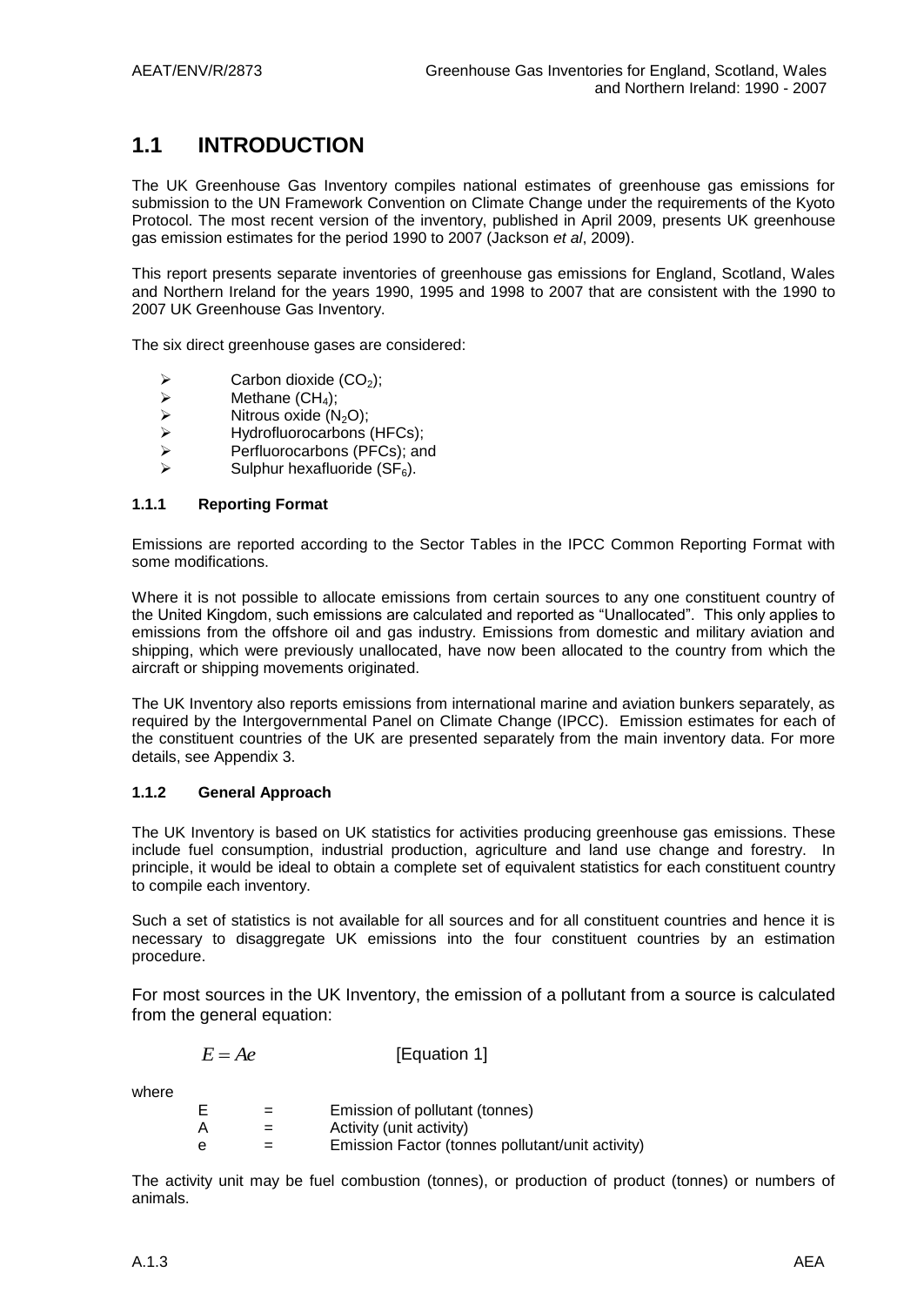## 1.1 INTRODUCTION

The UK Greenhouse Gas Inventory compiles national estimates of greenhouse gas emissions for submission to the UN Framework Convention on Climate Change under the requirements of the Kyoto Protocol. The most recent version of the inventory, published in April 2009, presents UK greenhouse gas emission estimates for the period 1990 to 2007 (Jackson *et al*, 2009).

This report presents separate inventories of greenhouse gas emissions for England, Scotland, Wales and Northern Ireland for the years 1990, 1995 and 1998 to 2007 that are consistent with the 1990 to 2007 UK Greenhouse Gas Inventory.

The six direct greenhouse gases are considered:

- Carbon dioxide ($CO_2$);
- Methane ($CH_4$);
- Nitrous oxide ($N_2O$);
- Hydrofluorocarbons (HFCs);
- Perfluorocarbons (PFCs); and
- Sulphur hexafluoride ($SF_6$).

### 1.1.1 Reporting Format

Emissions are reported according to the Sector Tables in the IPCC Common Reporting Format with some modifications.

Where it is not possible to allocate emissions from certain sources to any one constituent country of the United Kingdom, such emissions are calculated and reported as "Unallocated". This only applies to emissions from the offshore oil and gas industry. Emissions from domestic and military aviation and shipping, which were previously unallocated, have now been allocated to the country from which the aircraft or shipping movements originated.

The UK Inventory also reports emissions from international marine and aviation bunkers separately, as required by the Intergovernmental Panel on Climate Change (IPCC). Emission estimates for each of the constituent countries of the UK are presented separately from the main inventory data. For more details, see Appendix 3.

### 1.1.2 General Approach

The UK Inventory is based on UK statistics for activities producing greenhouse gas emissions. These include fuel consumption, industrial production, agriculture and land use change and forestry. In principle, it would be ideal to obtain a complete set of equivalent statistics for each constituent country to compile each inventory.

Such a set of statistics is not available for all sources and for all constituent countries and hence it is necessary to disaggregate UK emissions into the four constituent countries by an estimation procedure.

For most sources in the UK Inventory, the emission of a pollutant from a source is calculated from the general equation:

$$E = Ae \qquad \text{[Equation 1]}$$

where

| | | |
|---|---|---|
| E | = | Emission of pollutant (tonnes) |
| A | = | Activity (unit activity) |
| e | = | Emission Factor (tonnes pollutant/unit activity) |

The activity unit may be fuel combustion (tonnes), or production of product (tonnes) or numbers of animals.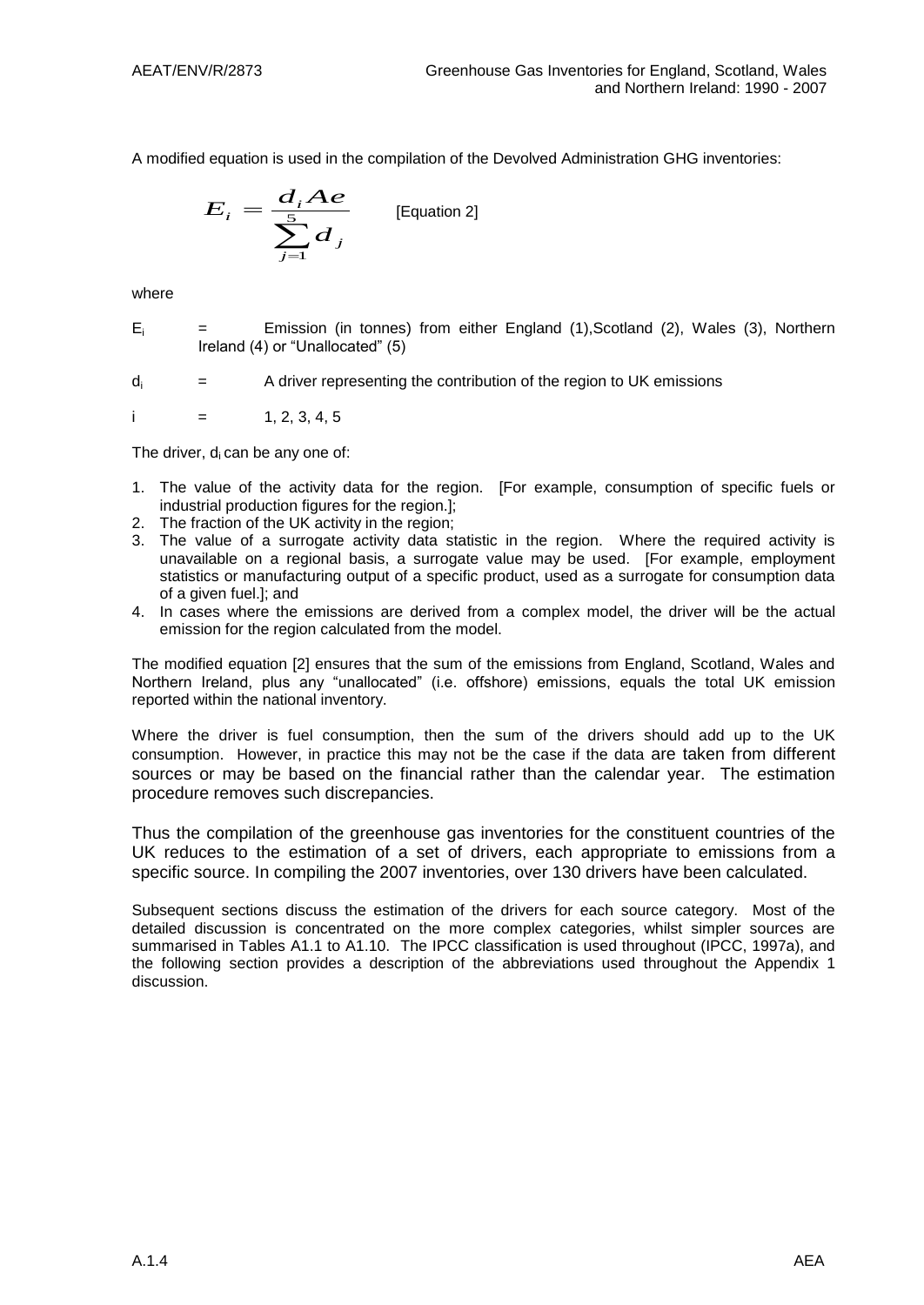A modified equation is used in the compilation of the Devolved Administration GHG inventories:

$$E_i = \frac{d_i Ae}{\sum_{j=1}^{5} d_j} \qquad \text{[Equation 2]}$$

where

$E_i$ = Emission (in tonnes) from either England (1),Scotland (2), Wales (3), Northern Ireland (4) or "Unallocated" (5)

$d_i$ = A driver representing the contribution of the region to UK emissions

$i$ = 1, 2, 3, 4, 5

The driver, $d_i$ can be any one of:

1. The value of the activity data for the region. [For example, consumption of specific fuels or industrial production figures for the region.];
2. The fraction of the UK activity in the region;
3. The value of a surrogate activity data statistic in the region. Where the required activity is unavailable on a regional basis, a surrogate value may be used. [For example, employment statistics or manufacturing output of a specific product, used as a surrogate for consumption data of a given fuel.]; and
4. In cases where the emissions are derived from a complex model, the driver will be the actual emission for the region calculated from the model.

The modified equation [2] ensures that the sum of the emissions from England, Scotland, Wales and Northern Ireland, plus any "unallocated" (i.e. offshore) emissions, equals the total UK emission reported within the national inventory.

Where the driver is fuel consumption, then the sum of the drivers should add up to the UK consumption. However, in practice this may not be the case if the data are taken from different sources or may be based on the financial rather than the calendar year. The estimation procedure removes such discrepancies.

Thus the compilation of the greenhouse gas inventories for the constituent countries of the UK reduces to the estimation of a set of drivers, each appropriate to emissions from a specific source. In compiling the 2007 inventories, over 130 drivers have been calculated.

Subsequent sections discuss the estimation of the drivers for each source category. Most of the detailed discussion is concentrated on the more complex categories, whilst simpler sources are summarised in Tables A1.1 to A1.10. The IPCC classification is used throughout (IPCC, 1997a), and the following section provides a description of the abbreviations used throughout the Appendix 1 discussion.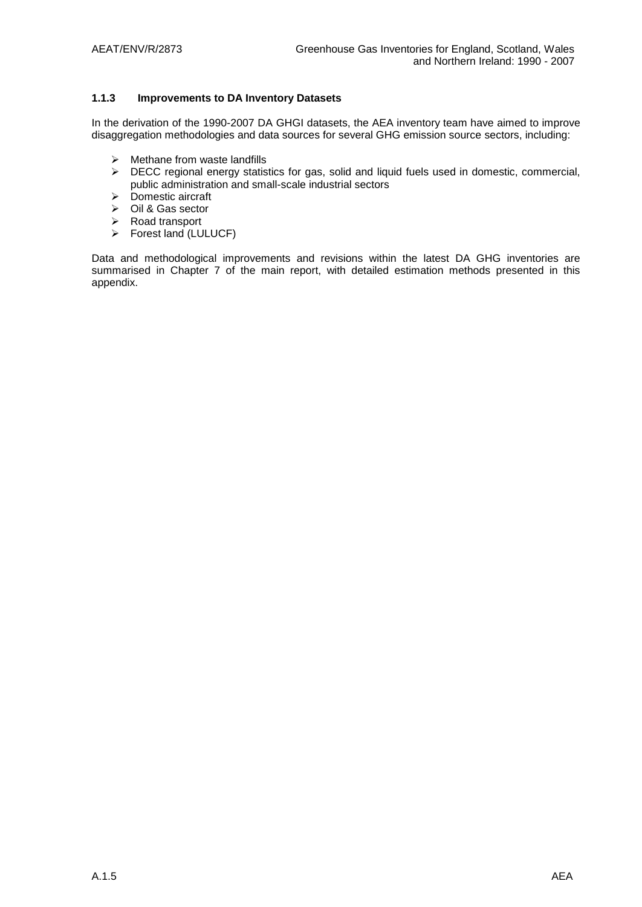### 1.1.3 Improvements to DA Inventory Datasets

In the derivation of the 1990-2007 DA GHGI datasets, the AEA inventory team have aimed to improve disaggregation methodologies and data sources for several GHG emission source sectors, including:

- Methane from waste landfills
- DECC regional energy statistics for gas, solid and liquid fuels used in domestic, commercial, public administration and small-scale industrial sectors
- Domestic aircraft
- Oil & Gas sector
- Road transport
- Forest land (LULUCF)

Data and methodological improvements and revisions within the latest DA GHG inventories are summarised in Chapter 7 of the main report, with detailed estimation methods presented in this appendix.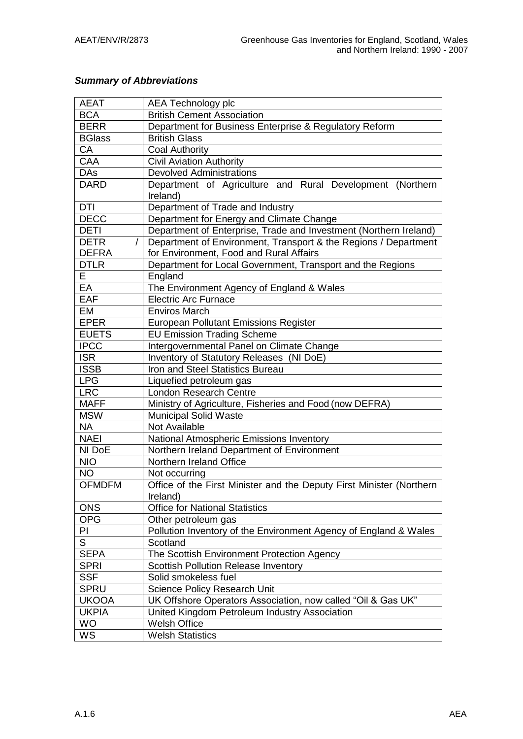***Summary of Abbreviations***

| | |
|---|---|
| AEAT | AEA Technology plc |
| BCA | British Cement Association |
| BERR | Department for Business Enterprise & Regulatory Reform |
| BGlass | British Glass |
| CA | Coal Authority |
| CAA | Civil Aviation Authority |
| DAs | Devolved Administrations |
| DARD | Department of Agriculture and Rural Development (Northern Ireland) |
| DTI | Department of Trade and Industry |
| DECC | Department for Energy and Climate Change |
| DETI | Department of Enterprise, Trade and Investment (Northern Ireland) |
| DETR / DEFRA | Department of Environment, Transport & the Regions / Department for Environment, Food and Rural Affairs |
| DTLR | Department for Local Government, Transport and the Regions |
| E | England |
| EA | The Environment Agency of England & Wales |
| EAF | Electric Arc Furnace |
| EM | Enviros March |
| EPER | European Pollutant Emissions Register |
| EUETS | EU Emission Trading Scheme |
| IPCC | Intergovernmental Panel on Climate Change |
| ISR | Inventory of Statutory Releases (NI DoE) |
| ISSB | Iron and Steel Statistics Bureau |
| LPG | Liquefied petroleum gas |
| LRC | London Research Centre |
| MAFF | Ministry of Agriculture, Fisheries and Food (now DEFRA) |
| MSW | Municipal Solid Waste |
| NA | Not Available |
| NAEI | National Atmospheric Emissions Inventory |
| NI DoE | Northern Ireland Department of Environment |
| NIO | Northern Ireland Office |
| NO | Not occurring |
| OFMDFM | Office of the First Minister and the Deputy First Minister (Northern Ireland) |
| ONS | Office for National Statistics |
| OPG | Other petroleum gas |
| PI | Pollution Inventory of the Environment Agency of England & Wales |
| S | Scotland |
| SEPA | The Scottish Environment Protection Agency |
| SPRI | Scottish Pollution Release Inventory |
| SSF | Solid smokeless fuel |
| SPRU | Science Policy Research Unit |
| UKOOA | UK Offshore Operators Association, now called "Oil & Gas UK" |
| UKPIA | United Kingdom Petroleum Industry Association |
| WO | Welsh Office |
| WS | Welsh Statistics |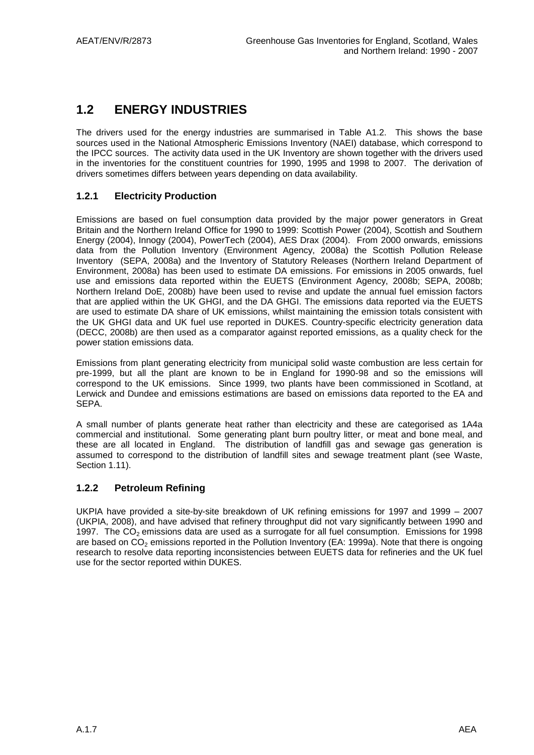## 1.2 ENERGY INDUSTRIES

The drivers used for the energy industries are summarised in Table A1.2. This shows the base sources used in the National Atmospheric Emissions Inventory (NAEI) database, which correspond to the IPCC sources. The activity data used in the UK Inventory are shown together with the drivers used in the inventories for the constituent countries for 1990, 1995 and 1998 to 2007. The derivation of drivers sometimes differs between years depending on data availability.

### 1.2.1 Electricity Production

Emissions are based on fuel consumption data provided by the major power generators in Great Britain and the Northern Ireland Office for 1990 to 1999: Scottish Power (2004), Scottish and Southern Energy (2004), Innogy (2004), PowerTech (2004), AES Drax (2004). From 2000 onwards, emissions data from the Pollution Inventory (Environment Agency, 2008a) the Scottish Pollution Release Inventory (SEPA, 2008a) and the Inventory of Statutory Releases (Northern Ireland Department of Environment, 2008a) has been used to estimate DA emissions. For emissions in 2005 onwards, fuel use and emissions data reported within the EUETS (Environment Agency, 2008b; SEPA, 2008b; Northern Ireland DoE, 2008b) have been used to revise and update the annual fuel emission factors that are applied within the UK GHGI, and the DA GHGI. The emissions data reported via the EUETS are used to estimate DA share of UK emissions, whilst maintaining the emission totals consistent with the UK GHGI data and UK fuel use reported in DUKES. Country-specific electricity generation data (DECC, 2008b) are then used as a comparator against reported emissions, as a quality check for the power station emissions data.

Emissions from plant generating electricity from municipal solid waste combustion are less certain for pre-1999, but all the plant are known to be in England for 1990-98 and so the emissions will correspond to the UK emissions. Since 1999, two plants have been commissioned in Scotland, at Lerwick and Dundee and emissions estimations are based on emissions data reported to the EA and SEPA.

A small number of plants generate heat rather than electricity and these are categorised as 1A4a commercial and institutional. Some generating plant burn poultry litter, or meat and bone meal, and these are all located in England. The distribution of landfill gas and sewage gas generation is assumed to correspond to the distribution of landfill sites and sewage treatment plant (see Waste, Section 1.11).

### 1.2.2 Petroleum Refining

UKPIA have provided a site-by-site breakdown of UK refining emissions for 1997 and 1999 – 2007 (UKPIA, 2008), and have advised that refinery throughput did not vary significantly between 1990 and 1997. The $CO_2$ emissions data are used as a surrogate for all fuel consumption. Emissions for 1998 are based on $CO_2$ emissions reported in the Pollution Inventory (EA: 1999a). Note that there is ongoing research to resolve data reporting inconsistencies between EUETS data for refineries and the UK fuel use for the sector reported within DUKES.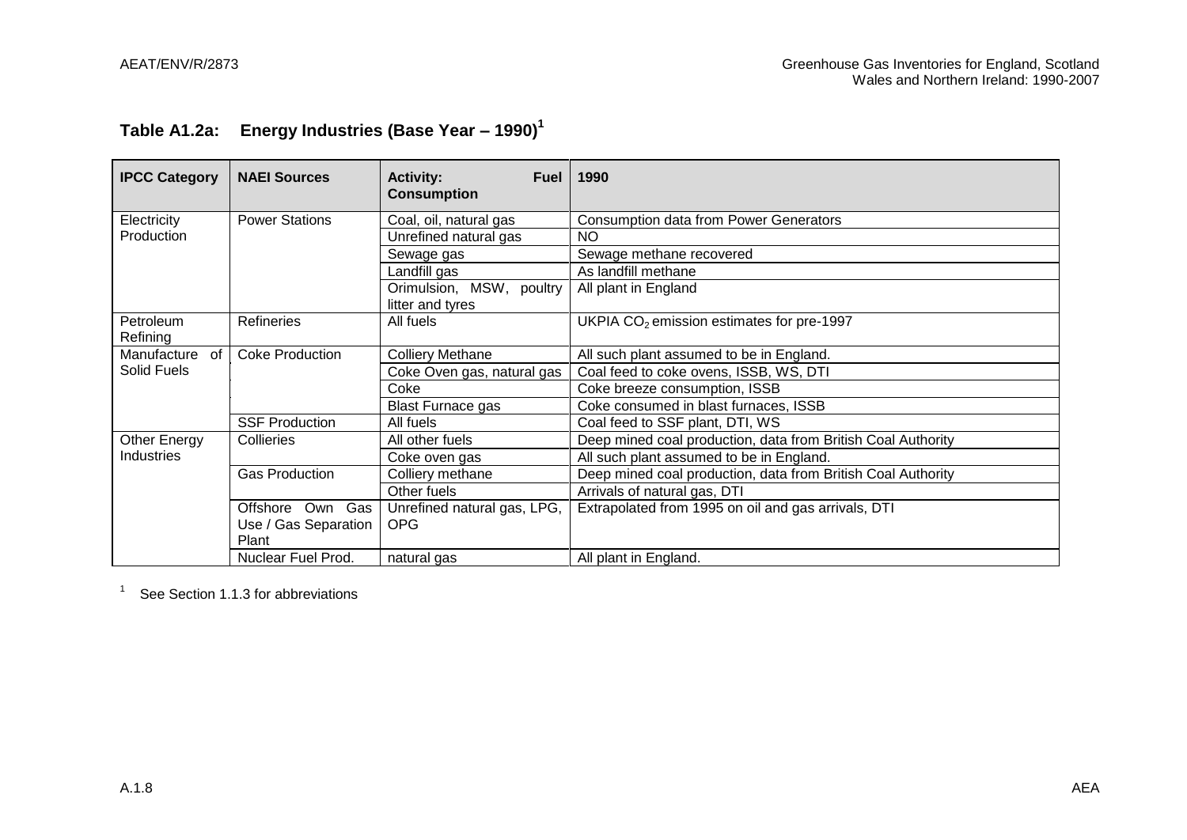## Table A1.2a: Energy Industries (Base Year – 1990)[1]

| IPCC Category | NAEI Sources | Activity: Fuel Consumption | 1990 |
|---|---|---|---|
| Electricity Production | Power Stations | Coal, oil, natural gas | Consumption data from Power Generators |
| | | Unrefined natural gas | NO |
| | | Sewage gas | Sewage methane recovered |
| | | Landfill gas | As landfill methane |
| | | Orimulsion, MSW, poultry litter and tyres | All plant in England |
| Petroleum Refining | Refineries | All fuels | UKPIA $CO_2$ emission estimates for pre-1997 |
| Manufacture of Solid Fuels | Coke Production | Colliery Methane | All such plant assumed to be in England. |
| | | Coke Oven gas, natural gas | Coal feed to coke ovens, ISSB, WS, DTI |
| | | Coke | Coke breeze consumption, ISSB |
| | | Blast Furnace gas | Coke consumed in blast furnaces, ISSB |
| | SSF Production | All fuels | Coal feed to SSF plant, DTI, WS |
| Other Energy Industries | Collieries | All other fuels | Deep mined coal production, data from British Coal Authority |
| | | Coke oven gas | All such plant assumed to be in England. |
| | Gas Production | Colliery methane | Deep mined coal production, data from British Coal Authority |
| | | Other fuels | Arrivals of natural gas, DTI |
| | Offshore Own Gas Use / Gas Separation Plant | Unrefined natural gas, LPG, OPG | Extrapolated from 1995 on oil and gas arrivals, DTI |
| | Nuclear Fuel Prod. | natural gas | All plant in England. |

[1] See Section 1.1.3 for abbreviations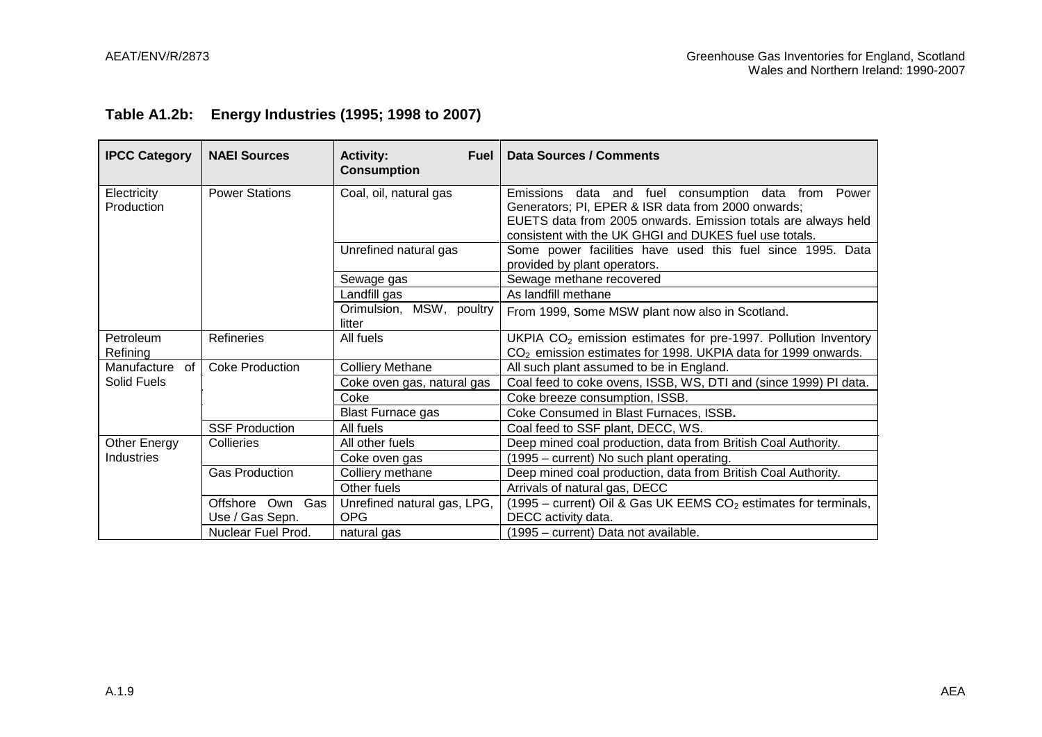## Table A1.2b: Energy Industries (1995; 1998 to 2007)

| IPCC Category | NAEI Sources | Activity: Fuel Consumption | Data Sources / Comments |
|---|---|---|---|
| Electricity Production | Power Stations | Coal, oil, natural gas | Emissions data and fuel consumption data from Power Generators; PI, EPER & ISR data from 2000 onwards; EUETS data from 2005 onwards. Emission totals are always held consistent with the UK GHGI and DUKES fuel use totals. |
| | | Unrefined natural gas | Some power facilities have used this fuel since 1995. Data provided by plant operators. |
| | | Sewage gas | Sewage methane recovered |
| | | Landfill gas | As landfill methane |
| | | Orimulsion, MSW, poultry litter | From 1999, Some MSW plant now also in Scotland. |
| Petroleum Refining | Refineries | All fuels | UKPIA $CO_2$ emission estimates for pre-1997. Pollution Inventory $CO_2$ emission estimates for 1998. UKPIA data for 1999 onwards. |
| Manufacture of Solid Fuels | Coke Production | Colliery Methane | All such plant assumed to be in England. |
| | | Coke oven gas, natural gas | Coal feed to coke ovens, ISSB, WS, DTI and (since 1999) PI data. |
| | | Coke | Coke breeze consumption, ISSB. |
| | | Blast Furnace gas | Coke Consumed in Blast Furnaces, ISSB**.** |
| | SSF Production | All fuels | Coal feed to SSF plant, DECC, WS. |
| Other Energy Industries | Collieries | All other fuels | Deep mined coal production, data from British Coal Authority. |
| | | Coke oven gas | (1995 – current) No such plant operating. |
| | Gas Production | Colliery methane | Deep mined coal production, data from British Coal Authority. |
| | | Other fuels | Arrivals of natural gas, DECC |
| | Offshore Own Gas Use / Gas Sepn. | Unrefined natural gas, LPG, OPG | (1995 – current) Oil & Gas UK EEMS $CO_2$ estimates for terminals, DECC activity data. |
| | Nuclear Fuel Prod. | natural gas | (1995 – current) Data not available. |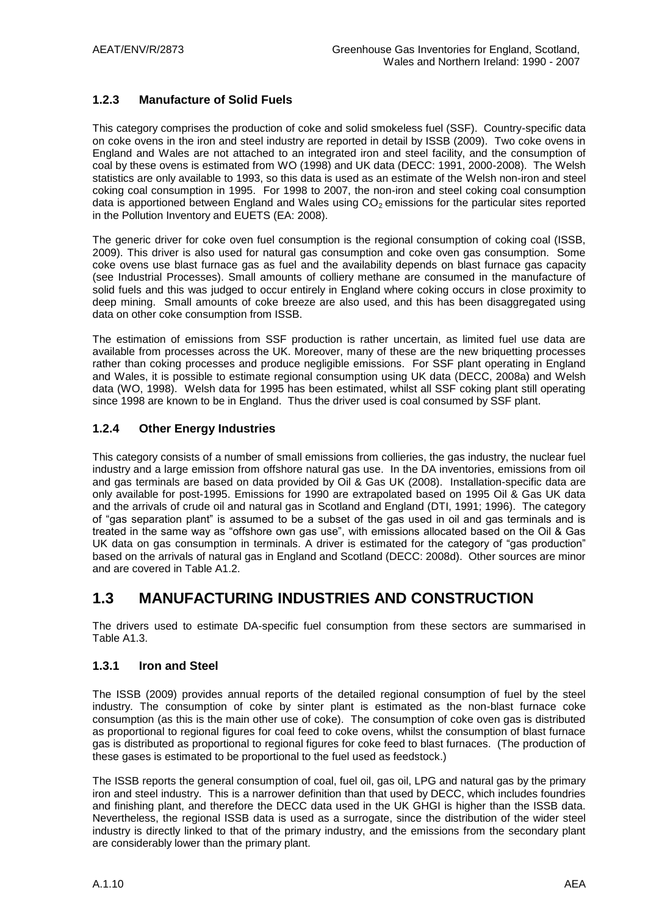### 1.2.3 Manufacture of Solid Fuels

This category comprises the production of coke and solid smokeless fuel (SSF). Country-specific data on coke ovens in the iron and steel industry are reported in detail by ISSB (2009). Two coke ovens in England and Wales are not attached to an integrated iron and steel facility, and the consumption of coal by these ovens is estimated from WO (1998) and UK data (DECC: 1991, 2000-2008). The Welsh statistics are only available to 1993, so this data is used as an estimate of the Welsh non-iron and steel coking coal consumption in 1995. For 1998 to 2007, the non-iron and steel coking coal consumption data is apportioned between England and Wales using $CO_2$ emissions for the particular sites reported in the Pollution Inventory and EUETS (EA: 2008).

The generic driver for coke oven fuel consumption is the regional consumption of coking coal (ISSB, 2009). This driver is also used for natural gas consumption and coke oven gas consumption. Some coke ovens use blast furnace gas as fuel and the availability depends on blast furnace gas capacity (see Industrial Processes). Small amounts of colliery methane are consumed in the manufacture of solid fuels and this was judged to occur entirely in England where coking occurs in close proximity to deep mining. Small amounts of coke breeze are also used, and this has been disaggregated using data on other coke consumption from ISSB.

The estimation of emissions from SSF production is rather uncertain, as limited fuel use data are available from processes across the UK. Moreover, many of these are the new briquetting processes rather than coking processes and produce negligible emissions. For SSF plant operating in England and Wales, it is possible to estimate regional consumption using UK data (DECC, 2008a) and Welsh data (WO, 1998). Welsh data for 1995 has been estimated, whilst all SSF coking plant still operating since 1998 are known to be in England. Thus the driver used is coal consumed by SSF plant.

### 1.2.4 Other Energy Industries

This category consists of a number of small emissions from collieries, the gas industry, the nuclear fuel industry and a large emission from offshore natural gas use. In the DA inventories, emissions from oil and gas terminals are based on data provided by Oil & Gas UK (2008). Installation-specific data are only available for post-1995. Emissions for 1990 are extrapolated based on 1995 Oil & Gas UK data and the arrivals of crude oil and natural gas in Scotland and England (DTI, 1991; 1996). The category of "gas separation plant" is assumed to be a subset of the gas used in oil and gas terminals and is treated in the same way as "offshore own gas use", with emissions allocated based on the Oil & Gas UK data on gas consumption in terminals. A driver is estimated for the category of "gas production" based on the arrivals of natural gas in England and Scotland (DECC: 2008d). Other sources are minor and are covered in Table A1.2.

## 1.3 MANUFACTURING INDUSTRIES AND CONSTRUCTION

The drivers used to estimate DA-specific fuel consumption from these sectors are summarised in Table A1.3.

### 1.3.1 Iron and Steel

The ISSB (2009) provides annual reports of the detailed regional consumption of fuel by the steel industry. The consumption of coke by sinter plant is estimated as the non-blast furnace coke consumption (as this is the main other use of coke). The consumption of coke oven gas is distributed as proportional to regional figures for coal feed to coke ovens, whilst the consumption of blast furnace gas is distributed as proportional to regional figures for coke feed to blast furnaces. (The production of these gases is estimated to be proportional to the fuel used as feedstock.)

The ISSB reports the general consumption of coal, fuel oil, gas oil, LPG and natural gas by the primary iron and steel industry. This is a narrower definition than that used by DECC, which includes foundries and finishing plant, and therefore the DECC data used in the UK GHGI is higher than the ISSB data. Nevertheless, the regional ISSB data is used as a surrogate, since the distribution of the wider steel industry is directly linked to that of the primary industry, and the emissions from the secondary plant are considerably lower than the primary plant.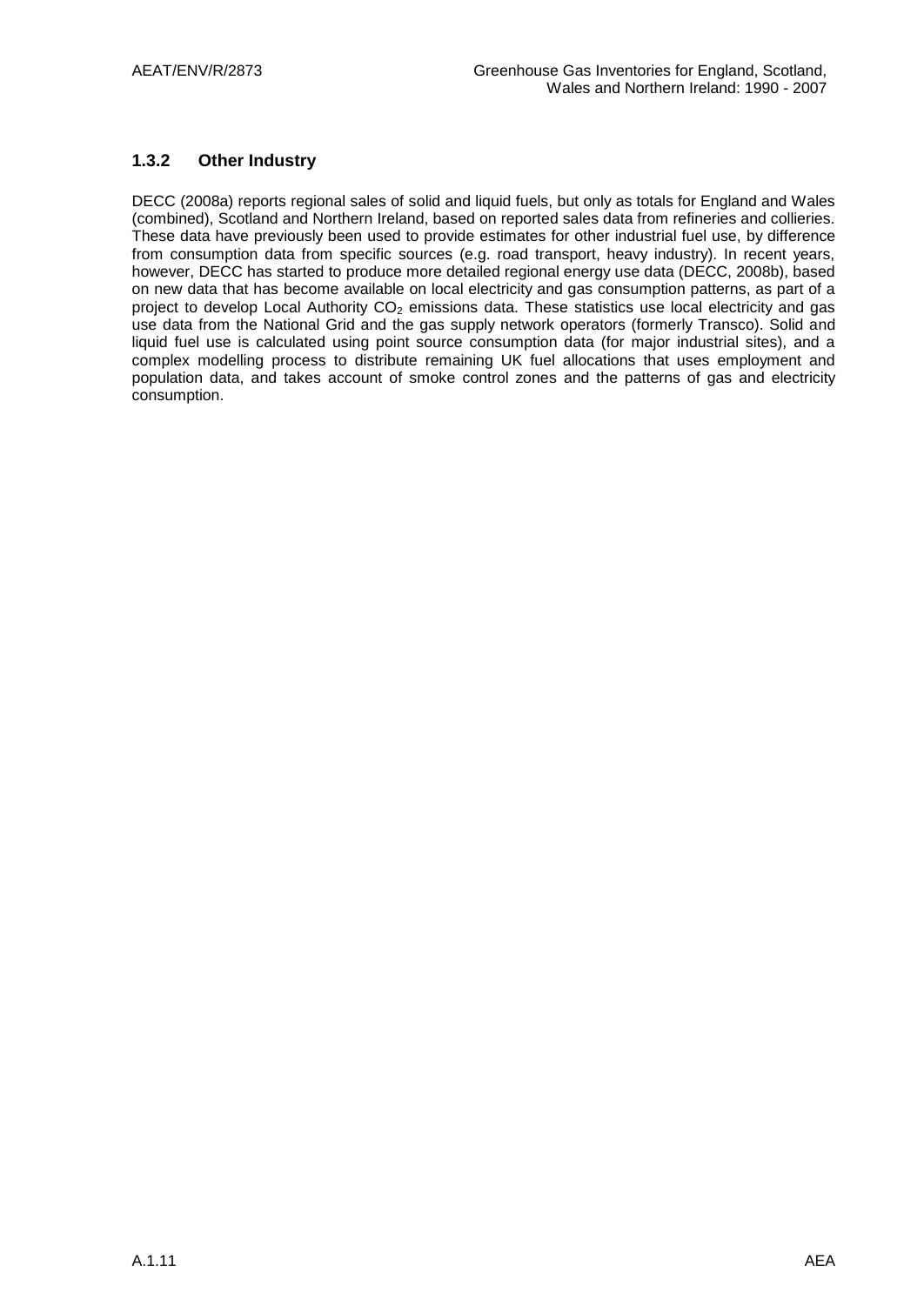### 1.3.2 Other Industry

DECC (2008a) reports regional sales of solid and liquid fuels, but only as totals for England and Wales (combined), Scotland and Northern Ireland, based on reported sales data from refineries and collieries. These data have previously been used to provide estimates for other industrial fuel use, by difference from consumption data from specific sources (e.g. road transport, heavy industry). In recent years, however, DECC has started to produce more detailed regional energy use data (DECC, 2008b), based on new data that has become available on local electricity and gas consumption patterns, as part of a project to develop Local Authority $CO_2$ emissions data. These statistics use local electricity and gas use data from the National Grid and the gas supply network operators (formerly Transco). Solid and liquid fuel use is calculated using point source consumption data (for major industrial sites), and a complex modelling process to distribute remaining UK fuel allocations that uses employment and population data, and takes account of smoke control zones and the patterns of gas and electricity consumption.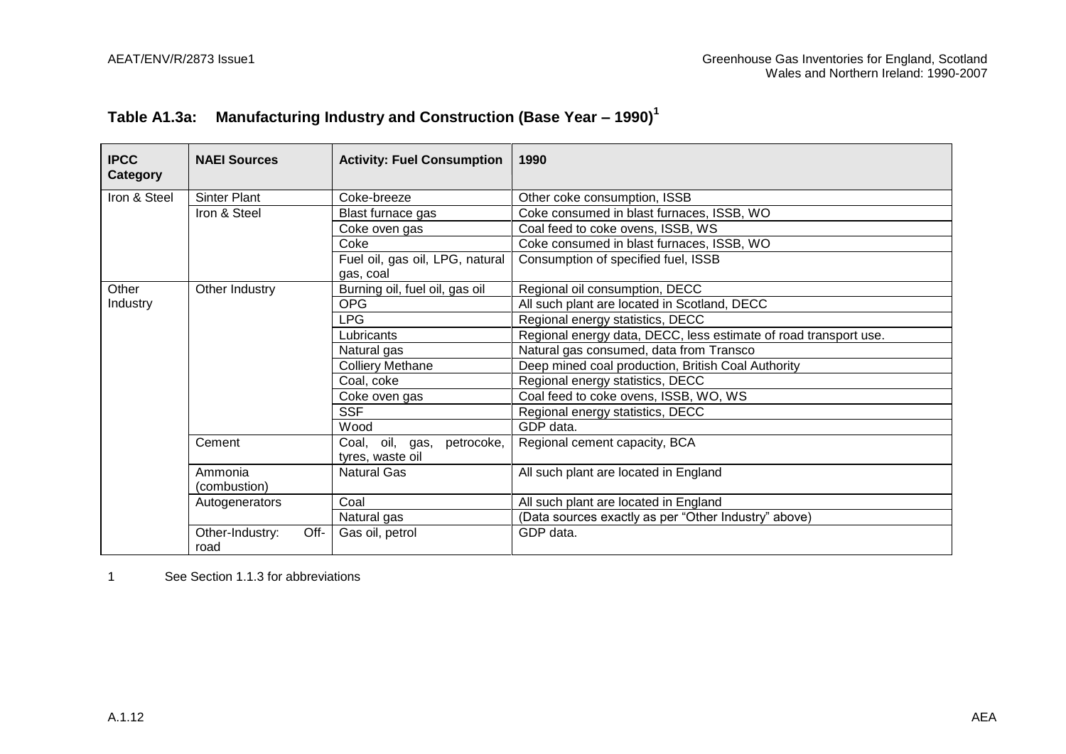## Table A1.3a: Manufacturing Industry and Construction (Base Year – 1990)[1]

| IPCC Category | NAEI Sources | Activity: Fuel Consumption | 1990 |
|---|---|---|---|
| Iron & Steel | Sinter Plant | Coke-breeze | Other coke consumption, ISSB |
| | Iron & Steel | Blast furnace gas | Coke consumed in blast furnaces, ISSB, WO |
| | | Coke oven gas | Coal feed to coke ovens, ISSB, WS |
| | | Coke | Coke consumed in blast furnaces, ISSB, WO |
| | | Fuel oil, gas oil, LPG, natural gas, coal | Consumption of specified fuel, ISSB |
| Other Industry | Other Industry | Burning oil, fuel oil, gas oil | Regional oil consumption, DECC |
| | | OPG | All such plant are located in Scotland, DECC |
| | | LPG | Regional energy statistics, DECC |
| | | Lubricants | Regional energy data, DECC, less estimate of road transport use. |
| | | Natural gas | Natural gas consumed, data from Transco |
| | | Colliery Methane | Deep mined coal production, British Coal Authority |
| | | Coal, coke | Regional energy statistics, DECC |
| | | Coke oven gas | Coal feed to coke ovens, ISSB, WO, WS |
| | | SSF | Regional energy statistics, DECC |
| | | Wood | GDP data. |
| | Cement | Coal, oil, gas, petrocoke, tyres, waste oil | Regional cement capacity, BCA |
| | Ammonia (combustion) | Natural Gas | All such plant are located in England |
| | Autogenerators | Coal | All such plant are located in England |
| | | Natural gas | (Data sources exactly as per "Other Industry" above) |
| | Other-Industry: Off-road | Gas oil, petrol | GDP data. |

1 See Section 1.1.3 for abbreviations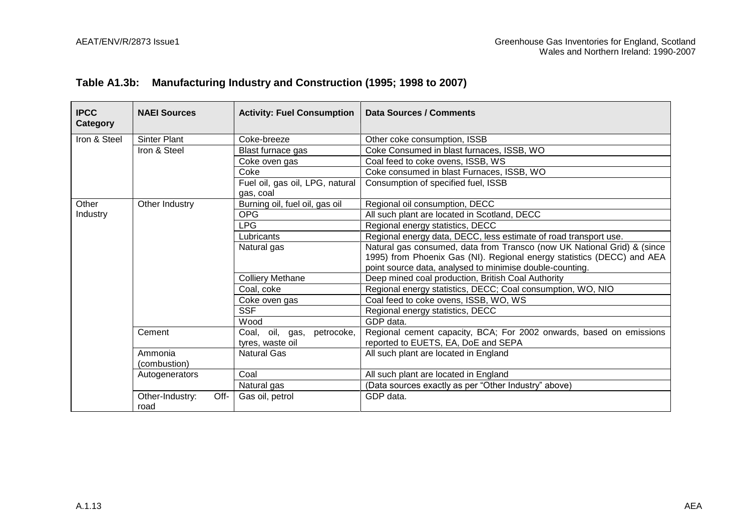### Table A1.3b: Manufacturing Industry and Construction (1995; 1998 to 2007)

| IPCC Category | NAEI Sources | Activity: Fuel Consumption | Data Sources / Comments |
|---|---|---|---|
| Iron & Steel | Sinter Plant | Coke-breeze | Other coke consumption, ISSB |
| | Iron & Steel | Blast furnace gas | Coke Consumed in blast furnaces, ISSB, WO |
| | | Coke oven gas | Coal feed to coke ovens, ISSB, WS |
| | | Coke | Coke consumed in blast Furnaces, ISSB, WO |
| | | Fuel oil, gas oil, LPG, natural gas, coal | Consumption of specified fuel, ISSB |
| Other Industry | Other Industry | Burning oil, fuel oil, gas oil | Regional oil consumption, DECC |
| | | OPG | All such plant are located in Scotland, DECC |
| | | LPG | Regional energy statistics, DECC |
| | | Lubricants | Regional energy data, DECC, less estimate of road transport use. |
| | | Natural gas | Natural gas consumed, data from Transco (now UK National Grid) & (since 1995) from Phoenix Gas (NI). Regional energy statistics (DECC) and AEA point source data, analysed to minimise double-counting. |
| | | Colliery Methane | Deep mined coal production, British Coal Authority |
| | | Coal, coke | Regional energy statistics, DECC; Coal consumption, WO, NIO |
| | | Coke oven gas | Coal feed to coke ovens, ISSB, WO, WS |
| | | SSF | Regional energy statistics, DECC |
| | | Wood | GDP data. |
| | Cement | Coal, oil, gas, petrocoke, tyres, waste oil | Regional cement capacity, BCA; For 2002 onwards, based on emissions reported to EUETS, EA, DoE and SEPA |
| | Ammonia (combustion) | Natural Gas | All such plant are located in England |
| | Autogenerators | Coal | All such plant are located in England |
| | | Natural gas | (Data sources exactly as per "Other Industry" above) |
| | Other-Industry: Off-road | Gas oil, petrol | GDP data. |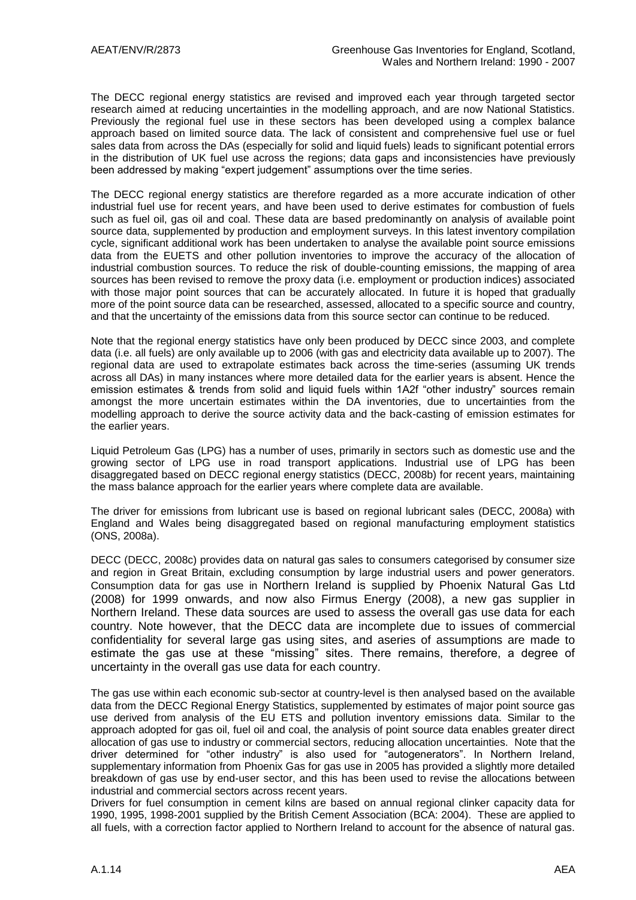The DECC regional energy statistics are revised and improved each year through targeted sector research aimed at reducing uncertainties in the modelling approach, and are now National Statistics. Previously the regional fuel use in these sectors has been developed using a complex balance approach based on limited source data. The lack of consistent and comprehensive fuel use or fuel sales data from across the DAs (especially for solid and liquid fuels) leads to significant potential errors in the distribution of UK fuel use across the regions; data gaps and inconsistencies have previously been addressed by making "expert judgement" assumptions over the time series.

The DECC regional energy statistics are therefore regarded as a more accurate indication of other industrial fuel use for recent years, and have been used to derive estimates for combustion of fuels such as fuel oil, gas oil and coal. These data are based predominantly on analysis of available point source data, supplemented by production and employment surveys. In this latest inventory compilation cycle, significant additional work has been undertaken to analyse the available point source emissions data from the EUETS and other pollution inventories to improve the accuracy of the allocation of industrial combustion sources. To reduce the risk of double-counting emissions, the mapping of area sources has been revised to remove the proxy data (i.e. employment or production indices) associated with those major point sources that can be accurately allocated. In future it is hoped that gradually more of the point source data can be researched, assessed, allocated to a specific source and country, and that the uncertainty of the emissions data from this source sector can continue to be reduced.

Note that the regional energy statistics have only been produced by DECC since 2003, and complete data (i.e. all fuels) are only available up to 2006 (with gas and electricity data available up to 2007). The regional data are used to extrapolate estimates back across the time-series (assuming UK trends across all DAs) in many instances where more detailed data for the earlier years is absent. Hence the emission estimates & trends from solid and liquid fuels within 1A2f "other industry" sources remain amongst the more uncertain estimates within the DA inventories, due to uncertainties from the modelling approach to derive the source activity data and the back-casting of emission estimates for the earlier years.

Liquid Petroleum Gas (LPG) has a number of uses, primarily in sectors such as domestic use and the growing sector of LPG use in road transport applications. Industrial use of LPG has been disaggregated based on DECC regional energy statistics (DECC, 2008b) for recent years, maintaining the mass balance approach for the earlier years where complete data are available.

The driver for emissions from lubricant use is based on regional lubricant sales (DECC, 2008a) with England and Wales being disaggregated based on regional manufacturing employment statistics (ONS, 2008a).

DECC (DECC, 2008c) provides data on natural gas sales to consumers categorised by consumer size and region in Great Britain, excluding consumption by large industrial users and power generators. Consumption data for gas use in Northern Ireland is supplied by Phoenix Natural Gas Ltd (2008) for 1999 onwards, and now also Firmus Energy (2008), a new gas supplier in Northern Ireland. These data sources are used to assess the overall gas use data for each country. Note however, that the DECC data are incomplete due to issues of commercial confidentiality for several large gas using sites, and aseries of assumptions are made to estimate the gas use at these "missing" sites. There remains, therefore, a degree of uncertainty in the overall gas use data for each country.

The gas use within each economic sub-sector at country-level is then analysed based on the available data from the DECC Regional Energy Statistics, supplemented by estimates of major point source gas use derived from analysis of the EU ETS and pollution inventory emissions data. Similar to the approach adopted for gas oil, fuel oil and coal, the analysis of point source data enables greater direct allocation of gas use to industry or commercial sectors, reducing allocation uncertainties. Note that the driver determined for "other industry" is also used for "autogenerators". In Northern Ireland, supplementary information from Phoenix Gas for gas use in 2005 has provided a slightly more detailed breakdown of gas use by end-user sector, and this has been used to revise the allocations between industrial and commercial sectors across recent years.

Drivers for fuel consumption in cement kilns are based on annual regional clinker capacity data for 1990, 1995, 1998-2001 supplied by the British Cement Association (BCA: 2004). These are applied to all fuels, with a correction factor applied to Northern Ireland to account for the absence of natural gas.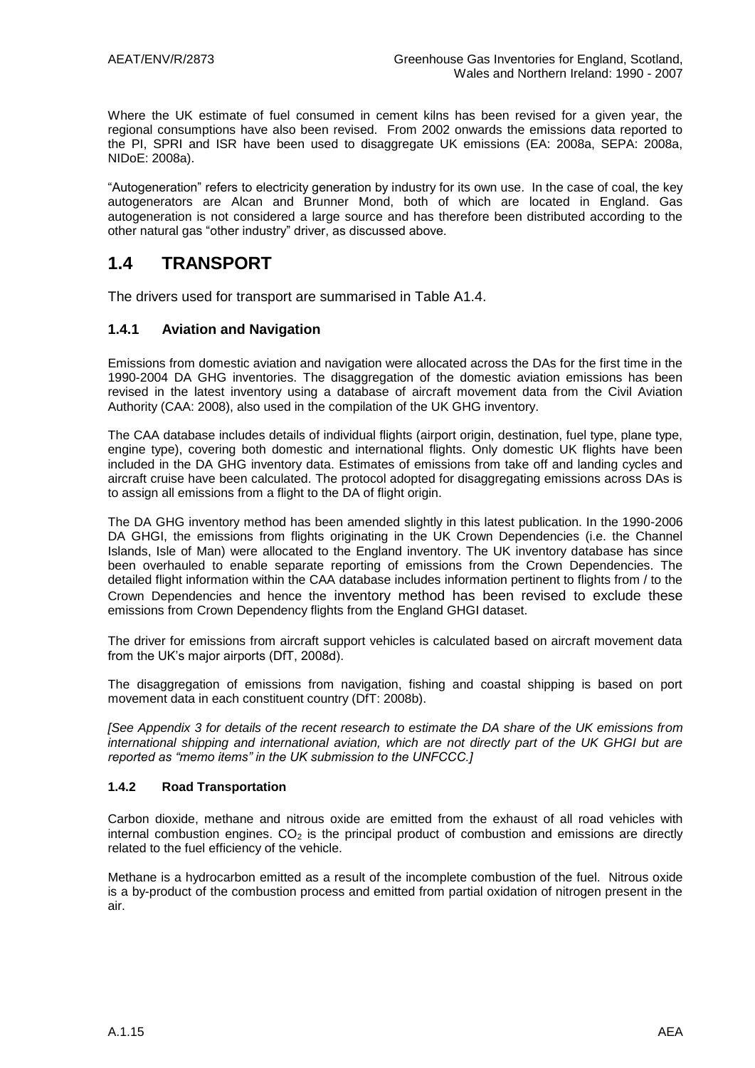Where the UK estimate of fuel consumed in cement kilns has been revised for a given year, the regional consumptions have also been revised. From 2002 onwards the emissions data reported to the PI, SPRI and ISR have been used to disaggregate UK emissions (EA: 2008a, SEPA: 2008a, NIDoE: 2008a).

"Autogeneration" refers to electricity generation by industry for its own use. In the case of coal, the key autogenerators are Alcan and Brunner Mond, both of which are located in England. Gas autogeneration is not considered a large source and has therefore been distributed according to the other natural gas "other industry" driver, as discussed above.

## 1.4 TRANSPORT

The drivers used for transport are summarised in Table A1.4.

### 1.4.1 Aviation and Navigation

Emissions from domestic aviation and navigation were allocated across the DAs for the first time in the 1990-2004 DA GHG inventories. The disaggregation of the domestic aviation emissions has been revised in the latest inventory using a database of aircraft movement data from the Civil Aviation Authority (CAA: 2008), also used in the compilation of the UK GHG inventory.

The CAA database includes details of individual flights (airport origin, destination, fuel type, plane type, engine type), covering both domestic and international flights. Only domestic UK flights have been included in the DA GHG inventory data. Estimates of emissions from take off and landing cycles and aircraft cruise have been calculated. The protocol adopted for disaggregating emissions across DAs is to assign all emissions from a flight to the DA of flight origin.

The DA GHG inventory method has been amended slightly in this latest publication. In the 1990-2006 DA GHGI, the emissions from flights originating in the UK Crown Dependencies (i.e. the Channel Islands, Isle of Man) were allocated to the England inventory. The UK inventory database has since been overhauled to enable separate reporting of emissions from the Crown Dependencies. The detailed flight information within the CAA database includes information pertinent to flights from / to the Crown Dependencies and hence the inventory method has been revised to exclude these emissions from Crown Dependency flights from the England GHGI dataset.

The driver for emissions from aircraft support vehicles is calculated based on aircraft movement data from the UK's major airports (DfT, 2008d).

The disaggregation of emissions from navigation, fishing and coastal shipping is based on port movement data in each constituent country (DfT: 2008b).

*[See Appendix 3 for details of the recent research to estimate the DA share of the UK emissions from international shipping and international aviation, which are not directly part of the UK GHGI but are reported as "memo items" in the UK submission to the UNFCCC.]*

#### 1.4.2 Road Transportation

Carbon dioxide, methane and nitrous oxide are emitted from the exhaust of all road vehicles with internal combustion engines. $CO_2$ is the principal product of combustion and emissions are directly related to the fuel efficiency of the vehicle.

Methane is a hydrocarbon emitted as a result of the incomplete combustion of the fuel. Nitrous oxide is a by-product of the combustion process and emitted from partial oxidation of nitrogen present in the air.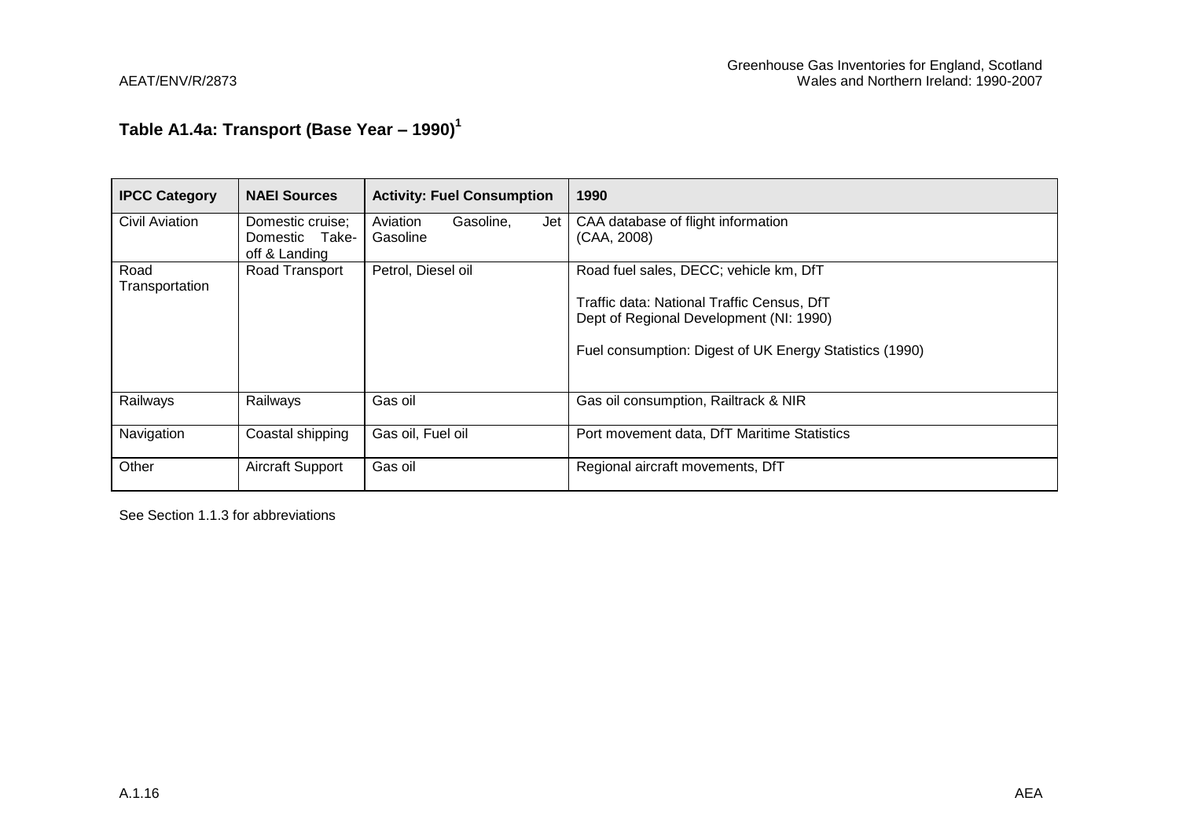## Table A1.4a: Transport (Base Year – 1990)[1]

| IPCC Category | NAEI Sources | Activity: Fuel Consumption | 1990 |
|---|---|---|---|
| Civil Aviation | Domestic cruise; Domestic Take-off & Landing | Aviation Gasoline, Jet Gasoline | CAA database of flight information (CAA, 2008) |
| Road Transportation | Road Transport | Petrol, Diesel oil | Road fuel sales, DECC; vehicle km, DfT<br><br>Traffic data: National Traffic Census, DfT<br>Dept of Regional Development (NI: 1990)<br><br>Fuel consumption: Digest of UK Energy Statistics (1990) |
| Railways | Railways | Gas oil | Gas oil consumption, Railtrack & NIR |
| Navigation | Coastal shipping | Gas oil, Fuel oil | Port movement data, DfT Maritime Statistics |
| Other | Aircraft Support | Gas oil | Regional aircraft movements, DfT |

See Section 1.1.3 for abbreviations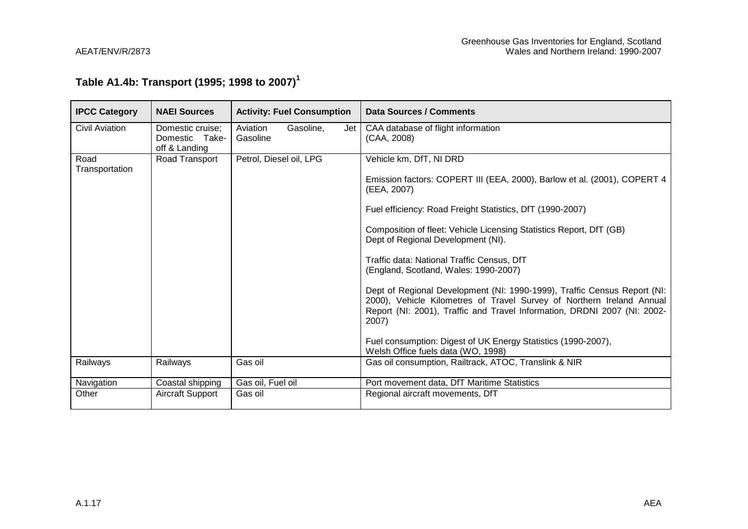## Table A1.4b: Transport (1995; 1998 to 2007)[1]

| IPCC Category | NAEI Sources | Activity: Fuel Consumption | Data Sources / Comments |
|---|---|---|---|
| Civil Aviation | Domestic cruise; Domestic Take-off & Landing | Aviation Gasoline, Jet Gasoline | CAA database of flight information (CAA, 2008) |
| Road Transportation | Road Transport | Petrol, Diesel oil, LPG | Vehicle km, DfT, NI DRD<br><br>Emission factors: COPERT III (EEA, 2000), Barlow et al. (2001), COPERT 4 (EEA, 2007)<br><br>Fuel efficiency: Road Freight Statistics, DfT (1990-2007)<br><br>Composition of fleet: Vehicle Licensing Statistics Report, DfT (GB) Dept of Regional Development (NI).<br><br>Traffic data: National Traffic Census, DfT (England, Scotland, Wales: 1990-2007)<br><br>Dept of Regional Development (NI: 1990-1999), Traffic Census Report (NI: 2000), Vehicle Kilometres of Travel Survey of Northern Ireland Annual Report (NI: 2001), Traffic and Travel Information, DRDNI 2007 (NI: 2002-2007)<br><br>Fuel consumption: Digest of UK Energy Statistics (1990-2007), Welsh Office fuels data (WO, 1998) |
| Railways | Railways | Gas oil | Gas oil consumption, Railtrack, ATOC, Translink & NIR |
| Navigation | Coastal shipping | Gas oil, Fuel oil | Port movement data, DfT Maritime Statistics |
| Other | Aircraft Support | Gas oil | Regional aircraft movements, DfT |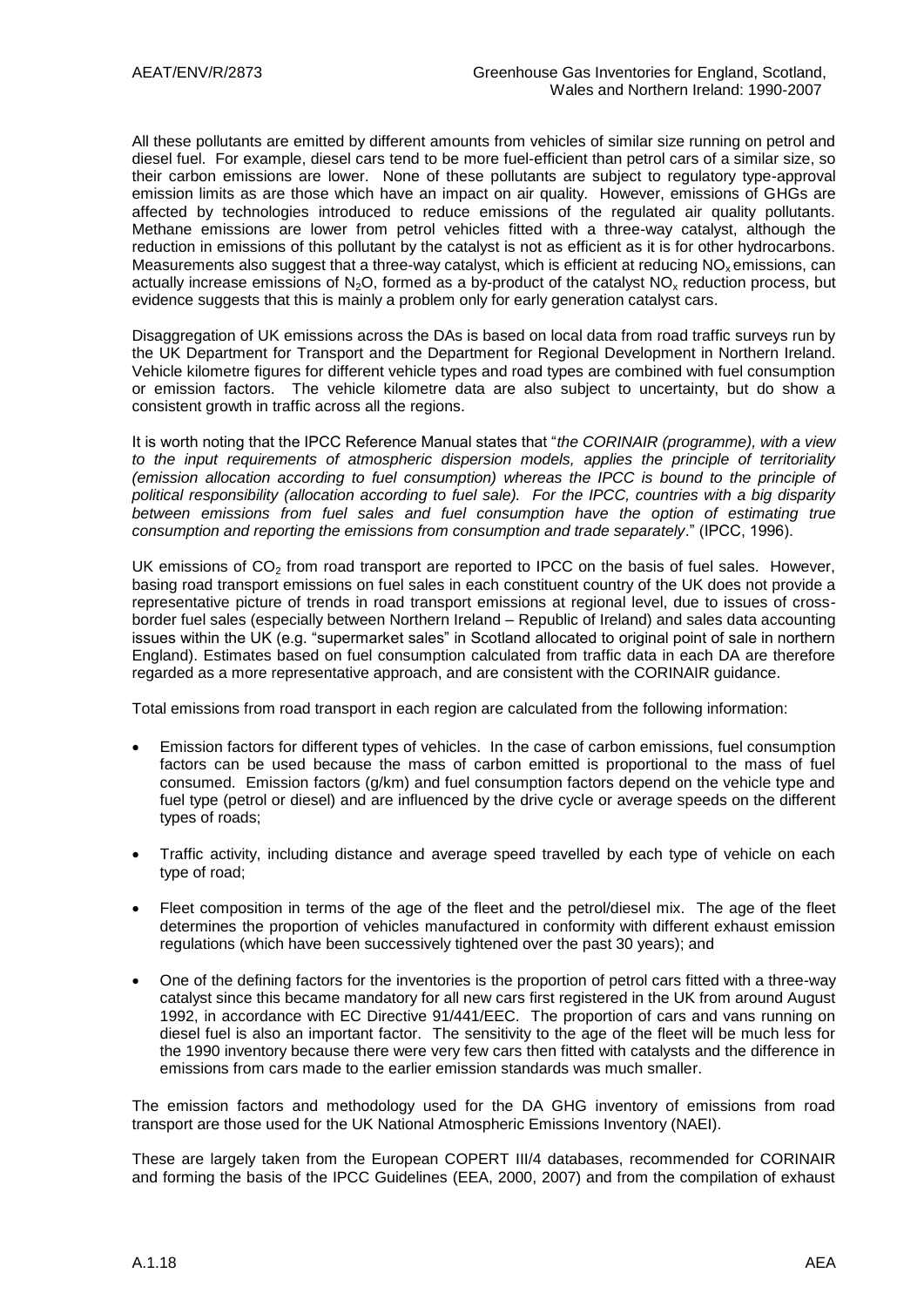All these pollutants are emitted by different amounts from vehicles of similar size running on petrol and diesel fuel. For example, diesel cars tend to be more fuel-efficient than petrol cars of a similar size, so their carbon emissions are lower. None of these pollutants are subject to regulatory type-approval emission limits as are those which have an impact on air quality. However, emissions of GHGs are affected by technologies introduced to reduce emissions of the regulated air quality pollutants. Methane emissions are lower from petrol vehicles fitted with a three-way catalyst, although the reduction in emissions of this pollutant by the catalyst is not as efficient as it is for other hydrocarbons. Measurements also suggest that a three-way catalyst, which is efficient at reducing $NO_x$ emissions, can actually increase emissions of $N_2O$, formed as a by-product of the catalyst $NO_x$ reduction process, but evidence suggests that this is mainly a problem only for early generation catalyst cars.

Disaggregation of UK emissions across the DAs is based on local data from road traffic surveys run by the UK Department for Transport and the Department for Regional Development in Northern Ireland. Vehicle kilometre figures for different vehicle types and road types are combined with fuel consumption or emission factors. The vehicle kilometre data are also subject to uncertainty, but do show a consistent growth in traffic across all the regions.

It is worth noting that the IPCC Reference Manual states that "*the CORINAIR (programme), with a view to the input requirements of atmospheric dispersion models, applies the principle of territoriality (emission allocation according to fuel consumption) whereas the IPCC is bound to the principle of political responsibility (allocation according to fuel sale). For the IPCC, countries with a big disparity between emissions from fuel sales and fuel consumption have the option of estimating true consumption and reporting the emissions from consumption and trade separately*." (IPCC, 1996).

UK emissions of $CO_2$ from road transport are reported to IPCC on the basis of fuel sales. However, basing road transport emissions on fuel sales in each constituent country of the UK does not provide a representative picture of trends in road transport emissions at regional level, due to issues of cross-border fuel sales (especially between Northern Ireland – Republic of Ireland) and sales data accounting issues within the UK (e.g. "supermarket sales" in Scotland allocated to original point of sale in northern England). Estimates based on fuel consumption calculated from traffic data in each DA are therefore regarded as a more representative approach, and are consistent with the CORINAIR guidance.

Total emissions from road transport in each region are calculated from the following information:

- Emission factors for different types of vehicles. In the case of carbon emissions, fuel consumption factors can be used because the mass of carbon emitted is proportional to the mass of fuel consumed. Emission factors (g/km) and fuel consumption factors depend on the vehicle type and fuel type (petrol or diesel) and are influenced by the drive cycle or average speeds on the different types of roads;

- Traffic activity, including distance and average speed travelled by each type of vehicle on each type of road;

- Fleet composition in terms of the age of the fleet and the petrol/diesel mix. The age of the fleet determines the proportion of vehicles manufactured in conformity with different exhaust emission regulations (which have been successively tightened over the past 30 years); and

- One of the defining factors for the inventories is the proportion of petrol cars fitted with a three-way catalyst since this became mandatory for all new cars first registered in the UK from around August 1992, in accordance with EC Directive 91/441/EEC. The proportion of cars and vans running on diesel fuel is also an important factor. The sensitivity to the age of the fleet will be much less for the 1990 inventory because there were very few cars then fitted with catalysts and the difference in emissions from cars made to the earlier emission standards was much smaller.

The emission factors and methodology used for the DA GHG inventory of emissions from road transport are those used for the UK National Atmospheric Emissions Inventory (NAEI).

These are largely taken from the European COPERT III/4 databases, recommended for CORINAIR and forming the basis of the IPCC Guidelines (EEA, 2000, 2007) and from the compilation of exhaust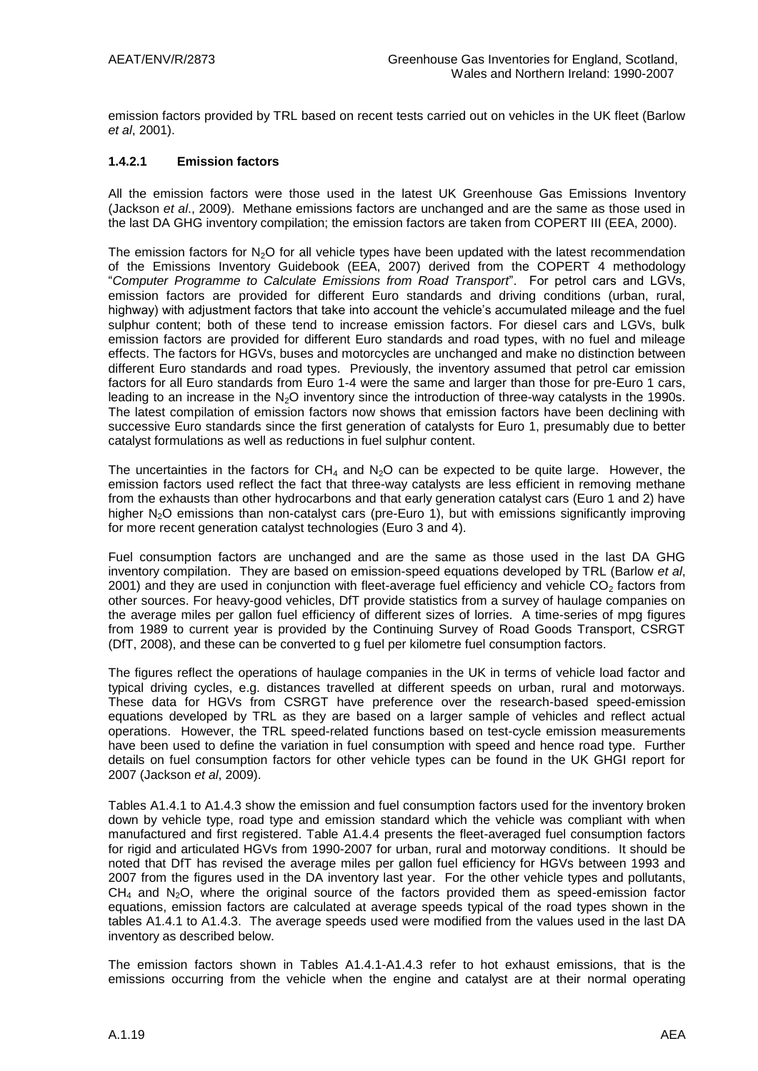emission factors provided by TRL based on recent tests carried out on vehicles in the UK fleet (Barlow *et al*, 2001).

#### 1.4.2.1 Emission factors

All the emission factors were those used in the latest UK Greenhouse Gas Emissions Inventory (Jackson *et al*., 2009). Methane emissions factors are unchanged and are the same as those used in the last DA GHG inventory compilation; the emission factors are taken from COPERT III (EEA, 2000).

The emission factors for $N_2O$ for all vehicle types have been updated with the latest recommendation of the Emissions Inventory Guidebook (EEA, 2007) derived from the COPERT 4 methodology "*Computer Programme to Calculate Emissions from Road Transport*". For petrol cars and LGVs, emission factors are provided for different Euro standards and driving conditions (urban, rural, highway) with adjustment factors that take into account the vehicle's accumulated mileage and the fuel sulphur content; both of these tend to increase emission factors. For diesel cars and LGVs, bulk emission factors are provided for different Euro standards and road types, with no fuel and mileage effects. The factors for HGVs, buses and motorcycles are unchanged and make no distinction between different Euro standards and road types. Previously, the inventory assumed that petrol car emission factors for all Euro standards from Euro 1-4 were the same and larger than those for pre-Euro 1 cars, leading to an increase in the $N_2O$ inventory since the introduction of three-way catalysts in the 1990s. The latest compilation of emission factors now shows that emission factors have been declining with successive Euro standards since the first generation of catalysts for Euro 1, presumably due to better catalyst formulations as well as reductions in fuel sulphur content.

The uncertainties in the factors for $CH_4$ and $N_2O$ can be expected to be quite large. However, the emission factors used reflect the fact that three-way catalysts are less efficient in removing methane from the exhausts than other hydrocarbons and that early generation catalyst cars (Euro 1 and 2) have higher $N_2O$ emissions than non-catalyst cars (pre-Euro 1), but with emissions significantly improving for more recent generation catalyst technologies (Euro 3 and 4).

Fuel consumption factors are unchanged and are the same as those used in the last DA GHG inventory compilation. They are based on emission-speed equations developed by TRL (Barlow *et al*, 2001) and they are used in conjunction with fleet-average fuel efficiency and vehicle $CO_2$ factors from other sources. For heavy-good vehicles, DfT provide statistics from a survey of haulage companies on the average miles per gallon fuel efficiency of different sizes of lorries. A time-series of mpg figures from 1989 to current year is provided by the Continuing Survey of Road Goods Transport, CSRGT (DfT, 2008), and these can be converted to g fuel per kilometre fuel consumption factors.

The figures reflect the operations of haulage companies in the UK in terms of vehicle load factor and typical driving cycles, e.g. distances travelled at different speeds on urban, rural and motorways. These data for HGVs from CSRGT have preference over the research-based speed-emission equations developed by TRL as they are based on a larger sample of vehicles and reflect actual operations. However, the TRL speed-related functions based on test-cycle emission measurements have been used to define the variation in fuel consumption with speed and hence road type. Further details on fuel consumption factors for other vehicle types can be found in the UK GHGI report for 2007 (Jackson *et al*, 2009).

Tables A1.4.1 to A1.4.3 show the emission and fuel consumption factors used for the inventory broken down by vehicle type, road type and emission standard which the vehicle was compliant with when manufactured and first registered. Table A1.4.4 presents the fleet-averaged fuel consumption factors for rigid and articulated HGVs from 1990-2007 for urban, rural and motorway conditions. It should be noted that DfT has revised the average miles per gallon fuel efficiency for HGVs between 1993 and 2007 from the figures used in the DA inventory last year. For the other vehicle types and pollutants, $CH_4$ and $N_2O$, where the original source of the factors provided them as speed-emission factor equations, emission factors are calculated at average speeds typical of the road types shown in the tables A1.4.1 to A1.4.3. The average speeds used were modified from the values used in the last DA inventory as described below.

The emission factors shown in Tables A1.4.1-A1.4.3 refer to hot exhaust emissions, that is the emissions occurring from the vehicle when the engine and catalyst are at their normal operating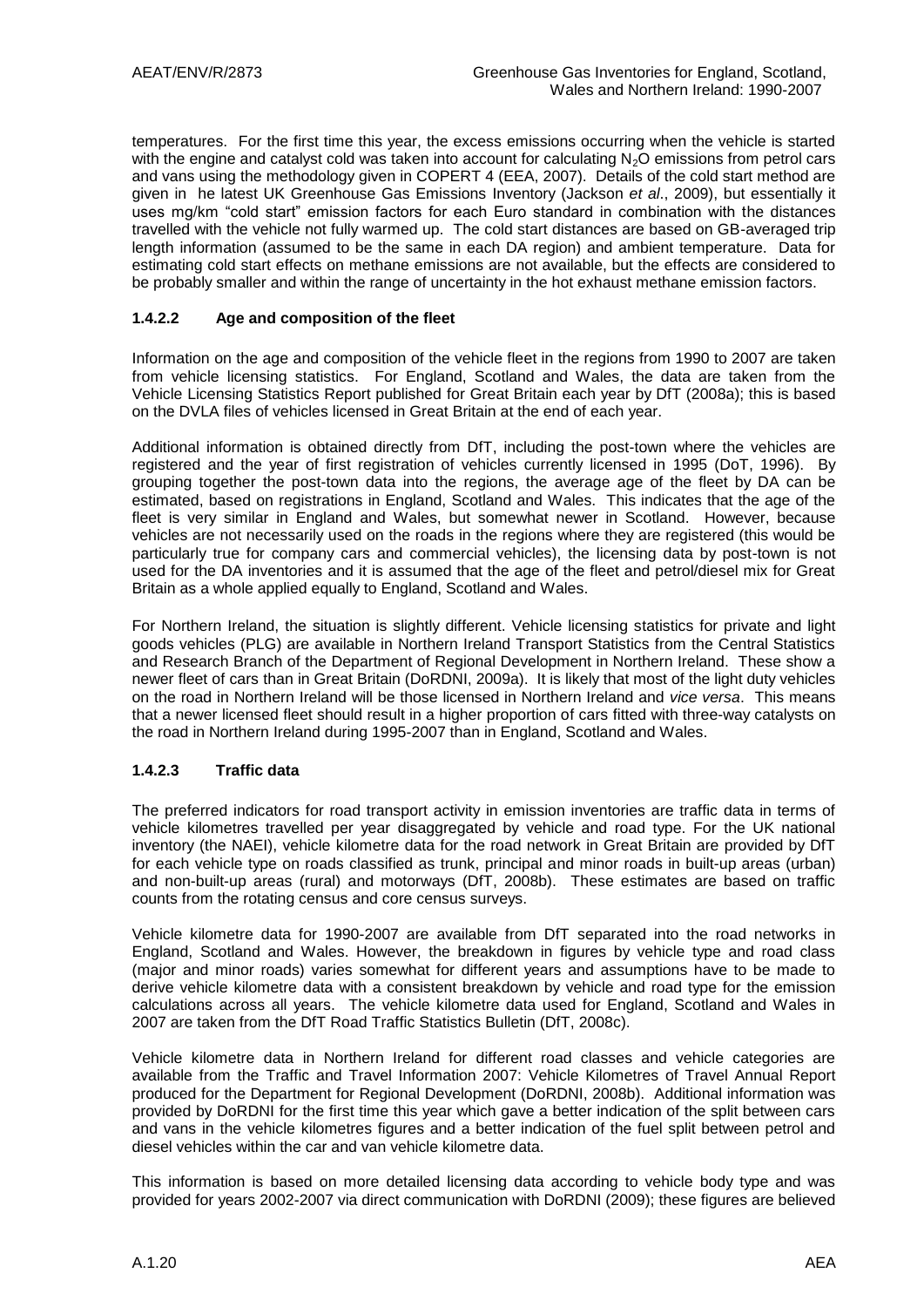temperatures. For the first time this year, the excess emissions occurring when the vehicle is started with the engine and catalyst cold was taken into account for calculating $N_2O$ emissions from petrol cars and vans using the methodology given in COPERT 4 (EEA, 2007). Details of the cold start method are given in he latest UK Greenhouse Gas Emissions Inventory (Jackson *et al*., 2009), but essentially it uses mg/km "cold start" emission factors for each Euro standard in combination with the distances travelled with the vehicle not fully warmed up. The cold start distances are based on GB-averaged trip length information (assumed to be the same in each DA region) and ambient temperature. Data for estimating cold start effects on methane emissions are not available, but the effects are considered to be probably smaller and within the range of uncertainty in the hot exhaust methane emission factors.

#### 1.4.2.2 Age and composition of the fleet

Information on the age and composition of the vehicle fleet in the regions from 1990 to 2007 are taken from vehicle licensing statistics. For England, Scotland and Wales, the data are taken from the Vehicle Licensing Statistics Report published for Great Britain each year by DfT (2008a); this is based on the DVLA files of vehicles licensed in Great Britain at the end of each year.

Additional information is obtained directly from DfT, including the post-town where the vehicles are registered and the year of first registration of vehicles currently licensed in 1995 (DoT, 1996). By grouping together the post-town data into the regions, the average age of the fleet by DA can be estimated, based on registrations in England, Scotland and Wales. This indicates that the age of the fleet is very similar in England and Wales, but somewhat newer in Scotland. However, because vehicles are not necessarily used on the roads in the regions where they are registered (this would be particularly true for company cars and commercial vehicles), the licensing data by post-town is not used for the DA inventories and it is assumed that the age of the fleet and petrol/diesel mix for Great Britain as a whole applied equally to England, Scotland and Wales.

For Northern Ireland, the situation is slightly different. Vehicle licensing statistics for private and light goods vehicles (PLG) are available in Northern Ireland Transport Statistics from the Central Statistics and Research Branch of the Department of Regional Development in Northern Ireland. These show a newer fleet of cars than in Great Britain (DoRDNI, 2009a). It is likely that most of the light duty vehicles on the road in Northern Ireland will be those licensed in Northern Ireland and *vice versa*. This means that a newer licensed fleet should result in a higher proportion of cars fitted with three-way catalysts on the road in Northern Ireland during 1995-2007 than in England, Scotland and Wales.

#### 1.4.2.3 Traffic data

The preferred indicators for road transport activity in emission inventories are traffic data in terms of vehicle kilometres travelled per year disaggregated by vehicle and road type. For the UK national inventory (the NAEI), vehicle kilometre data for the road network in Great Britain are provided by DfT for each vehicle type on roads classified as trunk, principal and minor roads in built-up areas (urban) and non-built-up areas (rural) and motorways (DfT, 2008b). These estimates are based on traffic counts from the rotating census and core census surveys.

Vehicle kilometre data for 1990-2007 are available from DfT separated into the road networks in England, Scotland and Wales. However, the breakdown in figures by vehicle type and road class (major and minor roads) varies somewhat for different years and assumptions have to be made to derive vehicle kilometre data with a consistent breakdown by vehicle and road type for the emission calculations across all years. The vehicle kilometre data used for England, Scotland and Wales in 2007 are taken from the DfT Road Traffic Statistics Bulletin (DfT, 2008c).

Vehicle kilometre data in Northern Ireland for different road classes and vehicle categories are available from the Traffic and Travel Information 2007: Vehicle Kilometres of Travel Annual Report produced for the Department for Regional Development (DoRDNI, 2008b). Additional information was provided by DoRDNI for the first time this year which gave a better indication of the split between cars and vans in the vehicle kilometres figures and a better indication of the fuel split between petrol and diesel vehicles within the car and van vehicle kilometre data.

This information is based on more detailed licensing data according to vehicle body type and was provided for years 2002-2007 via direct communication with DoRDNI (2009); these figures are believed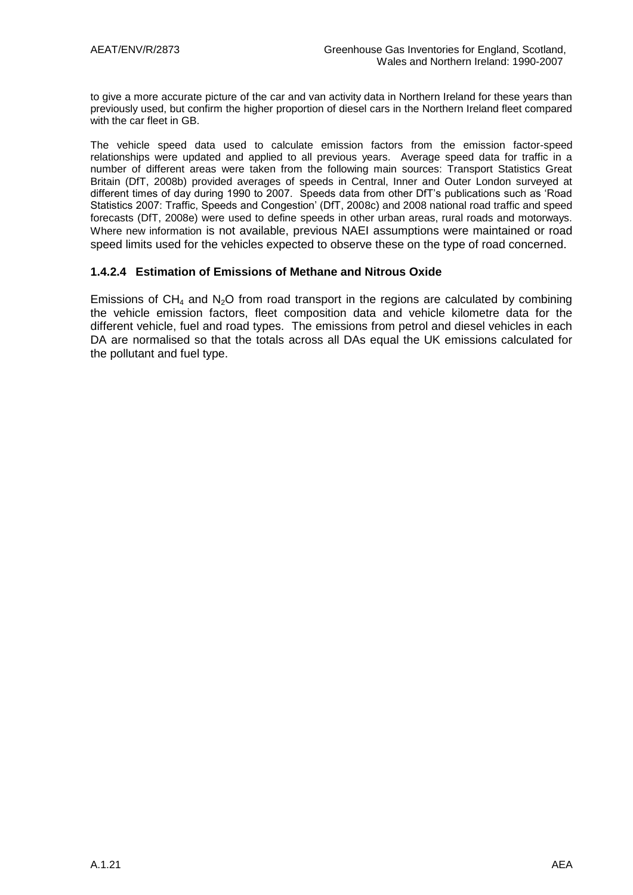to give a more accurate picture of the car and van activity data in Northern Ireland for these years than previously used, but confirm the higher proportion of diesel cars in the Northern Ireland fleet compared with the car fleet in GB.

The vehicle speed data used to calculate emission factors from the emission factor-speed relationships were updated and applied to all previous years. Average speed data for traffic in a number of different areas were taken from the following main sources: Transport Statistics Great Britain (DfT, 2008b) provided averages of speeds in Central, Inner and Outer London surveyed at different times of day during 1990 to 2007. Speeds data from other DfT's publications such as 'Road Statistics 2007: Traffic, Speeds and Congestion' (DfT, 2008c) and 2008 national road traffic and speed forecasts (DfT, 2008e) were used to define speeds in other urban areas, rural roads and motorways. Where new information is not available, previous NAEI assumptions were maintained or road speed limits used for the vehicles expected to observe these on the type of road concerned.

#### 1.4.2.4 Estimation of Emissions of Methane and Nitrous Oxide

Emissions of $CH_4$ and $N_2O$ from road transport in the regions are calculated by combining the vehicle emission factors, fleet composition data and vehicle kilometre data for the different vehicle, fuel and road types. The emissions from petrol and diesel vehicles in each DA are normalised so that the totals across all DAs equal the UK emissions calculated for the pollutant and fuel type.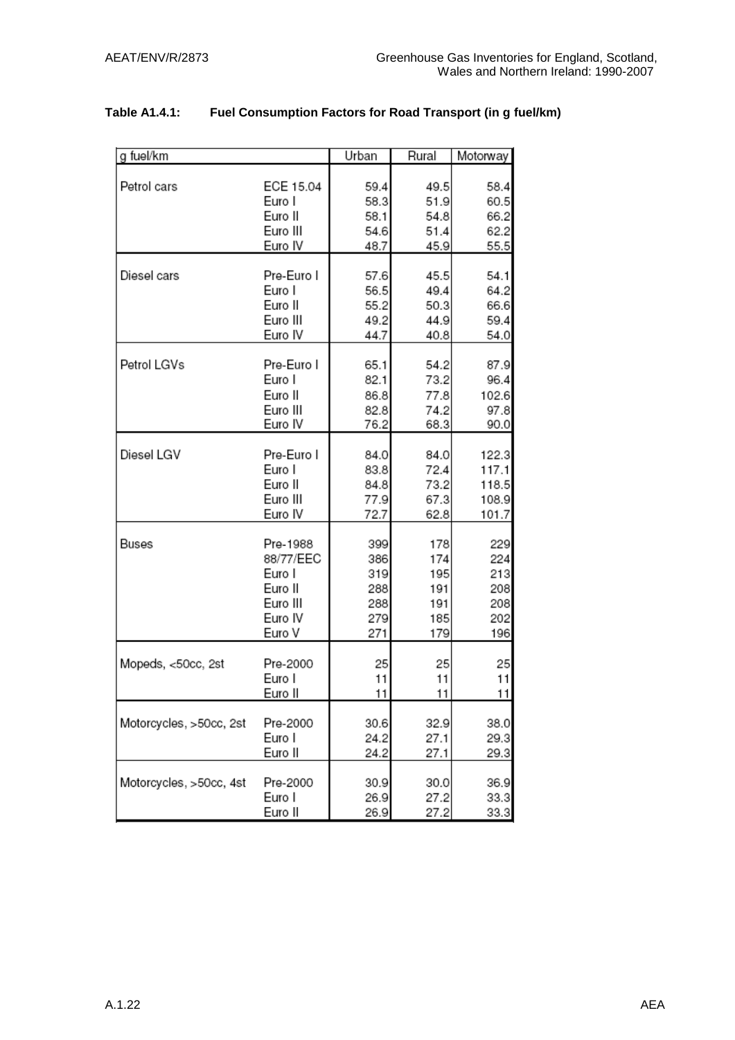**Table A1.4.1: Fuel Consumption Factors for Road Transport (in g fuel/km)**

| g fuel/km | | Urban | Rural | Motorway |
|---|---|---|---|---|
| Petrol cars | ECE 15.04 | 59.4 | 49.5 | 58.4 |
| | Euro I | 58.3 | 51.9 | 60.5 |
| | Euro II | 58.1 | 54.8 | 66.2 |
| | Euro III | 54.6 | 51.4 | 62.2 |
| | Euro IV | 48.7 | 45.9 | 55.5 |
| Diesel cars | Pre-Euro I | 57.6 | 45.5 | 54.1 |
| | Euro I | 56.5 | 49.4 | 64.2 |
| | Euro II | 55.2 | 50.3 | 66.6 |
| | Euro III | 49.2 | 44.9 | 59.4 |
| | Euro IV | 44.7 | 40.8 | 54.0 |
| Petrol LGVs | Pre-Euro I | 65.1 | 54.2 | 87.9 |
| | Euro I | 82.1 | 73.2 | 96.4 |
| | Euro II | 86.8 | 77.8 | 102.6 |
| | Euro III | 82.8 | 74.2 | 97.8 |
| | Euro IV | 76.2 | 68.3 | 90.0 |
| Diesel LGV | Pre-Euro I | 84.0 | 84.0 | 122.3 |
| | Euro I | 83.8 | 72.4 | 117.1 |
| | Euro II | 84.8 | 73.2 | 118.5 |
| | Euro III | 77.9 | 67.3 | 108.9 |
| | Euro IV | 72.7 | 62.8 | 101.7 |
| Buses | Pre-1988 | 399 | 178 | 229 |
| | 88/77/EEC | 386 | 174 | 224 |
| | Euro I | 319 | 195 | 213 |
| | Euro II | 288 | 191 | 208 |
| | Euro III | 288 | 191 | 208 |
| | Euro IV | 279 | 185 | 202 |
| | Euro V | 271 | 179 | 196 |
| Mopeds, <50cc, 2st | Pre-2000 | 25 | 25 | 25 |
| | Euro I | 11 | 11 | 11 |
| | Euro II | 11 | 11 | 11 |
| Motorcycles, >50cc, 2st | Pre-2000 | 30.6 | 32.9 | 38.0 |
| | Euro I | 24.2 | 27.1 | 29.3 |
| | Euro II | 24.2 | 27.1 | 29.3 |
| Motorcycles, >50cc, 4st | Pre-2000 | 30.9 | 30.0 | 36.9 |
| | Euro I | 26.9 | 27.2 | 33.3 |
| | Euro II | 26.9 | 27.2 | 33.3 |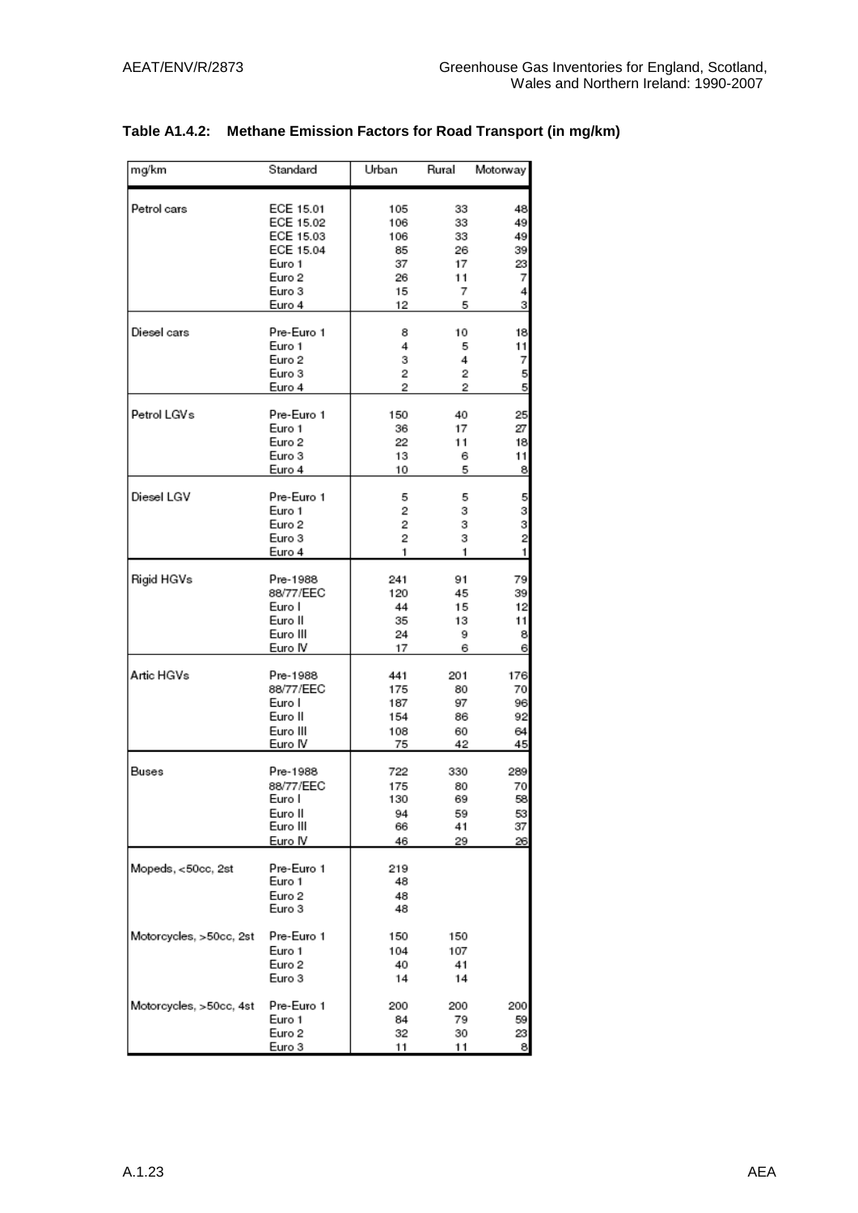**Table A1.4.2: Methane Emission Factors for Road Transport (in mg/km)**

| mg/km | Standard | Urban | Rural | Motorway |
|---|---|---|---|---|
| Petrol cars | ECE 15.01 | 105 | 33 | 48 |
| | ECE 15.02 | 106 | 33 | 49 |
| | ECE 15.03 | 106 | 33 | 49 |
| | ECE 15.04 | 85 | 26 | 39 |
| | Euro 1 | 37 | 17 | 23 |
| | Euro 2 | 26 | 11 | 7 |
| | Euro 3 | 15 | 7 | 4 |
| | Euro 4 | 12 | 5 | 3 |
| Diesel cars | Pre-Euro 1 | 8 | 10 | 18 |
| | Euro 1 | 4 | 5 | 11 |
| | Euro 2 | 3 | 4 | 7 |
| | Euro 3 | 2 | 2 | 5 |
| | Euro 4 | 2 | 2 | 5 |
| Petrol LGVs | Pre-Euro 1 | 150 | 40 | 25 |
| | Euro 1 | 36 | 17 | 27 |
| | Euro 2 | 22 | 11 | 18 |
| | Euro 3 | 13 | 6 | 11 |
| | Euro 4 | 10 | 5 | 8 |
| Diesel LGV | Pre-Euro 1 | 5 | 5 | 5 |
| | Euro 1 | 2 | 3 | 3 |
| | Euro 2 | 2 | 3 | 3 |
| | Euro 3 | 2 | 3 | 2 |
| | Euro 4 | 1 | 1 | 1 |
| Rigid HGVs | Pre-1988 | 241 | 91 | 79 |
| | 88/77/EEC | 120 | 45 | 39 |
| | Euro I | 44 | 15 | 12 |
| | Euro II | 35 | 13 | 11 |
| | Euro III | 24 | 9 | 8 |
| | Euro IV | 17 | 6 | 6 |
| Artic HGVs | Pre-1988 | 441 | 201 | 176 |
| | 88/77/EEC | 175 | 80 | 70 |
| | Euro I | 187 | 97 | 96 |
| | Euro II | 154 | 86 | 92 |
| | Euro III | 108 | 60 | 64 |
| | Euro IV | 75 | 42 | 45 |
| Buses | Pre-1988 | 722 | 330 | 289 |
| | 88/77/EEC | 175 | 80 | 70 |
| | Euro I | 130 | 69 | 58 |
| | Euro II | 94 | 59 | 53 |
| | Euro III | 66 | 41 | 37 |
| | Euro IV | 46 | 29 | 26 |
| Mopeds, <50cc, 2st | Pre-Euro 1 | 219 | | |
| | Euro 1 | 48 | | |
| | Euro 2 | 48 | | |
| | Euro 3 | 48 | | |
| Motorcycles, >50cc, 2st | Pre-Euro 1 | 150 | 150 | |
| | Euro 1 | 104 | 107 | |
| | Euro 2 | 40 | 41 | |
| | Euro 3 | 14 | 14 | |
| Motorcycles, >50cc, 4st | Pre-Euro 1 | 200 | 200 | 200 |
| | Euro 1 | 84 | 79 | 59 |
| | Euro 2 | 32 | 30 | 23 |
| | Euro 3 | 11 | 11 | 8 |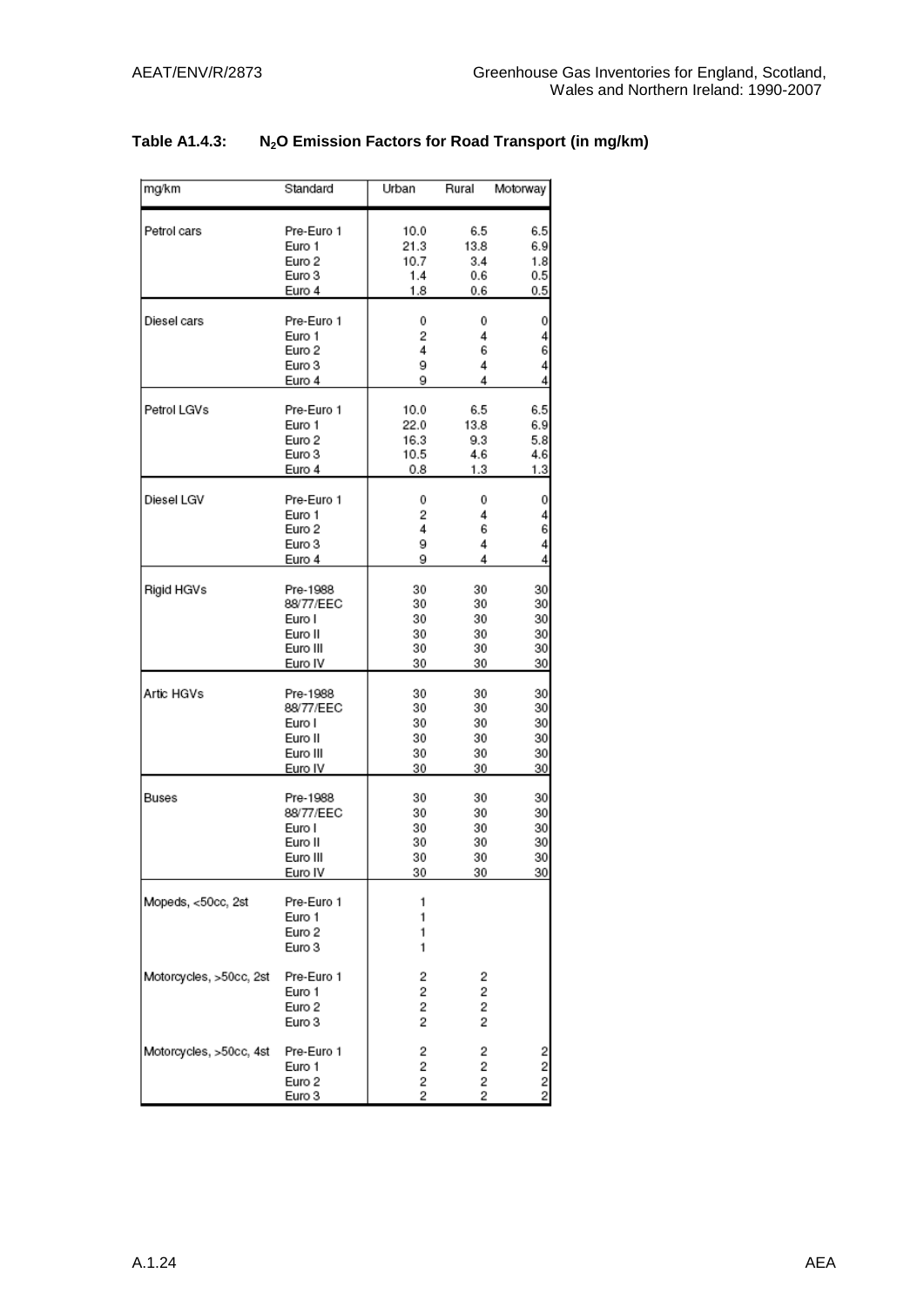**Table A1.4.3: $N_2O$ Emission Factors for Road Transport (in mg/km)**

| mg/km | Standard | Urban | Rural | Motorway |
|---|---|---|---|---|
| Petrol cars | Pre-Euro 1 | 10.0 | 6.5 | 6.5 |
| | Euro 1 | 21.3 | 13.8 | 6.9 |
| | Euro 2 | 10.7 | 3.4 | 1.8 |
| | Euro 3 | 1.4 | 0.6 | 0.5 |
| | Euro 4 | 1.8 | 0.6 | 0.5 |
| Diesel cars | Pre-Euro 1 | 0 | 0 | 0 |
| | Euro 1 | 2 | 4 | 4 |
| | Euro 2 | 4 | 6 | 6 |
| | Euro 3 | 9 | 4 | 4 |
| | Euro 4 | 9 | 4 | 4 |
| Petrol LGVs | Pre-Euro 1 | 10.0 | 6.5 | 6.5 |
| | Euro 1 | 22.0 | 13.8 | 6.9 |
| | Euro 2 | 16.3 | 9.3 | 5.8 |
| | Euro 3 | 10.5 | 4.6 | 4.6 |
| | Euro 4 | 0.8 | 1.3 | 1.3 |
| Diesel LGV | Pre-Euro 1 | 0 | 0 | 0 |
| | Euro 1 | 2 | 4 | 4 |
| | Euro 2 | 4 | 6 | 6 |
| | Euro 3 | 9 | 4 | 4 |
| | Euro 4 | 9 | 4 | 4 |
| Rigid HGVs | Pre-1988 | 30 | 30 | 30 |
| | 88/77/EEC | 30 | 30 | 30 |
| | Euro I | 30 | 30 | 30 |
| | Euro II | 30 | 30 | 30 |
| | Euro III | 30 | 30 | 30 |
| | Euro IV | 30 | 30 | 30 |
| Artic HGVs | Pre-1988 | 30 | 30 | 30 |
| | 88/77/EEC | 30 | 30 | 30 |
| | Euro I | 30 | 30 | 30 |
| | Euro II | 30 | 30 | 30 |
| | Euro III | 30 | 30 | 30 |
| | Euro IV | 30 | 30 | 30 |
| Buses | Pre-1988 | 30 | 30 | 30 |
| | 88/77/EEC | 30 | 30 | 30 |
| | Euro I | 30 | 30 | 30 |
| | Euro II | 30 | 30 | 30 |
| | Euro III | 30 | 30 | 30 |
| | Euro IV | 30 | 30 | 30 |
| Mopeds, <50cc, 2st | Pre-Euro 1 | 1 | | |
| | Euro 1 | 1 | | |
| | Euro 2 | 1 | | |
| | Euro 3 | 1 | | |
| Motorcycles, >50cc, 2st | Pre-Euro 1 | 2 | 2 | |
| | Euro 1 | 2 | 2 | |
| | Euro 2 | 2 | 2 | |
| | Euro 3 | 2 | 2 | |
| Motorcycles, >50cc, 4st | Pre-Euro 1 | 2 | 2 | 2 |
| | Euro 1 | 2 | 2 | 2 |
| | Euro 2 | 2 | 2 | 2 |
| | Euro 3 | 2 | 2 | 2 |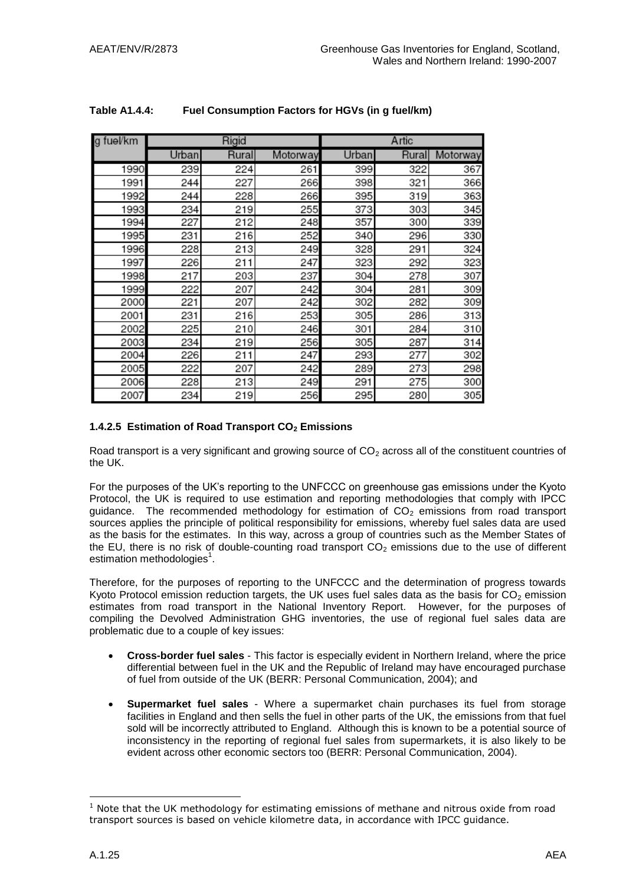**Table A1.4.4: Fuel Consumption Factors for HGVs (in g fuel/km)**

| g fuel/km | Rigid | | | Artic | | |
|---|---|---|---|---|---|---|
| | Urban | Rural | Motorway | Urban | Rural | Motorway |
| 1990 | 239 | 224 | 261 | 399 | 322 | 367 |
| 1991 | 244 | 227 | 266 | 398 | 321 | 366 |
| 1992 | 244 | 228 | 266 | 395 | 319 | 363 |
| 1993 | 234 | 219 | 255 | 373 | 303 | 345 |
| 1994 | 227 | 212 | 248 | 357 | 300 | 339 |
| 1995 | 231 | 216 | 252 | 340 | 296 | 330 |
| 1996 | 228 | 213 | 249 | 328 | 291 | 324 |
| 1997 | 226 | 211 | 247 | 323 | 292 | 323 |
| 1998 | 217 | 203 | 237 | 304 | 278 | 307 |
| 1999 | 222 | 207 | 242 | 304 | 281 | 309 |
| 2000 | 221 | 207 | 242 | 302 | 282 | 309 |
| 2001 | 231 | 216 | 253 | 305 | 286 | 313 |
| 2002 | 225 | 210 | 246 | 301 | 284 | 310 |
| 2003 | 234 | 219 | 256 | 305 | 287 | 314 |
| 2004 | 226 | 211 | 247 | 293 | 277 | 302 |
| 2005 | 222 | 207 | 242 | 289 | 273 | 298 |
| 2006 | 228 | 213 | 249 | 291 | 275 | 300 |
| 2007 | 234 | 219 | 256 | 295 | 280 | 305 |

### 1.4.2.5 Estimation of Road Transport $CO_2$ Emissions

Road transport is a very significant and growing source of $CO_2$ across all of the constituent countries of the UK.

For the purposes of the UK's reporting to the UNFCCC on greenhouse gas emissions under the Kyoto Protocol, the UK is required to use estimation and reporting methodologies that comply with IPCC guidance. The recommended methodology for estimation of $CO_2$ emissions from road transport sources applies the principle of political responsibility for emissions, whereby fuel sales data are used as the basis for the estimates. In this way, across a group of countries such as the Member States of the EU, there is no risk of double-counting road transport $CO_2$ emissions due to the use of different estimation methodologies[1].

Therefore, for the purposes of reporting to the UNFCCC and the determination of progress towards Kyoto Protocol emission reduction targets, the UK uses fuel sales data as the basis for $CO_2$ emission estimates from road transport in the National Inventory Report. However, for the purposes of compiling the Devolved Administration GHG inventories, the use of regional fuel sales data are problematic due to a couple of key issues:

- **Cross-border fuel sales** - This factor is especially evident in Northern Ireland, where the price differential between fuel in the UK and the Republic of Ireland may have encouraged purchase of fuel from outside of the UK (BERR: Personal Communication, 2004); and
- **Supermarket fuel sales** - Where a supermarket chain purchases its fuel from storage facilities in England and then sells the fuel in other parts of the UK, the emissions from that fuel sold will be incorrectly attributed to England. Although this is known to be a potential source of inconsistency in the reporting of regional fuel sales from supermarkets, it is also likely to be evident across other economic sectors too (BERR: Personal Communication, 2004).

[1] Note that the UK methodology for estimating emissions of methane and nitrous oxide from road transport sources is based on vehicle kilometre data, in accordance with IPCC guidance.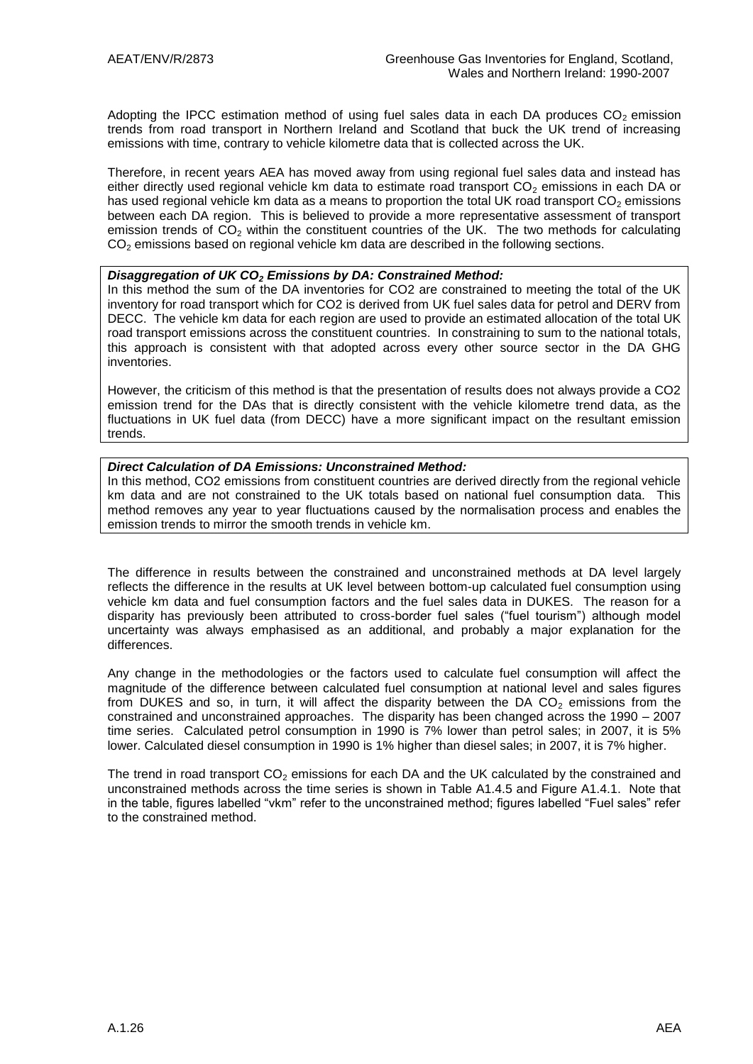Adopting the IPCC estimation method of using fuel sales data in each DA produces $CO_2$ emission trends from road transport in Northern Ireland and Scotland that buck the UK trend of increasing emissions with time, contrary to vehicle kilometre data that is collected across the UK.

Therefore, in recent years AEA has moved away from using regional fuel sales data and instead has either directly used regional vehicle km data to estimate road transport $CO_2$ emissions in each DA or has used regional vehicle km data as a means to proportion the total UK road transport $CO_2$ emissions between each DA region. This is believed to provide a more representative assessment of transport emission trends of $CO_2$ within the constituent countries of the UK. The two methods for calculating $CO_2$ emissions based on regional vehicle km data are described in the following sections.

***Disaggregation of UK $CO_2$ Emissions by DA: Constrained Method:***

In this method the sum of the DA inventories for CO2 are constrained to meeting the total of the UK inventory for road transport which for CO2 is derived from UK fuel sales data for petrol and DERV from DECC. The vehicle km data for each region are used to provide an estimated allocation of the total UK road transport emissions across the constituent countries. In constraining to sum to the national totals, this approach is consistent with that adopted across every other source sector in the DA GHG inventories.

However, the criticism of this method is that the presentation of results does not always provide a CO2 emission trend for the DAs that is directly consistent with the vehicle kilometre trend data, as the fluctuations in UK fuel data (from DECC) have a more significant impact on the resultant emission trends.

***Direct Calculation of DA Emissions: Unconstrained Method:***

In this method, CO2 emissions from constituent countries are derived directly from the regional vehicle km data and are not constrained to the UK totals based on national fuel consumption data. This method removes any year to year fluctuations caused by the normalisation process and enables the emission trends to mirror the smooth trends in vehicle km.

The difference in results between the constrained and unconstrained methods at DA level largely reflects the difference in the results at UK level between bottom-up calculated fuel consumption using vehicle km data and fuel consumption factors and the fuel sales data in DUKES. The reason for a disparity has previously been attributed to cross-border fuel sales ("fuel tourism") although model uncertainty was always emphasised as an additional, and probably a major explanation for the differences.

Any change in the methodologies or the factors used to calculate fuel consumption will affect the magnitude of the difference between calculated fuel consumption at national level and sales figures from DUKES and so, in turn, it will affect the disparity between the DA $CO_2$ emissions from the constrained and unconstrained approaches. The disparity has been changed across the 1990 – 2007 time series. Calculated petrol consumption in 1990 is 7% lower than petrol sales; in 2007, it is 5% lower. Calculated diesel consumption in 1990 is 1% higher than diesel sales; in 2007, it is 7% higher.

The trend in road transport $CO_2$ emissions for each DA and the UK calculated by the constrained and unconstrained methods across the time series is shown in Table A1.4.5 and Figure A1.4.1. Note that in the table, figures labelled "vkm" refer to the unconstrained method; figures labelled "Fuel sales" refer to the constrained method.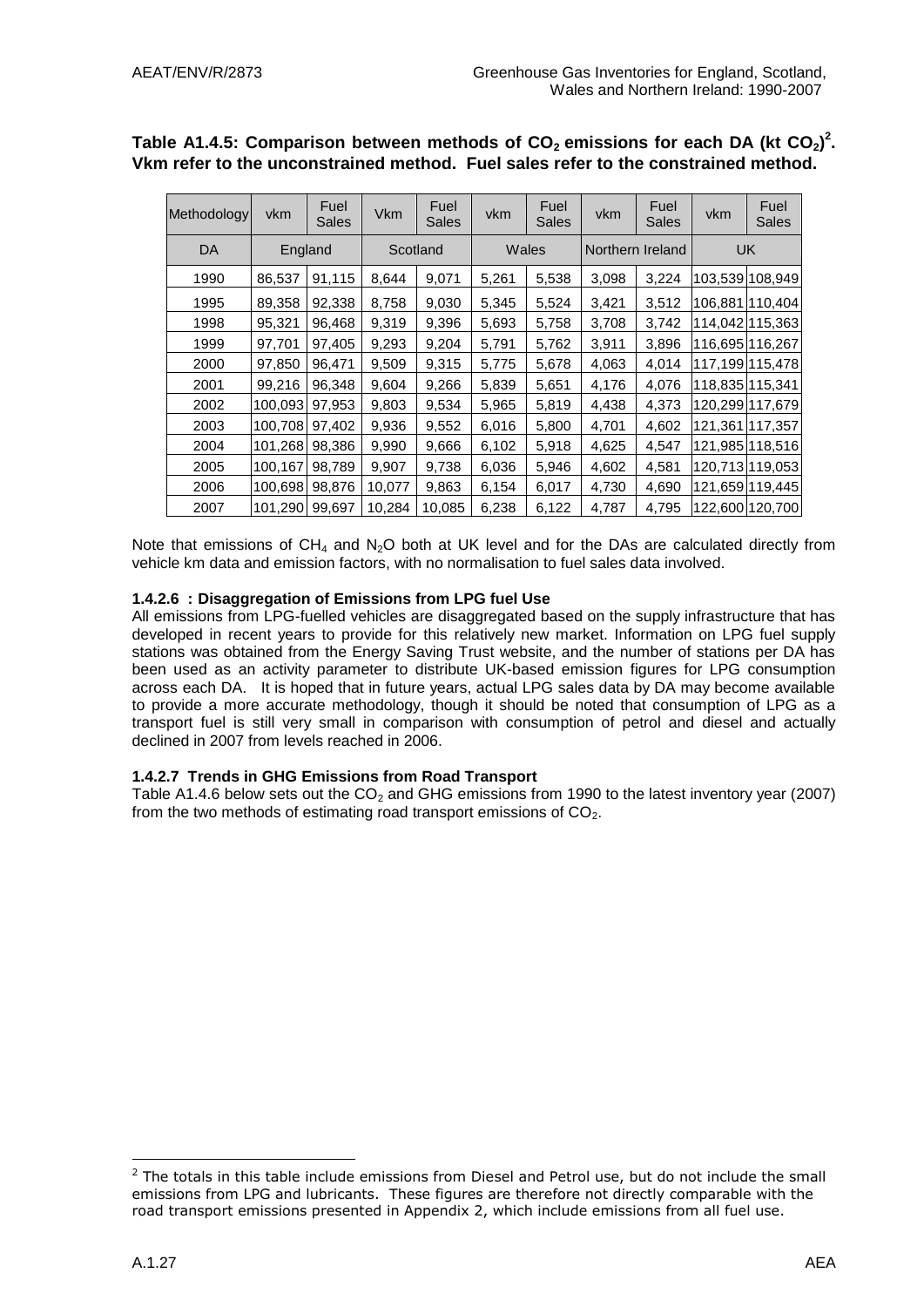**Table A1.4.5: Comparison between methods of $CO_2$ emissions for each DA (kt $CO_2$)[2]. Vkm refer to the unconstrained method. Fuel sales refer to the constrained method.**

| Methodology | vkm | Fuel Sales | Vkm | Fuel Sales | vkm | Fuel Sales | vkm | Fuel Sales | vkm | Fuel Sales |
|---|---|---|---|---|---|---|---|---|---|---|
| DA | England | | Scotland | | Wales | | Northern Ireland | | UK | |
| 1990 | 86,537 | 91,115 | 8,644 | 9,071 | 5,261 | 5,538 | 3,098 | 3,224 | 103,539 | 108,949 |
| 1995 | 89,358 | 92,338 | 8,758 | 9,030 | 5,345 | 5,524 | 3,421 | 3,512 | 106,881 | 110,404 |
| 1998 | 95,321 | 96,468 | 9,319 | 9,396 | 5,693 | 5,758 | 3,708 | 3,742 | 114,042 | 115,363 |
| 1999 | 97,701 | 97,405 | 9,293 | 9,204 | 5,791 | 5,762 | 3,911 | 3,896 | 116,695 | 116,267 |
| 2000 | 97,850 | 96,471 | 9,509 | 9,315 | 5,775 | 5,678 | 4,063 | 4,014 | 117,199 | 115,478 |
| 2001 | 99,216 | 96,348 | 9,604 | 9,266 | 5,839 | 5,651 | 4,176 | 4,076 | 118,835 | 115,341 |
| 2002 | 100,093 | 97,953 | 9,803 | 9,534 | 5,965 | 5,819 | 4,438 | 4,373 | 120,299 | 117,679 |
| 2003 | 100,708 | 97,402 | 9,936 | 9,552 | 6,016 | 5,800 | 4,701 | 4,602 | 121,361 | 117,357 |
| 2004 | 101,268 | 98,386 | 9,990 | 9,666 | 6,102 | 5,918 | 4,625 | 4,547 | 121,985 | 118,516 |
| 2005 | 100,167 | 98,789 | 9,907 | 9,738 | 6,036 | 5,946 | 4,602 | 4,581 | 120,713 | 119,053 |
| 2006 | 100,698 | 98,876 | 10,077 | 9,863 | 6,154 | 6,017 | 4,730 | 4,690 | 121,659 | 119,445 |
| 2007 | 101,290 | 99,697 | 10,284 | 10,085 | 6,238 | 6,122 | 4,787 | 4,795 | 122,600 | 120,700 |

Note that emissions of $CH_4$ and $N_2O$ both at UK level and for the DAs are calculated directly from vehicle km data and emission factors, with no normalisation to fuel sales data involved.

#### 1.4.2.6 : Disaggregation of Emissions from LPG fuel Use

All emissions from LPG-fuelled vehicles are disaggregated based on the supply infrastructure that has developed in recent years to provide for this relatively new market. Information on LPG fuel supply stations was obtained from the Energy Saving Trust website, and the number of stations per DA has been used as an activity parameter to distribute UK-based emission figures for LPG consumption across each DA. It is hoped that in future years, actual LPG sales data by DA may become available to provide a more accurate methodology, though it should be noted that consumption of LPG as a transport fuel is still very small in comparison with consumption of petrol and diesel and actually declined in 2007 from levels reached in 2006.

#### 1.4.2.7 Trends in GHG Emissions from Road Transport

Table A1.4.6 below sets out the $CO_2$ and GHG emissions from 1990 to the latest inventory year (2007) from the two methods of estimating road transport emissions of $CO_2$.

[2] The totals in this table include emissions from Diesel and Petrol use, but do not include the small emissions from LPG and lubricants. These figures are therefore not directly comparable with the road transport emissions presented in Appendix 2, which include emissions from all fuel use.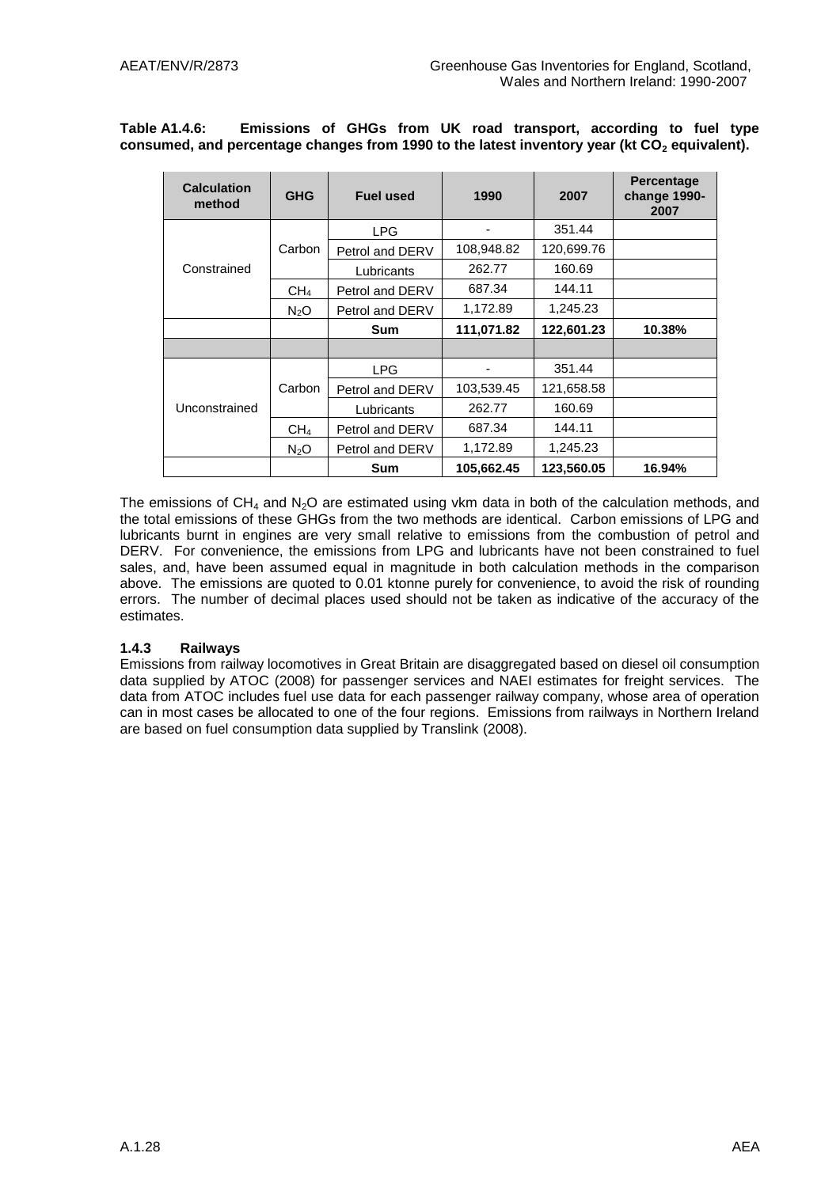**Table A1.4.6: Emissions of GHGs from UK road transport, according to fuel type consumed, and percentage changes from 1990 to the latest inventory year (kt $CO_2$ equivalent).**

| Calculation method | GHG | Fuel used | 1990 | 2007 | Percentage change 1990-2007 |
|---|---|---|---|---|---|
| Constrained | Carbon | LPG | - | 351.44 | |
| | | Petrol and DERV | 108,948.82 | 120,699.76 | |
| | | Lubricants | 262.77 | 160.69 | |
| | $CH_4$ | Petrol and DERV | 687.34 | 144.11 | |
| | $N_2O$ | Petrol and DERV | 1,172.89 | 1,245.23 | |
| | | **Sum** | **111,071.82** | **122,601.23** | **10.38%** |
| | | | | | |
| Unconstrained | Carbon | LPG | - | 351.44 | |
| | | Petrol and DERV | 103,539.45 | 121,658.58 | |
| | | Lubricants | 262.77 | 160.69 | |
| | $CH_4$ | Petrol and DERV | 687.34 | 144.11 | |
| | $N_2O$ | Petrol and DERV | 1,172.89 | 1,245.23 | |
| | | **Sum** | **105,662.45** | **123,560.05** | **16.94%** |

The emissions of $CH_4$ and $N_2O$ are estimated using vkm data in both of the calculation methods, and the total emissions of these GHGs from the two methods are identical. Carbon emissions of LPG and lubricants burnt in engines are very small relative to emissions from the combustion of petrol and DERV. For convenience, the emissions from LPG and lubricants have not been constrained to fuel sales, and, have been assumed equal in magnitude in both calculation methods in the comparison above. The emissions are quoted to 0.01 ktonne purely for convenience, to avoid the risk of rounding errors. The number of decimal places used should not be taken as indicative of the accuracy of the estimates.

### 1.4.3 Railways

Emissions from railway locomotives in Great Britain are disaggregated based on diesel oil consumption data supplied by ATOC (2008) for passenger services and NAEI estimates for freight services. The data from ATOC includes fuel use data for each passenger railway company, whose area of operation can in most cases be allocated to one of the four regions. Emissions from railways in Northern Ireland are based on fuel consumption data supplied by Translink (2008).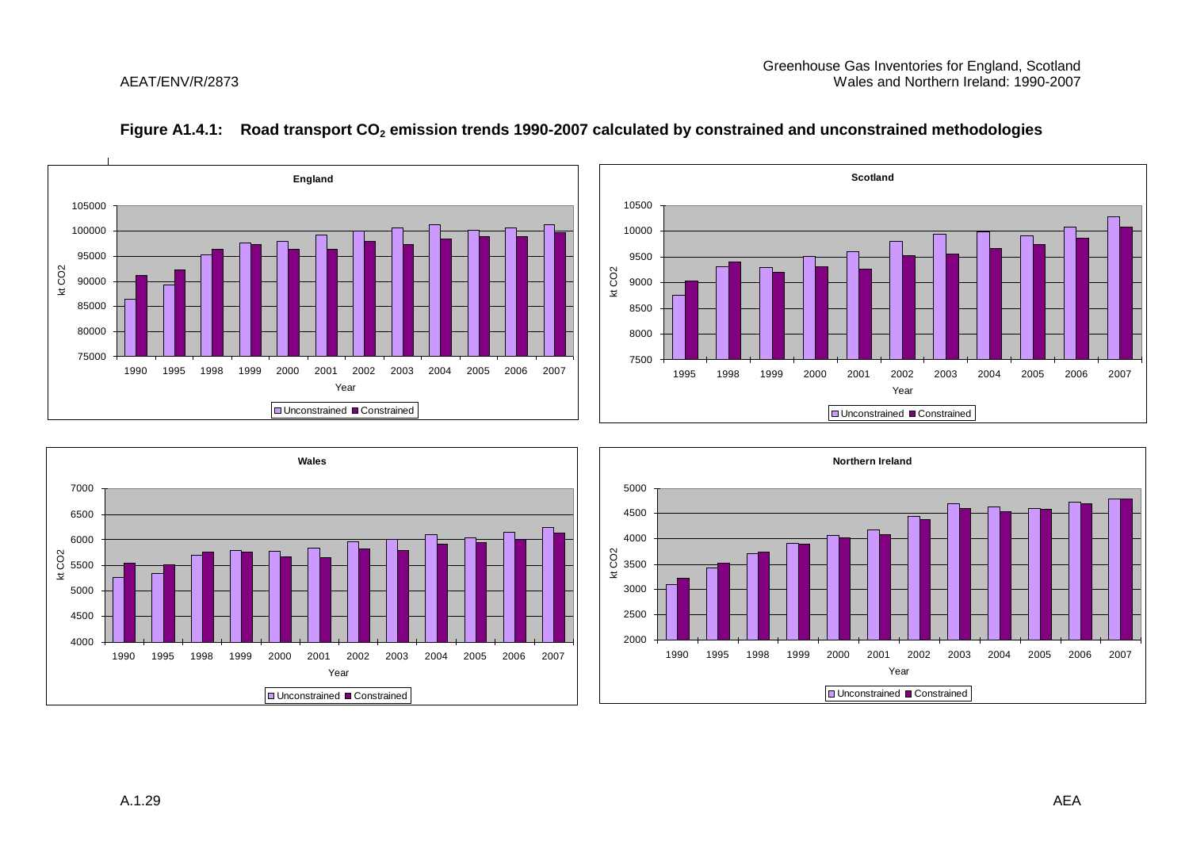**Figure A1.4.1: Road transport $CO_2$ emission trends 1990-2007 calculated by constrained and unconstrained methodologies**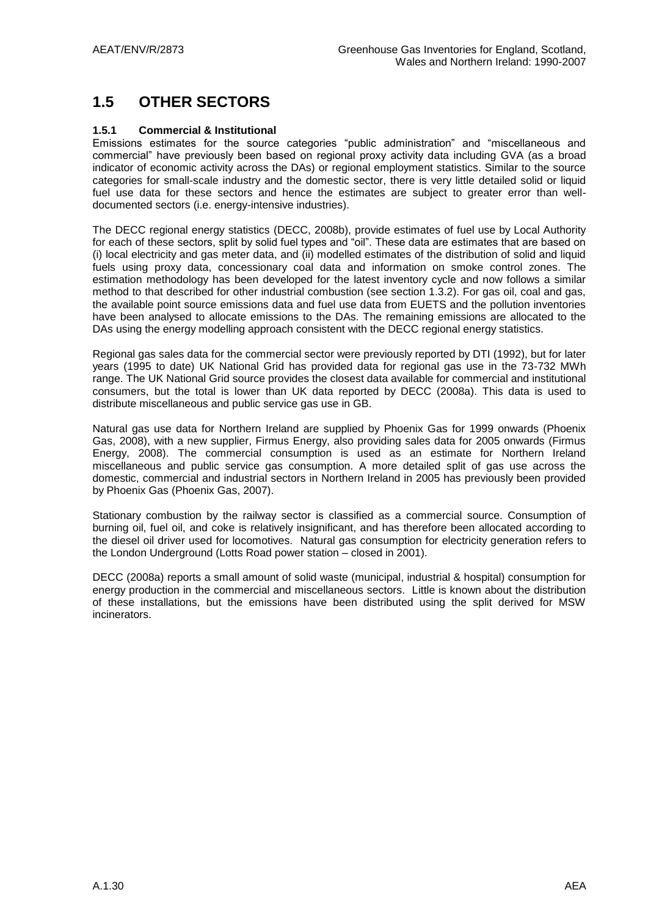## 1.5 OTHER SECTORS

### 1.5.1 Commercial & Institutional

Emissions estimates for the source categories "public administration" and "miscellaneous and commercial" have previously been based on regional proxy activity data including GVA (as a broad indicator of economic activity across the DAs) or regional employment statistics. Similar to the source categories for small-scale industry and the domestic sector, there is very little detailed solid or liquid fuel use data for these sectors and hence the estimates are subject to greater error than well-documented sectors (i.e. energy-intensive industries).

The DECC regional energy statistics (DECC, 2008b), provide estimates of fuel use by Local Authority for each of these sectors, split by solid fuel types and "oil". These data are estimates that are based on (i) local electricity and gas meter data, and (ii) modelled estimates of the distribution of solid and liquid fuels using proxy data, concessionary coal data and information on smoke control zones. The estimation methodology has been developed for the latest inventory cycle and now follows a similar method to that described for other industrial combustion (see section 1.3.2). For gas oil, coal and gas, the available point source emissions data and fuel use data from EUETS and the pollution inventories have been analysed to allocate emissions to the DAs. The remaining emissions are allocated to the DAs using the energy modelling approach consistent with the DECC regional energy statistics.

Regional gas sales data for the commercial sector were previously reported by DTI (1992), but for later years (1995 to date) UK National Grid has provided data for regional gas use in the 73-732 MWh range. The UK National Grid source provides the closest data available for commercial and institutional consumers, but the total is lower than UK data reported by DECC (2008a). This data is used to distribute miscellaneous and public service gas use in GB.

Natural gas use data for Northern Ireland are supplied by Phoenix Gas for 1999 onwards (Phoenix Gas, 2008), with a new supplier, Firmus Energy, also providing sales data for 2005 onwards (Firmus Energy, 2008). The commercial consumption is used as an estimate for Northern Ireland miscellaneous and public service gas consumption. A more detailed split of gas use across the domestic, commercial and industrial sectors in Northern Ireland in 2005 has previously been provided by Phoenix Gas (Phoenix Gas, 2007).

Stationary combustion by the railway sector is classified as a commercial source. Consumption of burning oil, fuel oil, and coke is relatively insignificant, and has therefore been allocated according to the diesel oil driver used for locomotives. Natural gas consumption for electricity generation refers to the London Underground (Lotts Road power station – closed in 2001).

DECC (2008a) reports a small amount of solid waste (municipal, industrial & hospital) consumption for energy production in the commercial and miscellaneous sectors. Little is known about the distribution of these installations, but the emissions have been distributed using the split derived for MSW incinerators.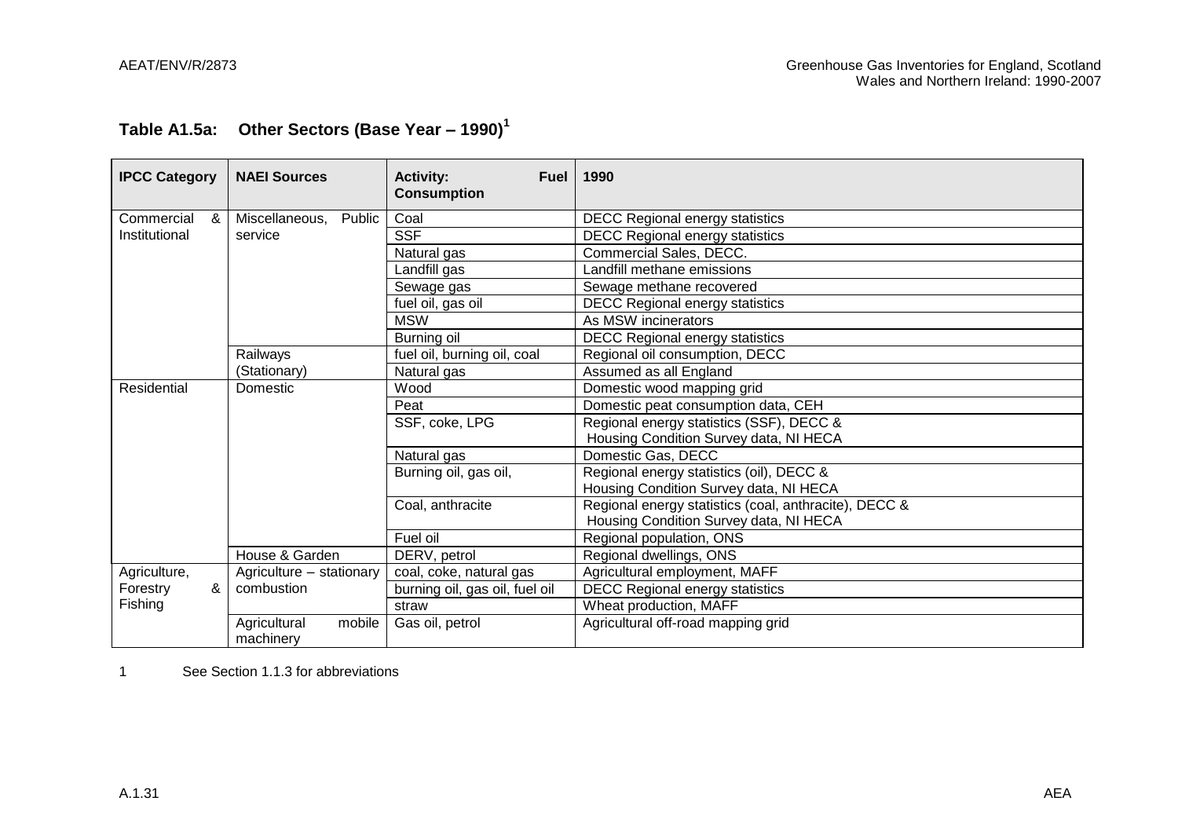## Table A1.5a: Other Sectors (Base Year – 1990)[1]

| IPCC Category | NAEI Sources | Activity: Fuel Consumption | 1990 |
|---|---|---|---|
| Commercial & Institutional | Miscellaneous, Public service | Coal | DECC Regional energy statistics |
| | | SSF | DECC Regional energy statistics |
| | | Natural gas | Commercial Sales, DECC. |
| | | Landfill gas | Landfill methane emissions |
| | | Sewage gas | Sewage methane recovered |
| | | fuel oil, gas oil | DECC Regional energy statistics |
| | | MSW | As MSW incinerators |
| | | Burning oil | DECC Regional energy statistics |
| | Railways (Stationary) | fuel oil, burning oil, coal | Regional oil consumption, DECC |
| | | Natural gas | Assumed as all England |
| Residential | Domestic | Wood | Domestic wood mapping grid |
| | | Peat | Domestic peat consumption data, CEH |
| | | SSF, coke, LPG | Regional energy statistics (SSF), DECC & Housing Condition Survey data, NI HECA |
| | | Natural gas | Domestic Gas, DECC |
| | | Burning oil, gas oil, | Regional energy statistics (oil), DECC & Housing Condition Survey data, NI HECA |
| | | Coal, anthracite | Regional energy statistics (coal, anthracite), DECC & Housing Condition Survey data, NI HECA |
| | | Fuel oil | Regional population, ONS |
| | House & Garden | DERV, petrol | Regional dwellings, ONS |
| Agriculture, Forestry & Fishing | Agriculture – stationary combustion | coal, coke, natural gas | Agricultural employment, MAFF |
| | | burning oil, gas oil, fuel oil | DECC Regional energy statistics |
| | | straw | Wheat production, MAFF |
| | Agricultural mobile machinery | Gas oil, petrol | Agricultural off-road mapping grid |

1 See Section 1.1.3 for abbreviations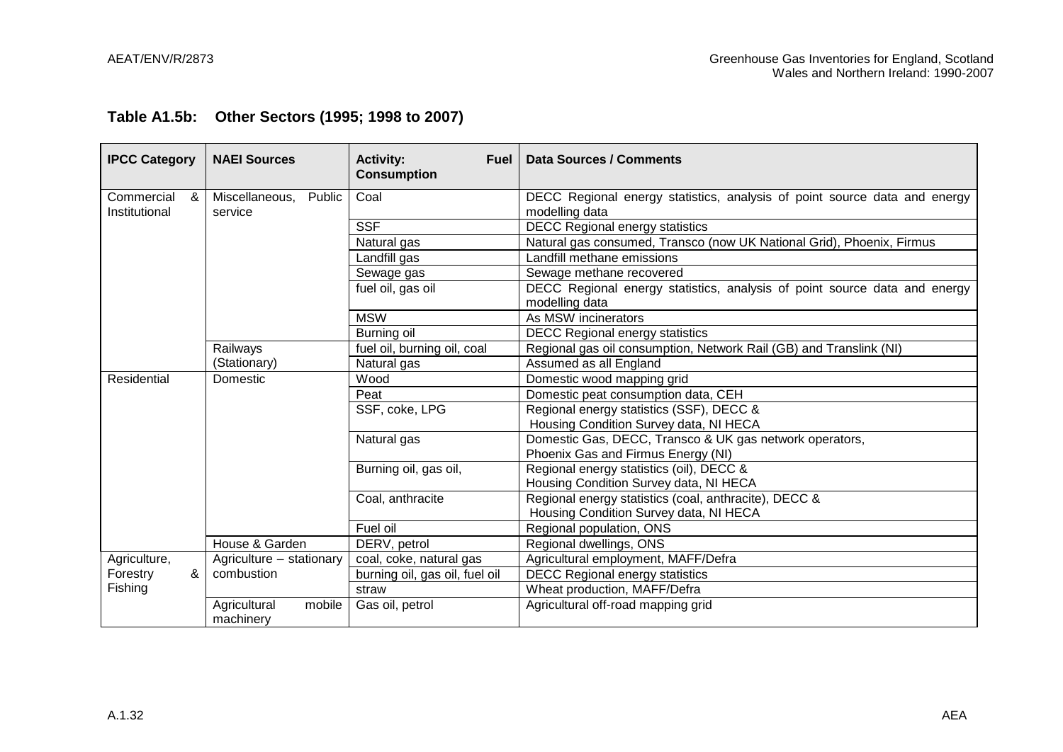**Table A1.5b: Other Sectors (1995; 1998 to 2007)**

| IPCC Category | NAEI Sources | Activity: Fuel Consumption | Data Sources / Comments |
|---|---|---|---|
| Commercial & Institutional | Miscellaneous, Public service | Coal | DECC Regional energy statistics, analysis of point source data and energy modelling data |
| | | SSF | DECC Regional energy statistics |
| | | Natural gas | Natural gas consumed, Transco (now UK National Grid), Phoenix, Firmus |
| | | Landfill gas | Landfill methane emissions |
| | | Sewage gas | Sewage methane recovered |
| | | fuel oil, gas oil | DECC Regional energy statistics, analysis of point source data and energy modelling data |
| | | MSW | As MSW incinerators |
| | | Burning oil | DECC Regional energy statistics |
| | Railways (Stationary) | fuel oil, burning oil, coal | Regional gas oil consumption, Network Rail (GB) and Translink (NI) |
| | | Natural gas | Assumed as all England |
| Residential | Domestic | Wood | Domestic wood mapping grid |
| | | Peat | Domestic peat consumption data, CEH |
| | | SSF, coke, LPG | Regional energy statistics (SSF), DECC & Housing Condition Survey data, NI HECA |
| | | Natural gas | Domestic Gas, DECC, Transco & UK gas network operators, Phoenix Gas and Firmus Energy (NI) |
| | | Burning oil, gas oil, | Regional energy statistics (oil), DECC & Housing Condition Survey data, NI HECA |
| | | Coal, anthracite | Regional energy statistics (coal, anthracite), DECC & Housing Condition Survey data, NI HECA |
| | | Fuel oil | Regional population, ONS |
| | House & Garden | DERV, petrol | Regional dwellings, ONS |
| Agriculture, Forestry & Fishing | Agriculture – stationary combustion | coal, coke, natural gas | Agricultural employment, MAFF/Defra |
| | | burning oil, gas oil, fuel oil | DECC Regional energy statistics |
| | | straw | Wheat production, MAFF/Defra |
| | Agricultural mobile machinery | Gas oil, petrol | Agricultural off-road mapping grid |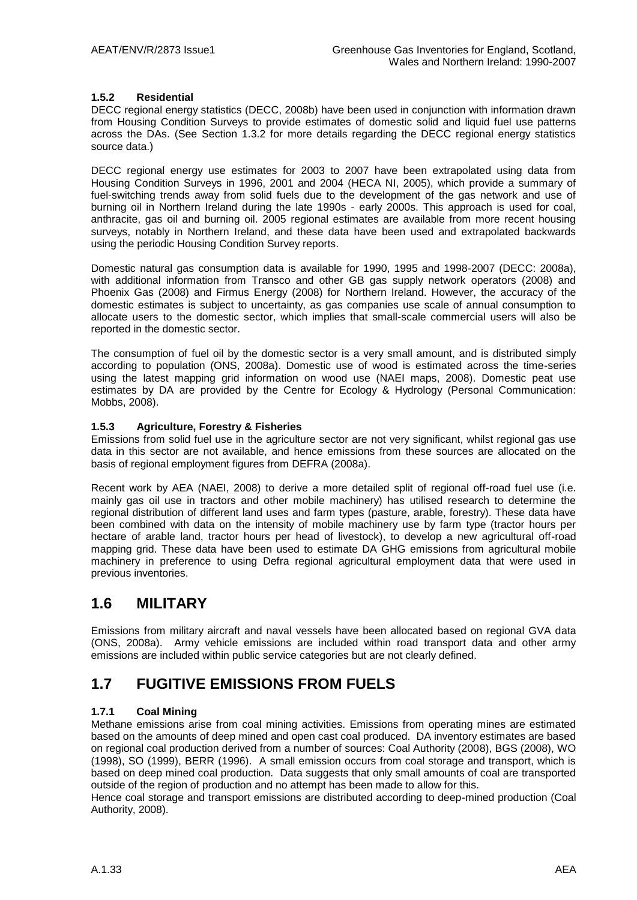### 1.5.2 Residential

DECC regional energy statistics (DECC, 2008b) have been used in conjunction with information drawn from Housing Condition Surveys to provide estimates of domestic solid and liquid fuel use patterns across the DAs. (See Section 1.3.2 for more details regarding the DECC regional energy statistics source data.)

DECC regional energy use estimates for 2003 to 2007 have been extrapolated using data from Housing Condition Surveys in 1996, 2001 and 2004 (HECA NI, 2005), which provide a summary of fuel-switching trends away from solid fuels due to the development of the gas network and use of burning oil in Northern Ireland during the late 1990s - early 2000s. This approach is used for coal, anthracite, gas oil and burning oil. 2005 regional estimates are available from more recent housing surveys, notably in Northern Ireland, and these data have been used and extrapolated backwards using the periodic Housing Condition Survey reports.

Domestic natural gas consumption data is available for 1990, 1995 and 1998-2007 (DECC: 2008a), with additional information from Transco and other GB gas supply network operators (2008) and Phoenix Gas (2008) and Firmus Energy (2008) for Northern Ireland. However, the accuracy of the domestic estimates is subject to uncertainty, as gas companies use scale of annual consumption to allocate users to the domestic sector, which implies that small-scale commercial users will also be reported in the domestic sector.

The consumption of fuel oil by the domestic sector is a very small amount, and is distributed simply according to population (ONS, 2008a). Domestic use of wood is estimated across the time-series using the latest mapping grid information on wood use (NAEI maps, 2008). Domestic peat use estimates by DA are provided by the Centre for Ecology & Hydrology (Personal Communication: Mobbs, 2008).

### 1.5.3 Agriculture, Forestry & Fisheries

Emissions from solid fuel use in the agriculture sector are not very significant, whilst regional gas use data in this sector are not available, and hence emissions from these sources are allocated on the basis of regional employment figures from DEFRA (2008a).

Recent work by AEA (NAEI, 2008) to derive a more detailed split of regional off-road fuel use (i.e. mainly gas oil use in tractors and other mobile machinery) has utilised research to determine the regional distribution of different land uses and farm types (pasture, arable, forestry). These data have been combined with data on the intensity of mobile machinery use by farm type (tractor hours per hectare of arable land, tractor hours per head of livestock), to develop a new agricultural off-road mapping grid. These data have been used to estimate DA GHG emissions from agricultural mobile machinery in preference to using Defra regional agricultural employment data that were used in previous inventories.

## 1.6 MILITARY

Emissions from military aircraft and naval vessels have been allocated based on regional GVA data (ONS, 2008a). Army vehicle emissions are included within road transport data and other army emissions are included within public service categories but are not clearly defined.

## 1.7 FUGITIVE EMISSIONS FROM FUELS

### 1.7.1 Coal Mining

Methane emissions arise from coal mining activities. Emissions from operating mines are estimated based on the amounts of deep mined and open cast coal produced. DA inventory estimates are based on regional coal production derived from a number of sources: Coal Authority (2008), BGS (2008), WO (1998), SO (1999), BERR (1996). A small emission occurs from coal storage and transport, which is based on deep mined coal production. Data suggests that only small amounts of coal are transported outside of the region of production and no attempt has been made to allow for this.

Hence coal storage and transport emissions are distributed according to deep-mined production (Coal Authority, 2008).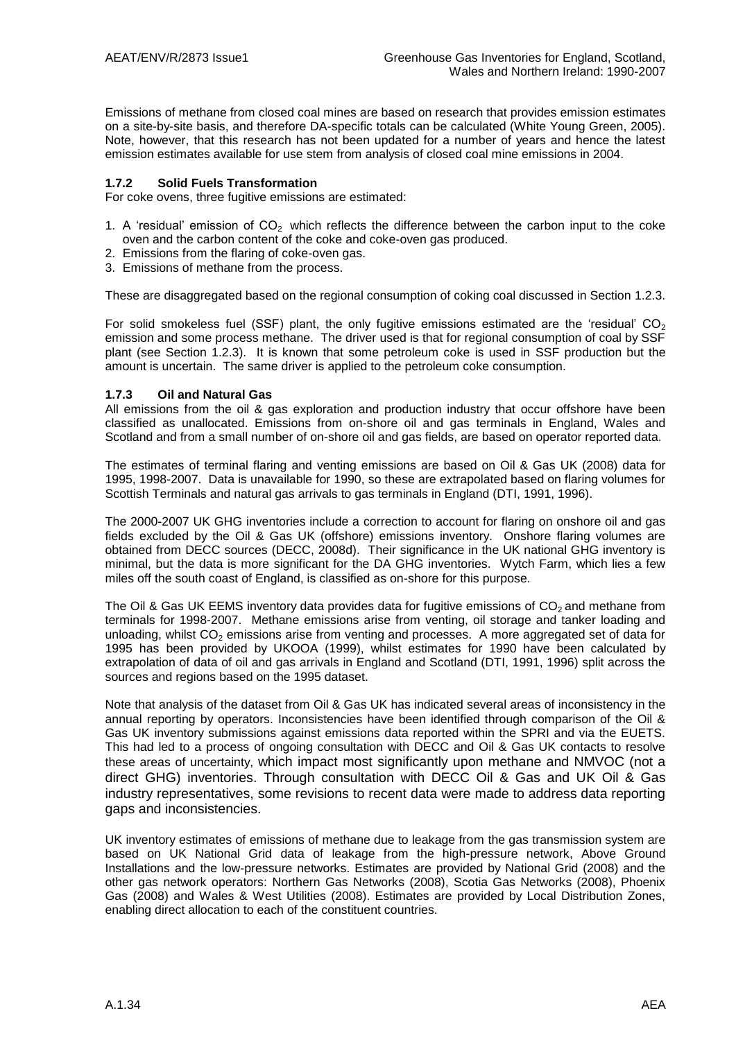Emissions of methane from closed coal mines are based on research that provides emission estimates on a site-by-site basis, and therefore DA-specific totals can be calculated (White Young Green, 2005). Note, however, that this research has not been updated for a number of years and hence the latest emission estimates available for use stem from analysis of closed coal mine emissions in 2004.

### 1.7.2 Solid Fuels Transformation

For coke ovens, three fugitive emissions are estimated:

1. A 'residual' emission of $CO_2$ which reflects the difference between the carbon input to the coke oven and the carbon content of the coke and coke-oven gas produced.
2. Emissions from the flaring of coke-oven gas.
3. Emissions of methane from the process.

These are disaggregated based on the regional consumption of coking coal discussed in Section 1.2.3.

For solid smokeless fuel (SSF) plant, the only fugitive emissions estimated are the 'residual' $CO_2$ emission and some process methane. The driver used is that for regional consumption of coal by SSF plant (see Section 1.2.3). It is known that some petroleum coke is used in SSF production but the amount is uncertain. The same driver is applied to the petroleum coke consumption.

### 1.7.3 Oil and Natural Gas

All emissions from the oil & gas exploration and production industry that occur offshore have been classified as unallocated. Emissions from on-shore oil and gas terminals in England, Wales and Scotland and from a small number of on-shore oil and gas fields, are based on operator reported data.

The estimates of terminal flaring and venting emissions are based on Oil & Gas UK (2008) data for 1995, 1998-2007. Data is unavailable for 1990, so these are extrapolated based on flaring volumes for Scottish Terminals and natural gas arrivals to gas terminals in England (DTI, 1991, 1996).

The 2000-2007 UK GHG inventories include a correction to account for flaring on onshore oil and gas fields excluded by the Oil & Gas UK (offshore) emissions inventory. Onshore flaring volumes are obtained from DECC sources (DECC, 2008d). Their significance in the UK national GHG inventory is minimal, but the data is more significant for the DA GHG inventories. Wytch Farm, which lies a few miles off the south coast of England, is classified as on-shore for this purpose.

The Oil & Gas UK EEMS inventory data provides data for fugitive emissions of $CO_2$ and methane from terminals for 1998-2007. Methane emissions arise from venting, oil storage and tanker loading and unloading, whilst $CO_2$ emissions arise from venting and processes. A more aggregated set of data for 1995 has been provided by UKOOA (1999), whilst estimates for 1990 have been calculated by extrapolation of data of oil and gas arrivals in England and Scotland (DTI, 1991, 1996) split across the sources and regions based on the 1995 dataset.

Note that analysis of the dataset from Oil & Gas UK has indicated several areas of inconsistency in the annual reporting by operators. Inconsistencies have been identified through comparison of the Oil & Gas UK inventory submissions against emissions data reported within the SPRI and via the EUETS. This had led to a process of ongoing consultation with DECC and Oil & Gas UK contacts to resolve these areas of uncertainty, which impact most significantly upon methane and NMVOC (not a direct GHG) inventories. Through consultation with DECC Oil & Gas and UK Oil & Gas industry representatives, some revisions to recent data were made to address data reporting gaps and inconsistencies.

UK inventory estimates of emissions of methane due to leakage from the gas transmission system are based on UK National Grid data of leakage from the high-pressure network, Above Ground Installations and the low-pressure networks. Estimates are provided by National Grid (2008) and the other gas network operators: Northern Gas Networks (2008), Scotia Gas Networks (2008), Phoenix Gas (2008) and Wales & West Utilities (2008). Estimates are provided by Local Distribution Zones, enabling direct allocation to each of the constituent countries.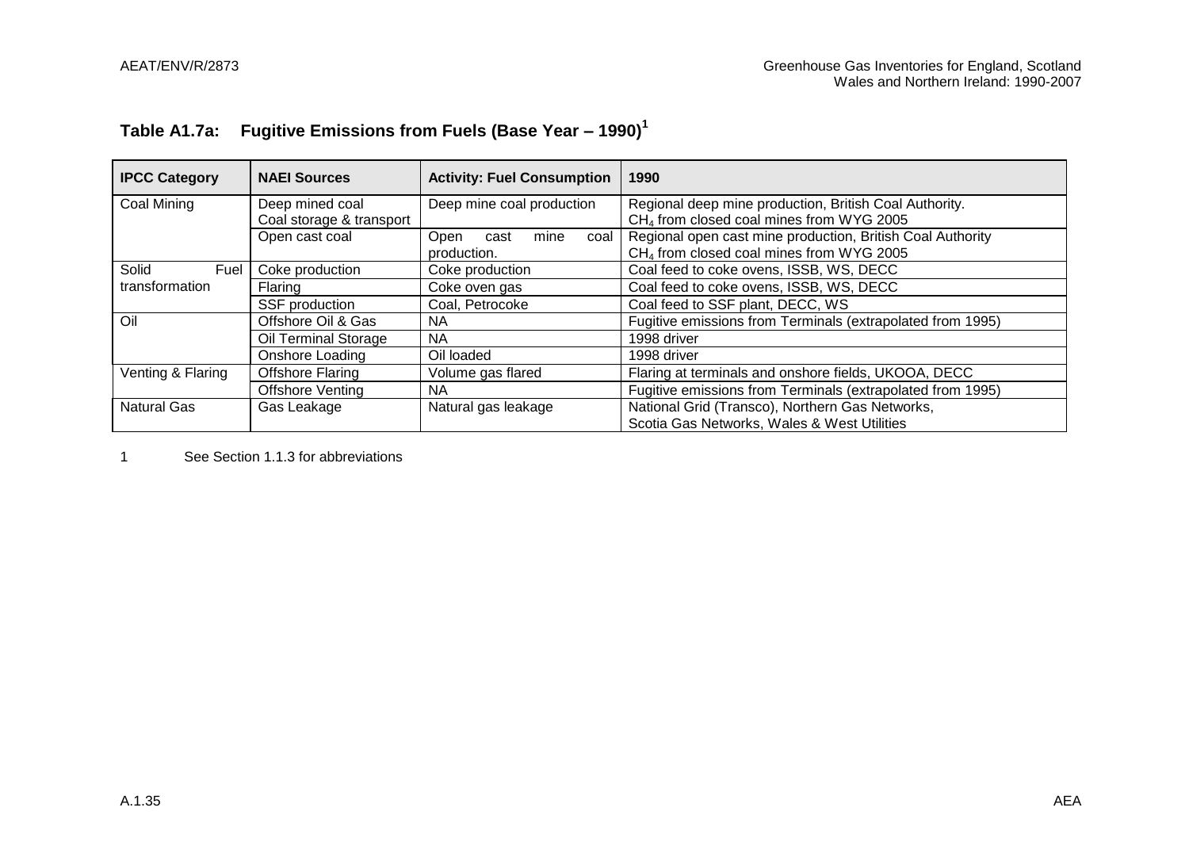## Table A1.7a: Fugitive Emissions from Fuels (Base Year – 1990)[1]

| IPCC Category | NAEI Sources | Activity: Fuel Consumption | 1990 |
|---|---|---|---|
| Coal Mining | Deep mined coal<br>Coal storage & transport | Deep mine coal production | Regional deep mine production, British Coal Authority.<br>$CH_4$ from closed coal mines from WYG 2005 |
| | Open cast coal | Open cast mine coal production. | Regional open cast mine production, British Coal Authority<br>$CH_4$ from closed coal mines from WYG 2005 |
| Solid Fuel transformation | Coke production | Coke production | Coal feed to coke ovens, ISSB, WS, DECC |
| | Flaring | Coke oven gas | Coal feed to coke ovens, ISSB, WS, DECC |
| | SSF production | Coal, Petrocoke | Coal feed to SSF plant, DECC, WS |
| Oil | Offshore Oil & Gas | NA | Fugitive emissions from Terminals (extrapolated from 1995) |
| | Oil Terminal Storage | NA | 1998 driver |
| | Onshore Loading | Oil loaded | 1998 driver |
| Venting & Flaring | Offshore Flaring | Volume gas flared | Flaring at terminals and onshore fields, UKOOA, DECC |
| | Offshore Venting | NA | Fugitive emissions from Terminals (extrapolated from 1995) |
| Natural Gas | Gas Leakage | Natural gas leakage | National Grid (Transco), Northern Gas Networks,<br>Scotia Gas Networks, Wales & West Utilities |

1 See Section 1.1.3 for abbreviations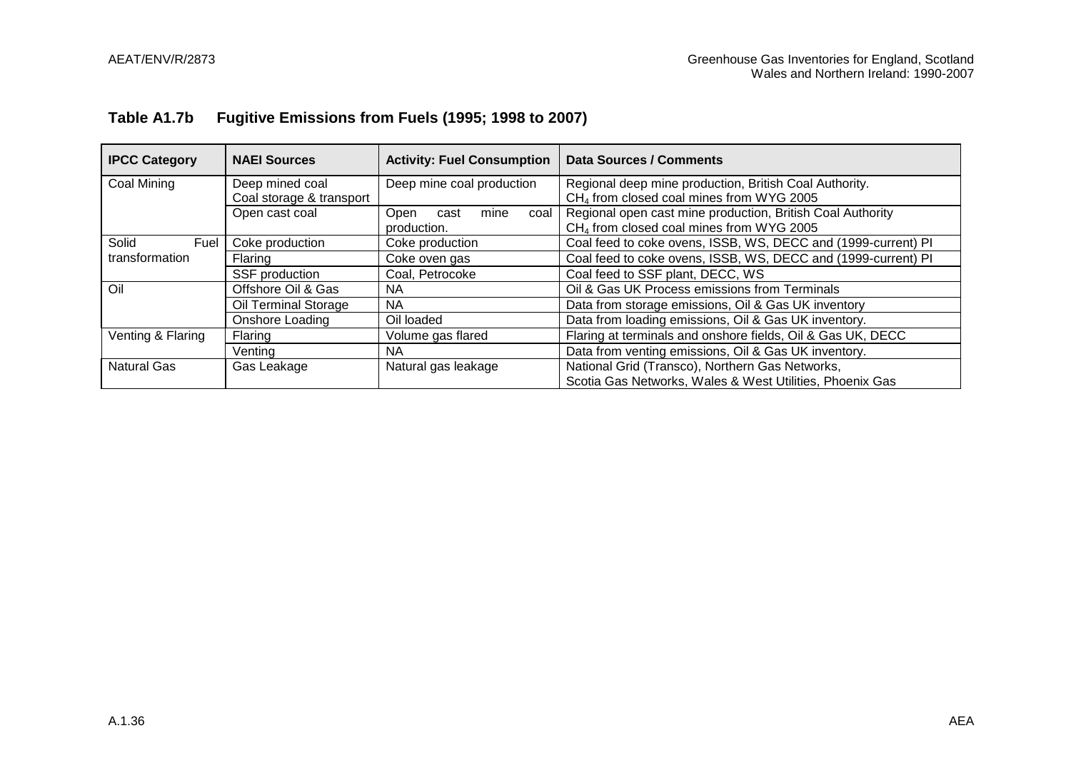## Table A1.7b Fugitive Emissions from Fuels (1995; 1998 to 2007)

| IPCC Category | NAEI Sources | Activity: Fuel Consumption | Data Sources / Comments |
|---|---|---|---|
| Coal Mining | Deep mined coal<br>Coal storage & transport | Deep mine coal production | Regional deep mine production, British Coal Authority.<br>$CH_4$ from closed coal mines from WYG 2005 |
| | Open cast coal | Open cast mine coal production. | Regional open cast mine production, British Coal Authority<br>$CH_4$ from closed coal mines from WYG 2005 |
| Solid Fuel transformation | Coke production | Coke production | Coal feed to coke ovens, ISSB, WS, DECC and (1999-current) PI |
| | Flaring | Coke oven gas | Coal feed to coke ovens, ISSB, WS, DECC and (1999-current) PI |
| | SSF production | Coal, Petrocoke | Coal feed to SSF plant, DECC, WS |
| Oil | Offshore Oil & Gas | NA | Oil & Gas UK Process emissions from Terminals |
| | Oil Terminal Storage | NA | Data from storage emissions, Oil & Gas UK inventory |
| | Onshore Loading | Oil loaded | Data from loading emissions, Oil & Gas UK inventory. |
| Venting & Flaring | Flaring | Volume gas flared | Flaring at terminals and onshore fields, Oil & Gas UK, DECC |
| | Venting | NA | Data from venting emissions, Oil & Gas UK inventory. |
| Natural Gas | Gas Leakage | Natural gas leakage | National Grid (Transco), Northern Gas Networks,<br>Scotia Gas Networks, Wales & West Utilities, Phoenix Gas |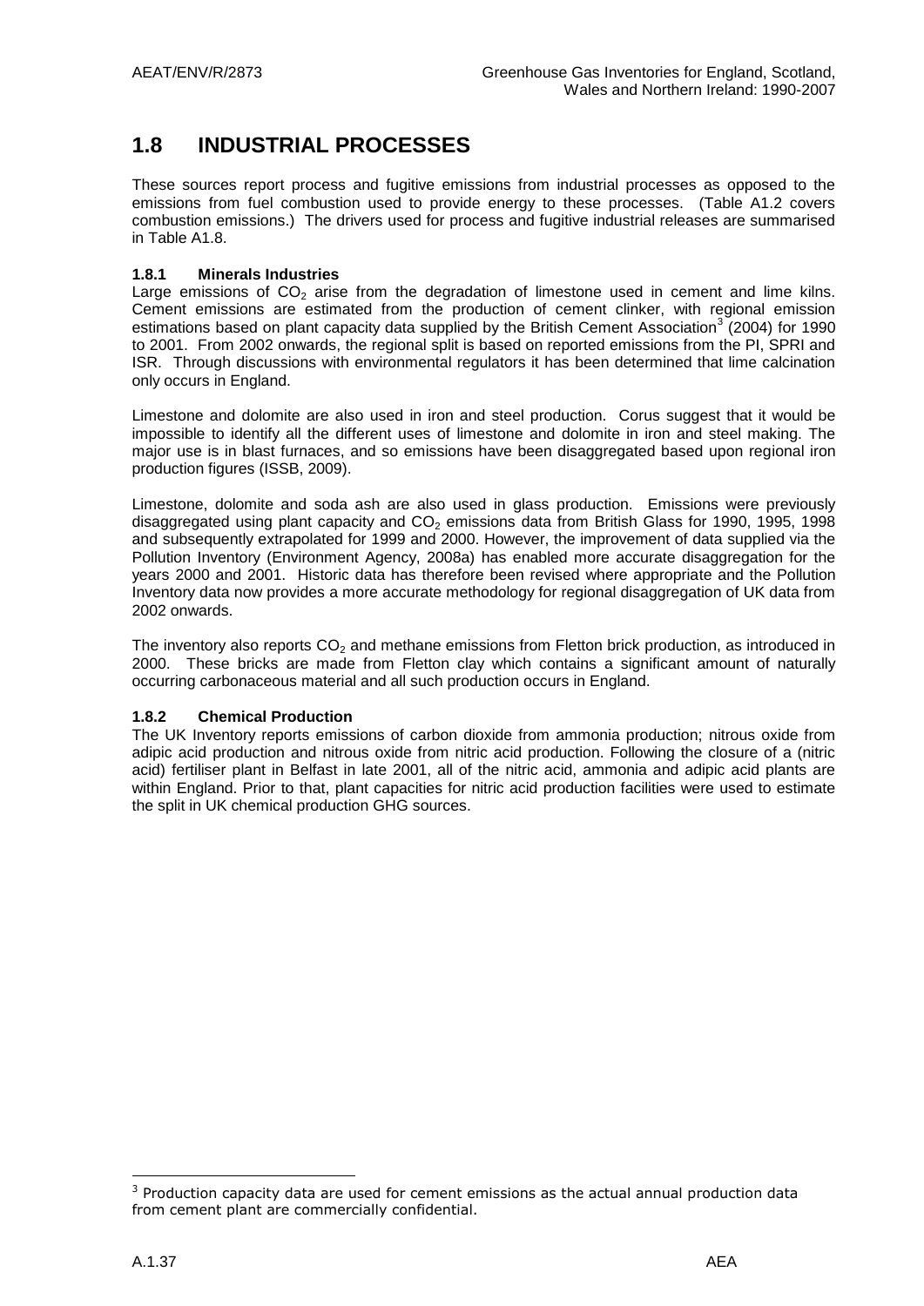## 1.8 INDUSTRIAL PROCESSES

These sources report process and fugitive emissions from industrial processes as opposed to the emissions from fuel combustion used to provide energy to these processes. (Table A1.2 covers combustion emissions.) The drivers used for process and fugitive industrial releases are summarised in Table A1.8.

### 1.8.1 Minerals Industries

Large emissions of $CO_2$ arise from the degradation of limestone used in cement and lime kilns. Cement emissions are estimated from the production of cement clinker, with regional emission estimations based on plant capacity data supplied by the British Cement Association[3] (2004) for 1990 to 2001. From 2002 onwards, the regional split is based on reported emissions from the PI, SPRI and ISR. Through discussions with environmental regulators it has been determined that lime calcination only occurs in England.

Limestone and dolomite are also used in iron and steel production. Corus suggest that it would be impossible to identify all the different uses of limestone and dolomite in iron and steel making. The major use is in blast furnaces, and so emissions have been disaggregated based upon regional iron production figures (ISSB, 2009).

Limestone, dolomite and soda ash are also used in glass production. Emissions were previously disaggregated using plant capacity and $CO_2$ emissions data from British Glass for 1990, 1995, 1998 and subsequently extrapolated for 1999 and 2000. However, the improvement of data supplied via the Pollution Inventory (Environment Agency, 2008a) has enabled more accurate disaggregation for the years 2000 and 2001. Historic data has therefore been revised where appropriate and the Pollution Inventory data now provides a more accurate methodology for regional disaggregation of UK data from 2002 onwards.

The inventory also reports $CO_2$ and methane emissions from Fletton brick production, as introduced in 2000. These bricks are made from Fletton clay which contains a significant amount of naturally occurring carbonaceous material and all such production occurs in England.

### 1.8.2 Chemical Production

The UK Inventory reports emissions of carbon dioxide from ammonia production; nitrous oxide from adipic acid production and nitrous oxide from nitric acid production. Following the closure of a (nitric acid) fertiliser plant in Belfast in late 2001, all of the nitric acid, ammonia and adipic acid plants are within England. Prior to that, plant capacities for nitric acid production facilities were used to estimate the split in UK chemical production GHG sources.

---

[3] Production capacity data are used for cement emissions as the actual annual production data from cement plant are commercially confidential.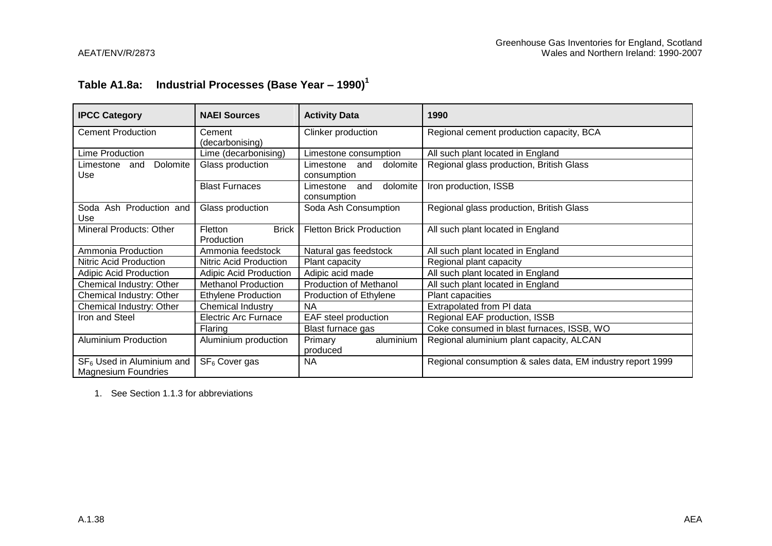## Table A1.8a: Industrial Processes (Base Year – 1990)[1]

| IPCC Category | NAEI Sources | Activity Data | 1990 |
|---|---|---|---|
| Cement Production | Cement (decarbonising) | Clinker production | Regional cement production capacity, BCA |
| Lime Production | Lime (decarbonising) | Limestone consumption | All such plant located in England |
| Limestone and Dolomite Use | Glass production | Limestone and dolomite consumption | Regional glass production, British Glass |
| | Blast Furnaces | Limestone and dolomite consumption | Iron production, ISSB |
| Soda Ash Production and Use | Glass production | Soda Ash Consumption | Regional glass production, British Glass |
| Mineral Products: Other | Fletton Brick Production | Fletton Brick Production | All such plant located in England |
| Ammonia Production | Ammonia feedstock | Natural gas feedstock | All such plant located in England |
| Nitric Acid Production | Nitric Acid Production | Plant capacity | Regional plant capacity |
| Adipic Acid Production | Adipic Acid Production | Adipic acid made | All such plant located in England |
| Chemical Industry: Other | Methanol Production | Production of Methanol | All such plant located in England |
| Chemical Industry: Other | Ethylene Production | Production of Ethylene | Plant capacities |
| Chemical Industry: Other | Chemical Industry | NA | Extrapolated from PI data |
| Iron and Steel | Electric Arc Furnace | EAF steel production | Regional EAF production, ISSB |
| | Flaring | Blast furnace gas | Coke consumed in blast furnaces, ISSB, WO |
| Aluminium Production | Aluminium production | Primary aluminium produced | Regional aluminium plant capacity, ALCAN |
| $SF_6$ Used in Aluminium and Magnesium Foundries | $SF_6$ Cover gas | NA | Regional consumption & sales data, EM industry report 1999 |

1. See Section 1.1.3 for abbreviations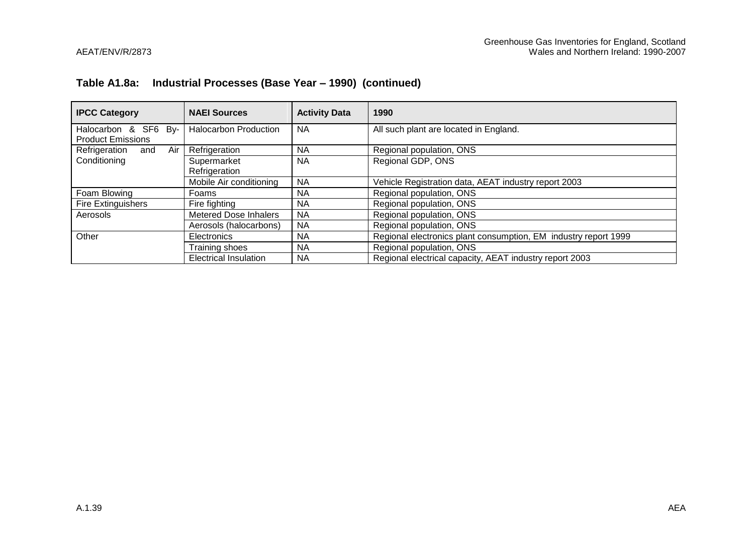### Table A1.8a: Industrial Processes (Base Year – 1990) (continued)

| IPCC Category | NAEI Sources | Activity Data | 1990 |
|---|---|---|---|
| Halocarbon & SF6 By-Product Emissions | Halocarbon Production | NA | All such plant are located in England. |
| Refrigeration and Air Conditioning | Refrigeration | NA | Regional population, ONS |
| | Supermarket Refrigeration | NA | Regional GDP, ONS |
| | Mobile Air conditioning | NA | Vehicle Registration data, AEAT industry report 2003 |
| Foam Blowing | Foams | NA | Regional population, ONS |
| Fire Extinguishers | Fire fighting | NA | Regional population, ONS |
| Aerosols | Metered Dose Inhalers | NA | Regional population, ONS |
| | Aerosols (halocarbons) | NA | Regional population, ONS |
| Other | Electronics | NA | Regional electronics plant consumption, EM industry report 1999 |
| | Training shoes | NA | Regional population, ONS |
| | Electrical Insulation | NA | Regional electrical capacity, AEAT industry report 2003 |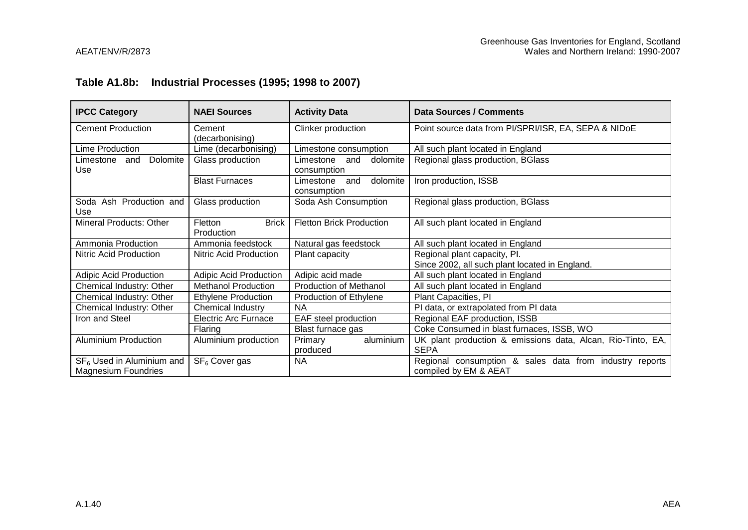### Table A1.8b: Industrial Processes (1995; 1998 to 2007)

| IPCC Category | NAEI Sources | Activity Data | Data Sources / Comments |
|---|---|---|---|
| Cement Production | Cement (decarbonising) | Clinker production | Point source data from PI/SPRI/ISR, EA, SEPA & NIDoE |
| Lime Production | Lime (decarbonising) | Limestone consumption | All such plant located in England |
| Limestone and Dolomite Use | Glass production | Limestone and dolomite consumption | Regional glass production, BGlass |
| | Blast Furnaces | Limestone and dolomite consumption | Iron production, ISSB |
| Soda Ash Production and Use | Glass production | Soda Ash Consumption | Regional glass production, BGlass |
| Mineral Products: Other | Fletton Brick Production | Fletton Brick Production | All such plant located in England |
| Ammonia Production | Ammonia feedstock | Natural gas feedstock | All such plant located in England |
| Nitric Acid Production | Nitric Acid Production | Plant capacity | Regional plant capacity, PI. Since 2002, all such plant located in England. |
| Adipic Acid Production | Adipic Acid Production | Adipic acid made | All such plant located in England |
| Chemical Industry: Other | Methanol Production | Production of Methanol | All such plant located in England |
| Chemical Industry: Other | Ethylene Production | Production of Ethylene | Plant Capacities, PI |
| Chemical Industry: Other | Chemical Industry | NA | PI data, or extrapolated from PI data |
| Iron and Steel | Electric Arc Furnace | EAF steel production | Regional EAF production, ISSB |
| | Flaring | Blast furnace gas | Coke Consumed in blast furnaces, ISSB, WO |
| Aluminium Production | Aluminium production | Primary aluminium produced | UK plant production & emissions data, Alcan, Rio-Tinto, EA, SEPA |
| $SF_6$ Used in Aluminium and Magnesium Foundries | $SF_6$ Cover gas | NA | Regional consumption & sales data from industry reports compiled by EM & AEAT |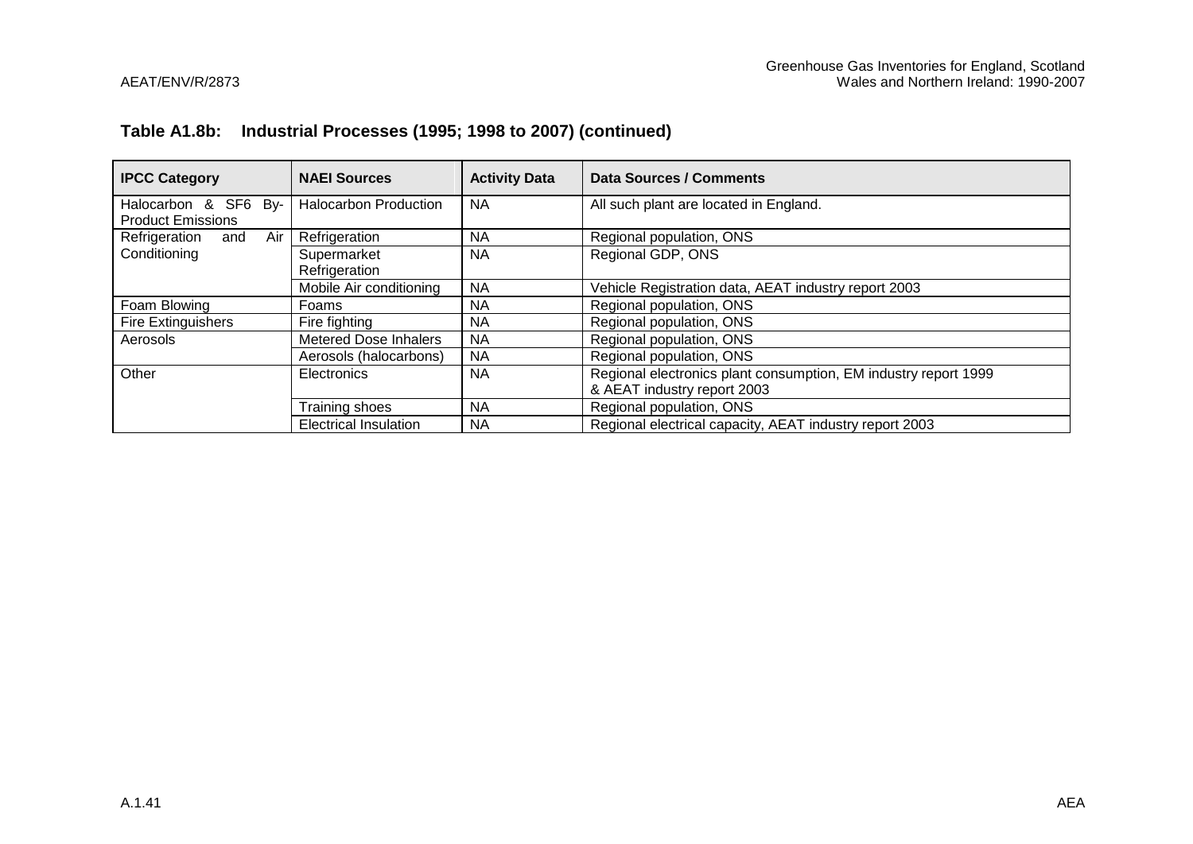**Table A1.8b: Industrial Processes (1995; 1998 to 2007) (continued)**

| IPCC Category | NAEI Sources | Activity Data | Data Sources / Comments |
|---|---|---|---|
| Halocarbon & SF6 By-Product Emissions | Halocarbon Production | NA | All such plant are located in England. |
| Refrigeration and Air Conditioning | Refrigeration | NA | Regional population, ONS |
| | Supermarket Refrigeration | NA | Regional GDP, ONS |
| | Mobile Air conditioning | NA | Vehicle Registration data, AEAT industry report 2003 |
| Foam Blowing | Foams | NA | Regional population, ONS |
| Fire Extinguishers | Fire fighting | NA | Regional population, ONS |
| Aerosols | Metered Dose Inhalers | NA | Regional population, ONS |
| | Aerosols (halocarbons) | NA | Regional population, ONS |
| Other | Electronics | NA | Regional electronics plant consumption, EM industry report 1999 & AEAT industry report 2003 |
| | Training shoes | NA | Regional population, ONS |
| | Electrical Insulation | NA | Regional electrical capacity, AEAT industry report 2003 |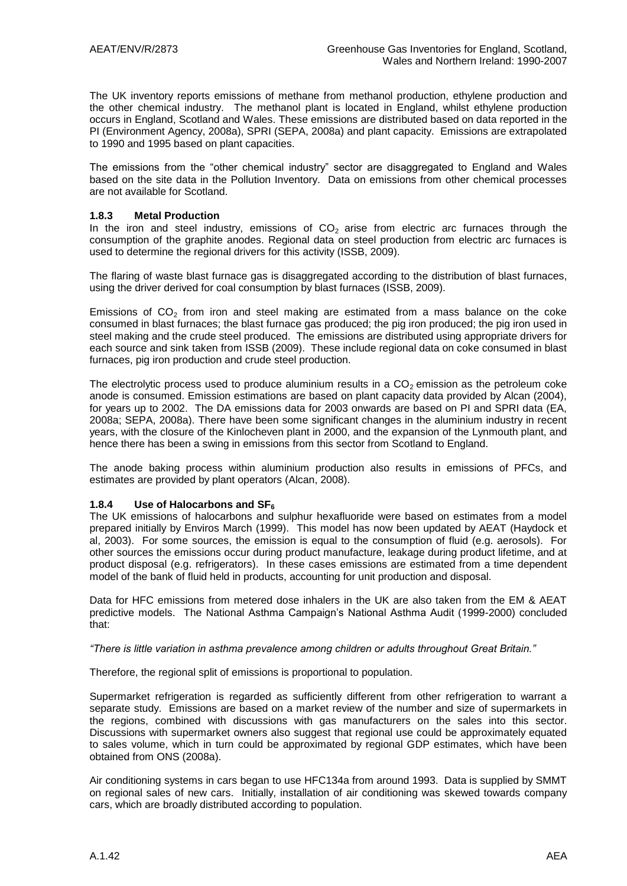The UK inventory reports emissions of methane from methanol production, ethylene production and the other chemical industry. The methanol plant is located in England, whilst ethylene production occurs in England, Scotland and Wales. These emissions are distributed based on data reported in the PI (Environment Agency, 2008a), SPRI (SEPA, 2008a) and plant capacity. Emissions are extrapolated to 1990 and 1995 based on plant capacities.

The emissions from the "other chemical industry" sector are disaggregated to England and Wales based on the site data in the Pollution Inventory. Data on emissions from other chemical processes are not available for Scotland.

### 1.8.3 Metal Production

In the iron and steel industry, emissions of $CO_2$ arise from electric arc furnaces through the consumption of the graphite anodes. Regional data on steel production from electric arc furnaces is used to determine the regional drivers for this activity (ISSB, 2009).

The flaring of waste blast furnace gas is disaggregated according to the distribution of blast furnaces, using the driver derived for coal consumption by blast furnaces (ISSB, 2009).

Emissions of $CO_2$ from iron and steel making are estimated from a mass balance on the coke consumed in blast furnaces; the blast furnace gas produced; the pig iron produced; the pig iron used in steel making and the crude steel produced. The emissions are distributed using appropriate drivers for each source and sink taken from ISSB (2009). These include regional data on coke consumed in blast furnaces, pig iron production and crude steel production.

The electrolytic process used to produce aluminium results in a $CO_2$ emission as the petroleum coke anode is consumed. Emission estimations are based on plant capacity data provided by Alcan (2004), for years up to 2002. The DA emissions data for 2003 onwards are based on PI and SPRI data (EA, 2008a; SEPA, 2008a). There have been some significant changes in the aluminium industry in recent years, with the closure of the Kinlocheven plant in 2000, and the expansion of the Lynmouth plant, and hence there has been a swing in emissions from this sector from Scotland to England.

The anode baking process within aluminium production also results in emissions of PFCs, and estimates are provided by plant operators (Alcan, 2008).

### 1.8.4 Use of Halocarbons and $SF_6$

The UK emissions of halocarbons and sulphur hexafluoride were based on estimates from a model prepared initially by Enviros March (1999). This model has now been updated by AEAT (Haydock et al, 2003). For some sources, the emission is equal to the consumption of fluid (e.g. aerosols). For other sources the emissions occur during product manufacture, leakage during product lifetime, and at product disposal (e.g. refrigerators). In these cases emissions are estimated from a time dependent model of the bank of fluid held in products, accounting for unit production and disposal.

Data for HFC emissions from metered dose inhalers in the UK are also taken from the EM & AEAT predictive models. The National Asthma Campaign's National Asthma Audit (1999-2000) concluded that:

*"There is little variation in asthma prevalence among children or adults throughout Great Britain."*

Therefore, the regional split of emissions is proportional to population.

Supermarket refrigeration is regarded as sufficiently different from other refrigeration to warrant a separate study. Emissions are based on a market review of the number and size of supermarkets in the regions, combined with discussions with gas manufacturers on the sales into this sector. Discussions with supermarket owners also suggest that regional use could be approximately equated to sales volume, which in turn could be approximated by regional GDP estimates, which have been obtained from ONS (2008a).

Air conditioning systems in cars began to use HFC134a from around 1993. Data is supplied by SMMT on regional sales of new cars. Initially, installation of air conditioning was skewed towards company cars, which are broadly distributed according to population.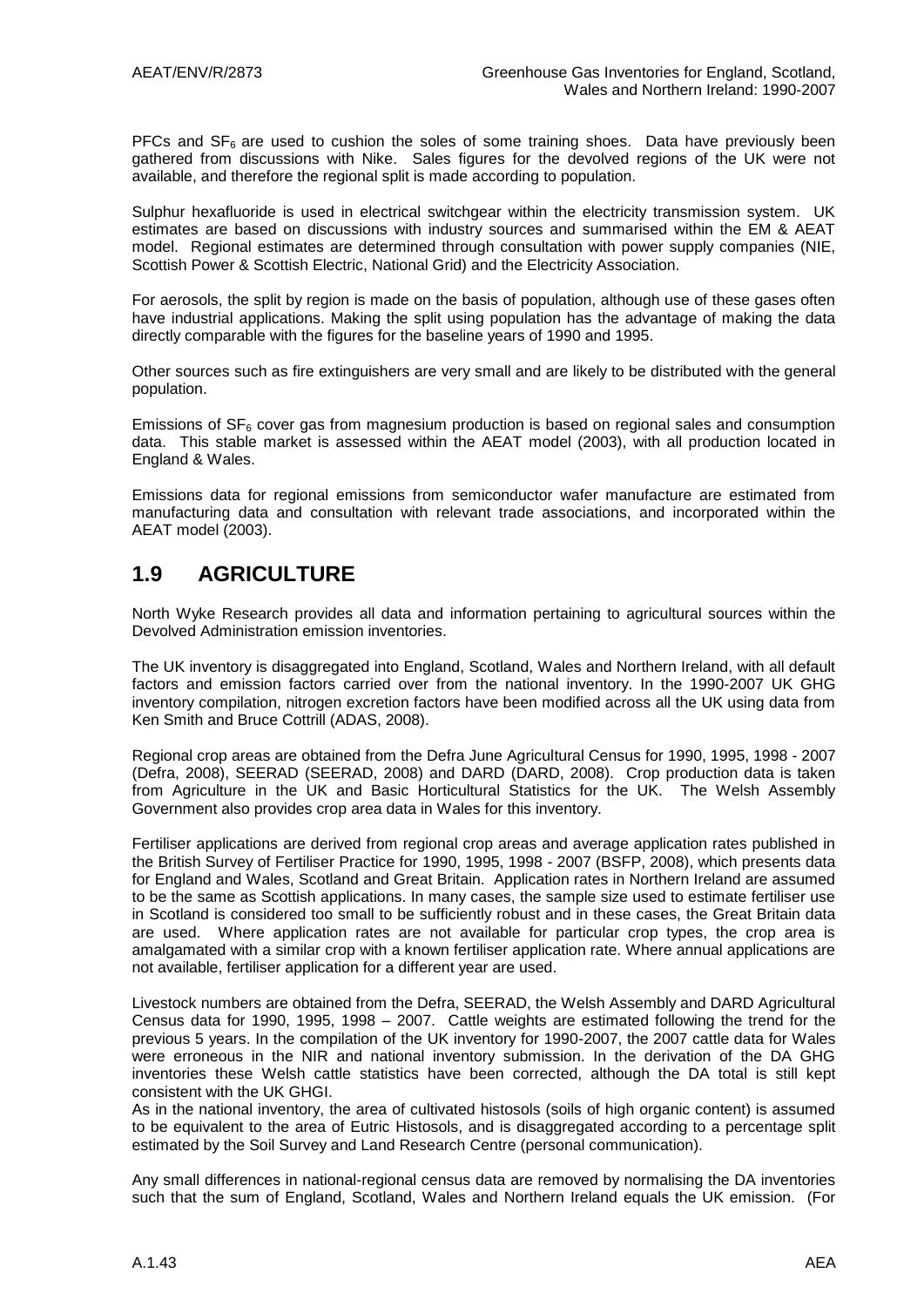PFCs and $SF_6$ are used to cushion the soles of some training shoes. Data have previously been gathered from discussions with Nike. Sales figures for the devolved regions of the UK were not available, and therefore the regional split is made according to population.

Sulphur hexafluoride is used in electrical switchgear within the electricity transmission system. UK estimates are based on discussions with industry sources and summarised within the EM & AEAT model. Regional estimates are determined through consultation with power supply companies (NIE, Scottish Power & Scottish Electric, National Grid) and the Electricity Association.

For aerosols, the split by region is made on the basis of population, although use of these gases often have industrial applications. Making the split using population has the advantage of making the data directly comparable with the figures for the baseline years of 1990 and 1995.

Other sources such as fire extinguishers are very small and are likely to be distributed with the general population.

Emissions of $SF_6$ cover gas from magnesium production is based on regional sales and consumption data. This stable market is assessed within the AEAT model (2003), with all production located in England & Wales.

Emissions data for regional emissions from semiconductor wafer manufacture are estimated from manufacturing data and consultation with relevant trade associations, and incorporated within the AEAT model (2003).

## 1.9 AGRICULTURE

North Wyke Research provides all data and information pertaining to agricultural sources within the Devolved Administration emission inventories.

The UK inventory is disaggregated into England, Scotland, Wales and Northern Ireland, with all default factors and emission factors carried over from the national inventory. In the 1990-2007 UK GHG inventory compilation, nitrogen excretion factors have been modified across all the UK using data from Ken Smith and Bruce Cottrill (ADAS, 2008).

Regional crop areas are obtained from the Defra June Agricultural Census for 1990, 1995, 1998 - 2007 (Defra, 2008), SEERAD (SEERAD, 2008) and DARD (DARD, 2008). Crop production data is taken from Agriculture in the UK and Basic Horticultural Statistics for the UK. The Welsh Assembly Government also provides crop area data in Wales for this inventory.

Fertiliser applications are derived from regional crop areas and average application rates published in the British Survey of Fertiliser Practice for 1990, 1995, 1998 - 2007 (BSFP, 2008), which presents data for England and Wales, Scotland and Great Britain. Application rates in Northern Ireland are assumed to be the same as Scottish applications. In many cases, the sample size used to estimate fertiliser use in Scotland is considered too small to be sufficiently robust and in these cases, the Great Britain data are used. Where application rates are not available for particular crop types, the crop area is amalgamated with a similar crop with a known fertiliser application rate. Where annual applications are not available, fertiliser application for a different year are used.

Livestock numbers are obtained from the Defra, SEERAD, the Welsh Assembly and DARD Agricultural Census data for 1990, 1995, 1998 – 2007. Cattle weights are estimated following the trend for the previous 5 years. In the compilation of the UK inventory for 1990-2007, the 2007 cattle data for Wales were erroneous in the NIR and national inventory submission. In the derivation of the DA GHG inventories these Welsh cattle statistics have been corrected, although the DA total is still kept consistent with the UK GHGI.

As in the national inventory, the area of cultivated histosols (soils of high organic content) is assumed to be equivalent to the area of Eutric Histosols, and is disaggregated according to a percentage split estimated by the Soil Survey and Land Research Centre (personal communication).

Any small differences in national-regional census data are removed by normalising the DA inventories such that the sum of England, Scotland, Wales and Northern Ireland equals the UK emission. (For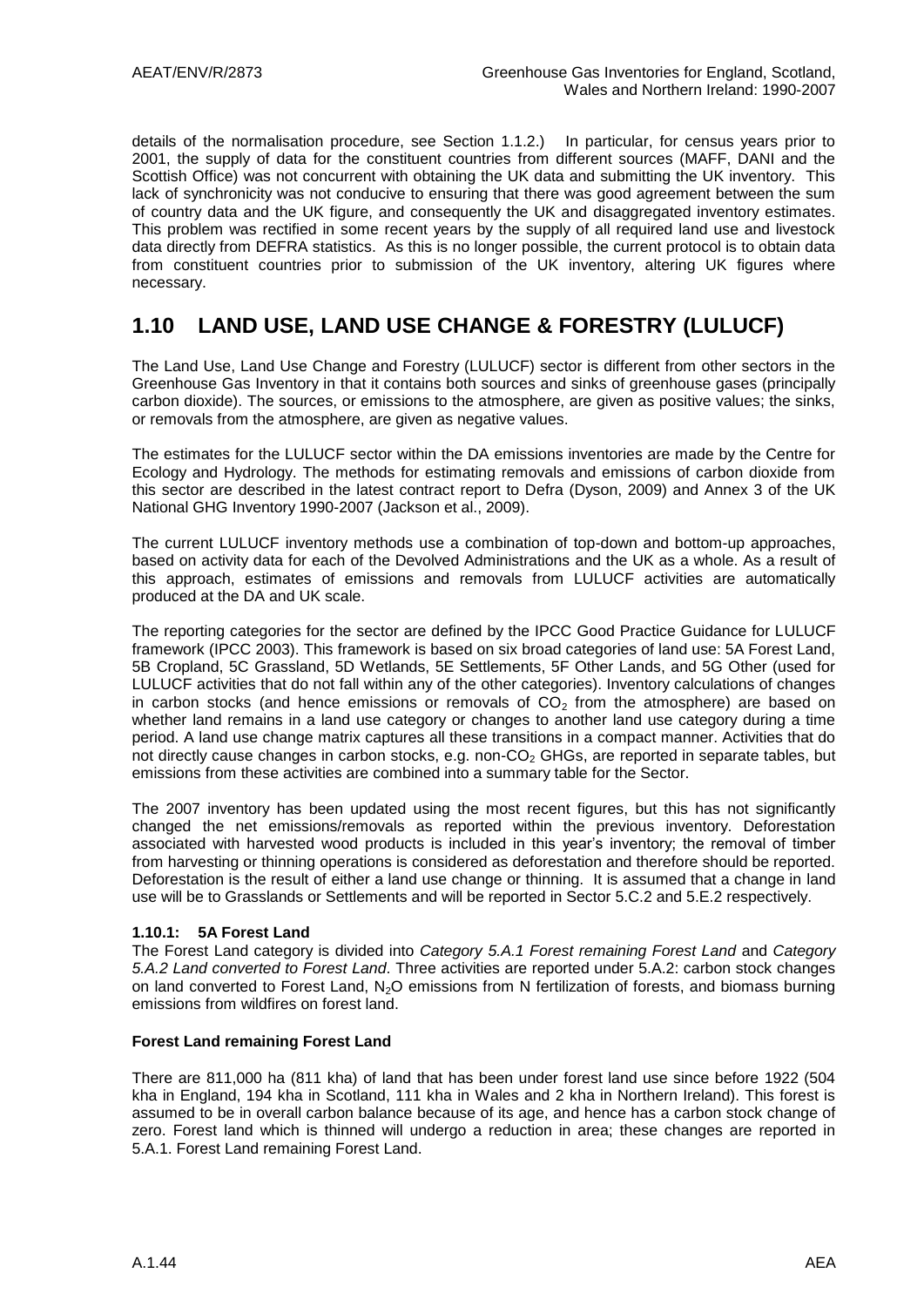details of the normalisation procedure, see Section 1.1.2.) In particular, for census years prior to 2001, the supply of data for the constituent countries from different sources (MAFF, DANI and the Scottish Office) was not concurrent with obtaining the UK data and submitting the UK inventory. This lack of synchronicity was not conducive to ensuring that there was good agreement between the sum of country data and the UK figure, and consequently the UK and disaggregated inventory estimates. This problem was rectified in some recent years by the supply of all required land use and livestock data directly from DEFRA statistics. As this is no longer possible, the current protocol is to obtain data from constituent countries prior to submission of the UK inventory, altering UK figures where necessary.

## 1.10 LAND USE, LAND USE CHANGE & FORESTRY (LULUCF)

The Land Use, Land Use Change and Forestry (LULUCF) sector is different from other sectors in the Greenhouse Gas Inventory in that it contains both sources and sinks of greenhouse gases (principally carbon dioxide). The sources, or emissions to the atmosphere, are given as positive values; the sinks, or removals from the atmosphere, are given as negative values.

The estimates for the LULUCF sector within the DA emissions inventories are made by the Centre for Ecology and Hydrology. The methods for estimating removals and emissions of carbon dioxide from this sector are described in the latest contract report to Defra (Dyson, 2009) and Annex 3 of the UK National GHG Inventory 1990-2007 (Jackson et al., 2009).

The current LULUCF inventory methods use a combination of top-down and bottom-up approaches, based on activity data for each of the Devolved Administrations and the UK as a whole. As a result of this approach, estimates of emissions and removals from LULUCF activities are automatically produced at the DA and UK scale.

The reporting categories for the sector are defined by the IPCC Good Practice Guidance for LULUCF framework (IPCC 2003). This framework is based on six broad categories of land use: 5A Forest Land, 5B Cropland, 5C Grassland, 5D Wetlands, 5E Settlements, 5F Other Lands, and 5G Other (used for LULUCF activities that do not fall within any of the other categories). Inventory calculations of changes in carbon stocks (and hence emissions or removals of $CO_2$ from the atmosphere) are based on whether land remains in a land use category or changes to another land use category during a time period. A land use change matrix captures all these transitions in a compact manner. Activities that do not directly cause changes in carbon stocks, e.g. non-$CO_2$ GHGs, are reported in separate tables, but emissions from these activities are combined into a summary table for the Sector.

The 2007 inventory has been updated using the most recent figures, but this has not significantly changed the net emissions/removals as reported within the previous inventory. Deforestation associated with harvested wood products is included in this year's inventory; the removal of timber from harvesting or thinning operations is considered as deforestation and therefore should be reported. Deforestation is the result of either a land use change or thinning. It is assumed that a change in land use will be to Grasslands or Settlements and will be reported in Sector 5.C.2 and 5.E.2 respectively.

### 1.10.1: 5A Forest Land

The Forest Land category is divided into *Category 5.A.1 Forest remaining Forest Land* and *Category 5.A.2 Land converted to Forest Land*. Three activities are reported under 5.A.2: carbon stock changes on land converted to Forest Land, $N_2O$ emissions from N fertilization of forests, and biomass burning emissions from wildfires on forest land.

#### Forest Land remaining Forest Land

There are 811,000 ha (811 kha) of land that has been under forest land use since before 1922 (504 kha in England, 194 kha in Scotland, 111 kha in Wales and 2 kha in Northern Ireland). This forest is assumed to be in overall carbon balance because of its age, and hence has a carbon stock change of zero. Forest land which is thinned will undergo a reduction in area; these changes are reported in 5.A.1. Forest Land remaining Forest Land.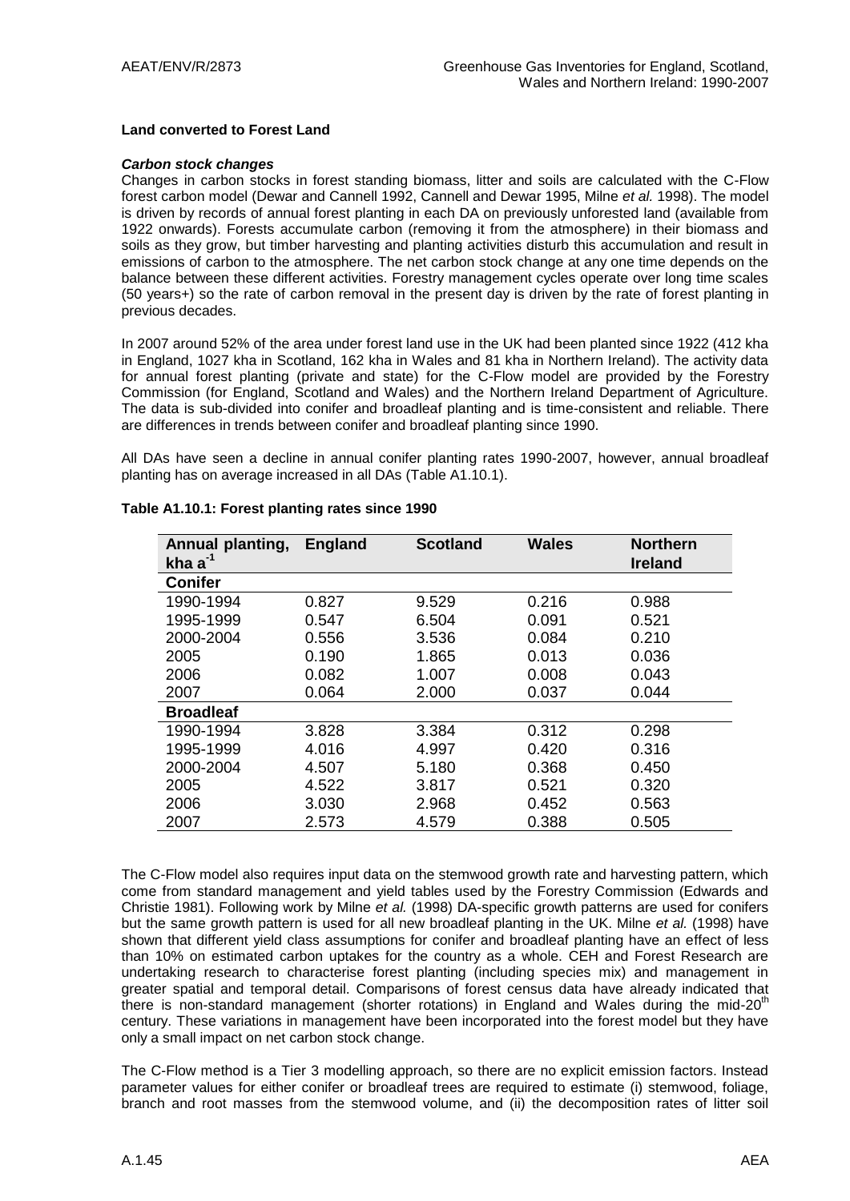**Land converted to Forest Land**

***Carbon stock changes***

Changes in carbon stocks in forest standing biomass, litter and soils are calculated with the C-Flow forest carbon model (Dewar and Cannell 1992, Cannell and Dewar 1995, Milne *et al.* 1998). The model is driven by records of annual forest planting in each DA on previously unforested land (available from 1922 onwards). Forests accumulate carbon (removing it from the atmosphere) in their biomass and soils as they grow, but timber harvesting and planting activities disturb this accumulation and result in emissions of carbon to the atmosphere. The net carbon stock change at any one time depends on the balance between these different activities. Forestry management cycles operate over long time scales (50 years+) so the rate of carbon removal in the present day is driven by the rate of forest planting in previous decades.

In 2007 around 52% of the area under forest land use in the UK had been planted since 1922 (412 kha in England, 1027 kha in Scotland, 162 kha in Wales and 81 kha in Northern Ireland). The activity data for annual forest planting (private and state) for the C-Flow model are provided by the Forestry Commission (for England, Scotland and Wales) and the Northern Ireland Department of Agriculture. The data is sub-divided into conifer and broadleaf planting and is time-consistent and reliable. There are differences in trends between conifer and broadleaf planting since 1990.

All DAs have seen a decline in annual conifer planting rates 1990-2007, however, annual broadleaf planting has on average increased in all DAs (Table A1.10.1).

**Table A1.10.1: Forest planting rates since 1990**

| Annual planting, kha $a^{-1}$ | England | Scotland | Wales | Northern Ireland |
|---|---|---|---|---|
| **Conifer** | | | | |
| 1990-1994 | 0.827 | 9.529 | 0.216 | 0.988 |
| 1995-1999 | 0.547 | 6.504 | 0.091 | 0.521 |
| 2000-2004 | 0.556 | 3.536 | 0.084 | 0.210 |
| 2005 | 0.190 | 1.865 | 0.013 | 0.036 |
| 2006 | 0.082 | 1.007 | 0.008 | 0.043 |
| 2007 | 0.064 | 2.000 | 0.037 | 0.044 |
| **Broadleaf** | | | | |
| 1990-1994 | 3.828 | 3.384 | 0.312 | 0.298 |
| 1995-1999 | 4.016 | 4.997 | 0.420 | 0.316 |
| 2000-2004 | 4.507 | 5.180 | 0.368 | 0.450 |
| 2005 | 4.522 | 3.817 | 0.521 | 0.320 |
| 2006 | 3.030 | 2.968 | 0.452 | 0.563 |
| 2007 | 2.573 | 4.579 | 0.388 | 0.505 |

The C-Flow model also requires input data on the stemwood growth rate and harvesting pattern, which come from standard management and yield tables used by the Forestry Commission (Edwards and Christie 1981). Following work by Milne *et al.* (1998) DA-specific growth patterns are used for conifers but the same growth pattern is used for all new broadleaf planting in the UK. Milne *et al.* (1998) have shown that different yield class assumptions for conifer and broadleaf planting have an effect of less than 10% on estimated carbon uptakes for the country as a whole. CEH and Forest Research are undertaking research to characterise forest planting (including species mix) and management in greater spatial and temporal detail. Comparisons of forest census data have already indicated that there is non-standard management (shorter rotations) in England and Wales during the mid-20th century. These variations in management have been incorporated into the forest model but they have only a small impact on net carbon stock change.

The C-Flow method is a Tier 3 modelling approach, so there are no explicit emission factors. Instead parameter values for either conifer or broadleaf trees are required to estimate (i) stemwood, foliage, branch and root masses from the stemwood volume, and (ii) the decomposition rates of litter soil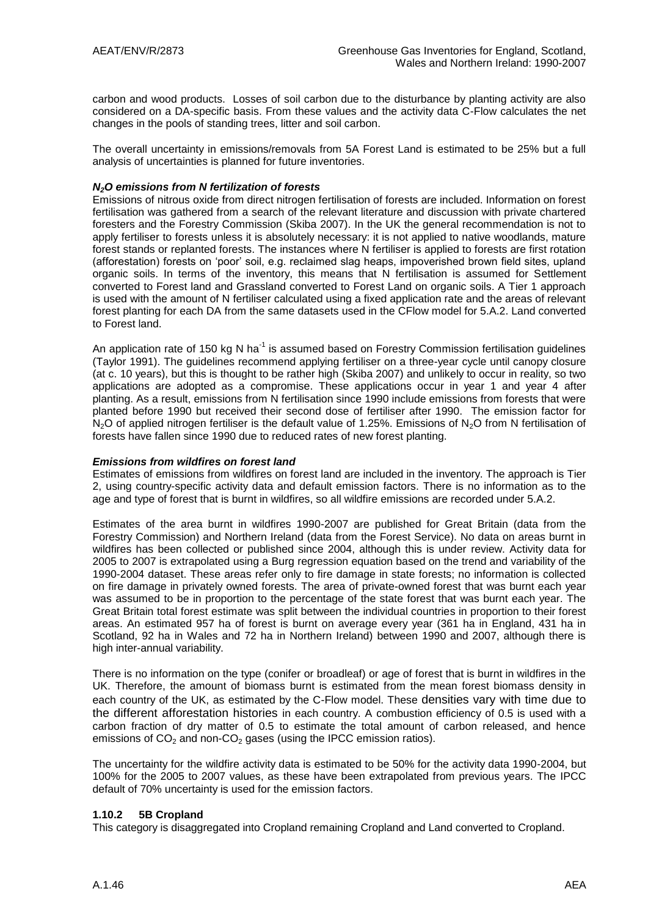carbon and wood products. Losses of soil carbon due to the disturbance by planting activity are also considered on a DA-specific basis. From these values and the activity data C-Flow calculates the net changes in the pools of standing trees, litter and soil carbon.

The overall uncertainty in emissions/removals from 5A Forest Land is estimated to be 25% but a full analysis of uncertainties is planned for future inventories.

***$N_2O$ emissions from N fertilization of forests***

Emissions of nitrous oxide from direct nitrogen fertilisation of forests are included. Information on forest fertilisation was gathered from a search of the relevant literature and discussion with private chartered foresters and the Forestry Commission (Skiba 2007). In the UK the general recommendation is not to apply fertiliser to forests unless it is absolutely necessary: it is not applied to native woodlands, mature forest stands or replanted forests. The instances where N fertiliser is applied to forests are first rotation (afforestation) forests on 'poor' soil, e.g. reclaimed slag heaps, impoverished brown field sites, upland organic soils. In terms of the inventory, this means that N fertilisation is assumed for Settlement converted to Forest land and Grassland converted to Forest Land on organic soils. A Tier 1 approach is used with the amount of N fertiliser calculated using a fixed application rate and the areas of relevant forest planting for each DA from the same datasets used in the CFlow model for 5.A.2. Land converted to Forest land.

An application rate of 150 kg N $ha^{-1}$ is assumed based on Forestry Commission fertilisation guidelines (Taylor 1991). The guidelines recommend applying fertiliser on a three-year cycle until canopy closure (at c. 10 years), but this is thought to be rather high (Skiba 2007) and unlikely to occur in reality, so two applications are adopted as a compromise. These applications occur in year 1 and year 4 after planting. As a result, emissions from N fertilisation since 1990 include emissions from forests that were planted before 1990 but received their second dose of fertiliser after 1990. The emission factor for $N_2O$ of applied nitrogen fertiliser is the default value of 1.25%. Emissions of $N_2O$ from N fertilisation of forests have fallen since 1990 due to reduced rates of new forest planting.

***Emissions from wildfires on forest land***

Estimates of emissions from wildfires on forest land are included in the inventory. The approach is Tier 2, using country-specific activity data and default emission factors. There is no information as to the age and type of forest that is burnt in wildfires, so all wildfire emissions are recorded under 5.A.2.

Estimates of the area burnt in wildfires 1990-2007 are published for Great Britain (data from the Forestry Commission) and Northern Ireland (data from the Forest Service). No data on areas burnt in wildfires has been collected or published since 2004, although this is under review. Activity data for 2005 to 2007 is extrapolated using a Burg regression equation based on the trend and variability of the 1990-2004 dataset. These areas refer only to fire damage in state forests; no information is collected on fire damage in privately owned forests. The area of private-owned forest that was burnt each year was assumed to be in proportion to the percentage of the state forest that was burnt each year. The Great Britain total forest estimate was split between the individual countries in proportion to their forest areas. An estimated 957 ha of forest is burnt on average every year (361 ha in England, 431 ha in Scotland, 92 ha in Wales and 72 ha in Northern Ireland) between 1990 and 2007, although there is high inter-annual variability.

There is no information on the type (conifer or broadleaf) or age of forest that is burnt in wildfires in the UK. Therefore, the amount of biomass burnt is estimated from the mean forest biomass density in each country of the UK, as estimated by the C-Flow model. These densities vary with time due to the different afforestation histories in each country. A combustion efficiency of 0.5 is used with a carbon fraction of dry matter of 0.5 to estimate the total amount of carbon released, and hence emissions of $CO_2$ and non-$CO_2$ gases (using the IPCC emission ratios).

The uncertainty for the wildfire activity data is estimated to be 50% for the activity data 1990-2004, but 100% for the 2005 to 2007 values, as these have been extrapolated from previous years. The IPCC default of 70% uncertainty is used for the emission factors.

### 1.10.2 5B Cropland

This category is disaggregated into Cropland remaining Cropland and Land converted to Cropland.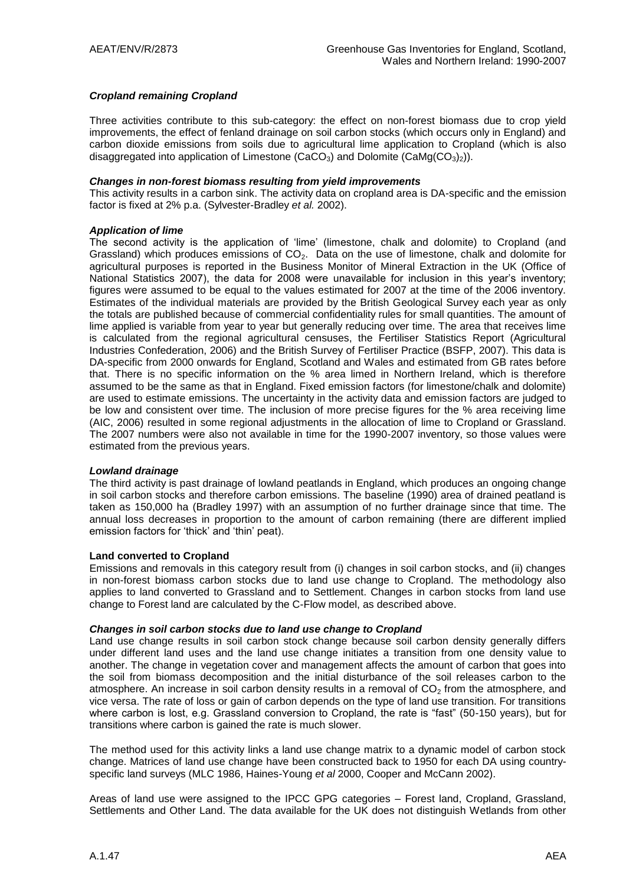### *Cropland remaining Cropland*

Three activities contribute to this sub-category: the effect on non-forest biomass due to crop yield improvements, the effect of fenland drainage on soil carbon stocks (which occurs only in England) and carbon dioxide emissions from soils due to agricultural lime application to Cropland (which is also disaggregated into application of Limestone ($CaCO_3$) and Dolomite ($CaMg(CO_3)_2$)).

#### *Changes in non-forest biomass resulting from yield improvements*

This activity results in a carbon sink. The activity data on cropland area is DA-specific and the emission factor is fixed at 2% p.a. (Sylvester-Bradley *et al.* 2002).

#### *Application of lime*

The second activity is the application of 'lime' (limestone, chalk and dolomite) to Cropland (and Grassland) which produces emissions of $CO_2$. Data on the use of limestone, chalk and dolomite for agricultural purposes is reported in the Business Monitor of Mineral Extraction in the UK (Office of National Statistics 2007), the data for 2008 were unavailable for inclusion in this year's inventory; figures were assumed to be equal to the values estimated for 2007 at the time of the 2006 inventory. Estimates of the individual materials are provided by the British Geological Survey each year as only the totals are published because of commercial confidentiality rules for small quantities. The amount of lime applied is variable from year to year but generally reducing over time. The area that receives lime is calculated from the regional agricultural censuses, the Fertiliser Statistics Report (Agricultural Industries Confederation, 2006) and the British Survey of Fertiliser Practice (BSFP, 2007). This data is DA-specific from 2000 onwards for England, Scotland and Wales and estimated from GB rates before that. There is no specific information on the % area limed in Northern Ireland, which is therefore assumed to be the same as that in England. Fixed emission factors (for limestone/chalk and dolomite) are used to estimate emissions. The uncertainty in the activity data and emission factors are judged to be low and consistent over time. The inclusion of more precise figures for the % area receiving lime (AIC, 2006) resulted in some regional adjustments in the allocation of lime to Cropland or Grassland. The 2007 numbers were also not available in time for the 1990-2007 inventory, so those values were estimated from the previous years.

#### *Lowland drainage*

The third activity is past drainage of lowland peatlands in England, which produces an ongoing change in soil carbon stocks and therefore carbon emissions. The baseline (1990) area of drained peatland is taken as 150,000 ha (Bradley 1997) with an assumption of no further drainage since that time. The annual loss decreases in proportion to the amount of carbon remaining (there are different implied emission factors for 'thick' and 'thin' peat).

### **Land converted to Cropland**

Emissions and removals in this category result from (i) changes in soil carbon stocks, and (ii) changes in non-forest biomass carbon stocks due to land use change to Cropland. The methodology also applies to land converted to Grassland and to Settlement. Changes in carbon stocks from land use change to Forest land are calculated by the C-Flow model, as described above.

#### *Changes in soil carbon stocks due to land use change to Cropland*

Land use change results in soil carbon stock change because soil carbon density generally differs under different land uses and the land use change initiates a transition from one density value to another. The change in vegetation cover and management affects the amount of carbon that goes into the soil from biomass decomposition and the initial disturbance of the soil releases carbon to the atmosphere. An increase in soil carbon density results in a removal of $CO_2$ from the atmosphere, and vice versa. The rate of loss or gain of carbon depends on the type of land use transition. For transitions where carbon is lost, e.g. Grassland conversion to Cropland, the rate is "fast" (50-150 years), but for transitions where carbon is gained the rate is much slower.

The method used for this activity links a land use change matrix to a dynamic model of carbon stock change. Matrices of land use change have been constructed back to 1950 for each DA using country-specific land surveys (MLC 1986, Haines-Young *et al* 2000, Cooper and McCann 2002).

Areas of land use were assigned to the IPCC GPG categories – Forest land, Cropland, Grassland, Settlements and Other Land. The data available for the UK does not distinguish Wetlands from other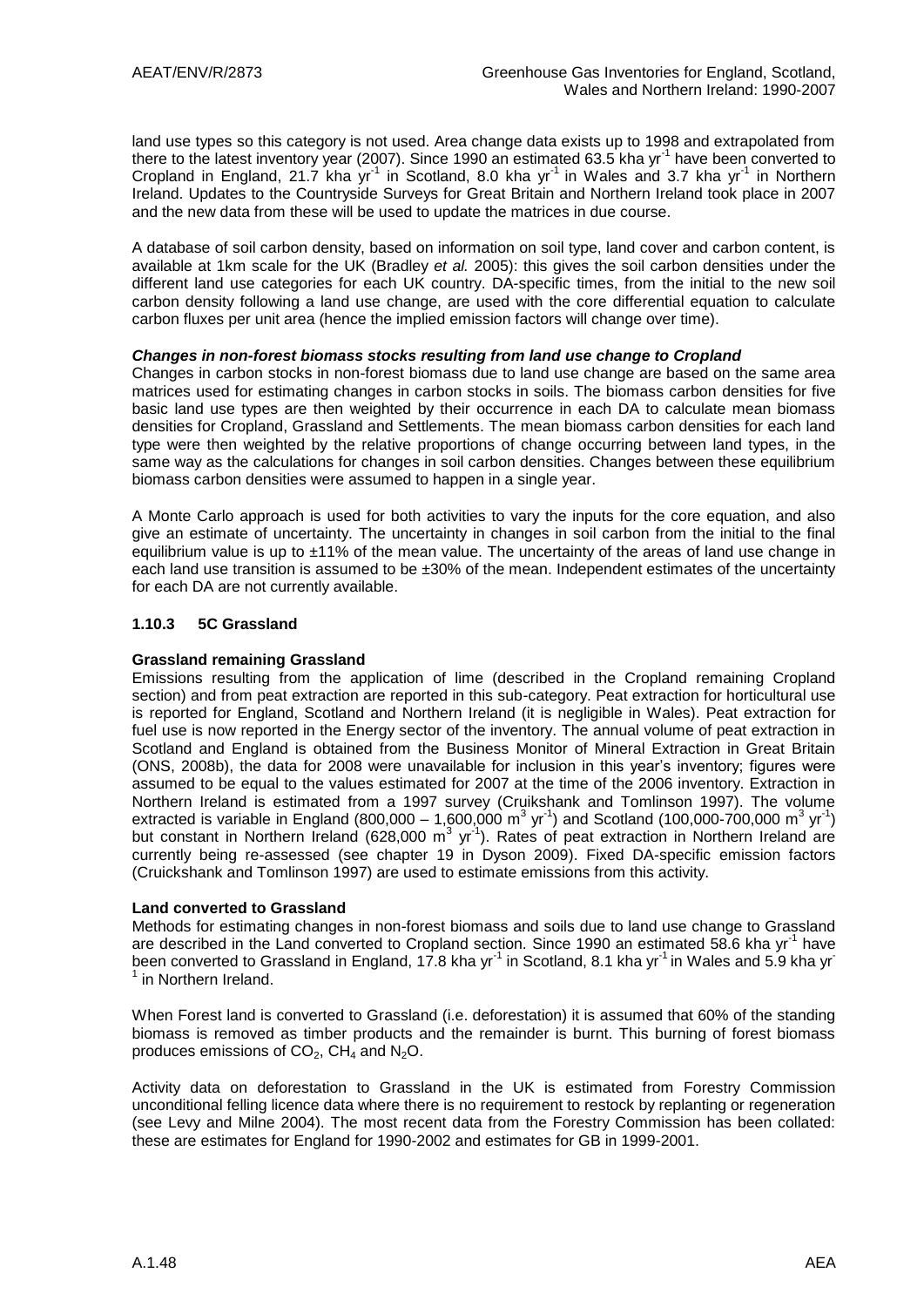land use types so this category is not used. Area change data exists up to 1998 and extrapolated from there to the latest inventory year (2007). Since 1990 an estimated 63.5 kha $yr^{-1}$ have been converted to Cropland in England, 21.7 kha $yr^{-1}$ in Scotland, 8.0 kha $yr^{-1}$ in Wales and 3.7 kha $yr^{-1}$ in Northern Ireland. Updates to the Countryside Surveys for Great Britain and Northern Ireland took place in 2007 and the new data from these will be used to update the matrices in due course.

A database of soil carbon density, based on information on soil type, land cover and carbon content, is available at 1km scale for the UK (Bradley *et al.* 2005): this gives the soil carbon densities under the different land use categories for each UK country. DA-specific times, from the initial to the new soil carbon density following a land use change, are used with the core differential equation to calculate carbon fluxes per unit area (hence the implied emission factors will change over time).

***Changes in non-forest biomass stocks resulting from land use change to Cropland***

Changes in carbon stocks in non-forest biomass due to land use change are based on the same area matrices used for estimating changes in carbon stocks in soils. The biomass carbon densities for five basic land use types are then weighted by their occurrence in each DA to calculate mean biomass densities for Cropland, Grassland and Settlements. The mean biomass carbon densities for each land type were then weighted by the relative proportions of change occurring between land types, in the same way as the calculations for changes in soil carbon densities. Changes between these equilibrium biomass carbon densities were assumed to happen in a single year.

A Monte Carlo approach is used for both activities to vary the inputs for the core equation, and also give an estimate of uncertainty. The uncertainty in changes in soil carbon from the initial to the final equilibrium value is up to ±11% of the mean value. The uncertainty of the areas of land use change in each land use transition is assumed to be ±30% of the mean. Independent estimates of the uncertainty for each DA are not currently available.

### 1.10.3 5C Grassland

**Grassland remaining Grassland**

Emissions resulting from the application of lime (described in the Cropland remaining Cropland section) and from peat extraction are reported in this sub-category. Peat extraction for horticultural use is reported for England, Scotland and Northern Ireland (it is negligible in Wales). Peat extraction for fuel use is now reported in the Energy sector of the inventory. The annual volume of peat extraction in Scotland and England is obtained from the Business Monitor of Mineral Extraction in Great Britain (ONS, 2008b), the data for 2008 were unavailable for inclusion in this year's inventory; figures were assumed to be equal to the values estimated for 2007 at the time of the 2006 inventory. Extraction in Northern Ireland is estimated from a 1997 survey (Cruikshank and Tomlinson 1997). The volume extracted is variable in England (800,000 – 1,600,000 $m^3$ $yr^{-1}$) and Scotland (100,000-700,000 $m^3$ $yr^{-1}$) but constant in Northern Ireland (628,000 $m^3$ $yr^{-1}$). Rates of peat extraction in Northern Ireland are currently being re-assessed (see chapter 19 in Dyson 2009). Fixed DA-specific emission factors (Cruickshank and Tomlinson 1997) are used to estimate emissions from this activity.

**Land converted to Grassland**

Methods for estimating changes in non-forest biomass and soils due to land use change to Grassland are described in the Land converted to Cropland section. Since 1990 an estimated 58.6 kha $yr^{-1}$ have been converted to Grassland in England, 17.8 kha $yr^{-1}$ in Scotland, 8.1 kha $yr^{-1}$ in Wales and 5.9 kha $yr^{-1}$ in Northern Ireland.

When Forest land is converted to Grassland (i.e. deforestation) it is assumed that 60% of the standing biomass is removed as timber products and the remainder is burnt. This burning of forest biomass produces emissions of $CO_2$, $CH_4$ and $N_2O$.

Activity data on deforestation to Grassland in the UK is estimated from Forestry Commission unconditional felling licence data where there is no requirement to restock by replanting or regeneration (see Levy and Milne 2004). The most recent data from the Forestry Commission has been collated: these are estimates for England for 1990-2002 and estimates for GB in 1999-2001.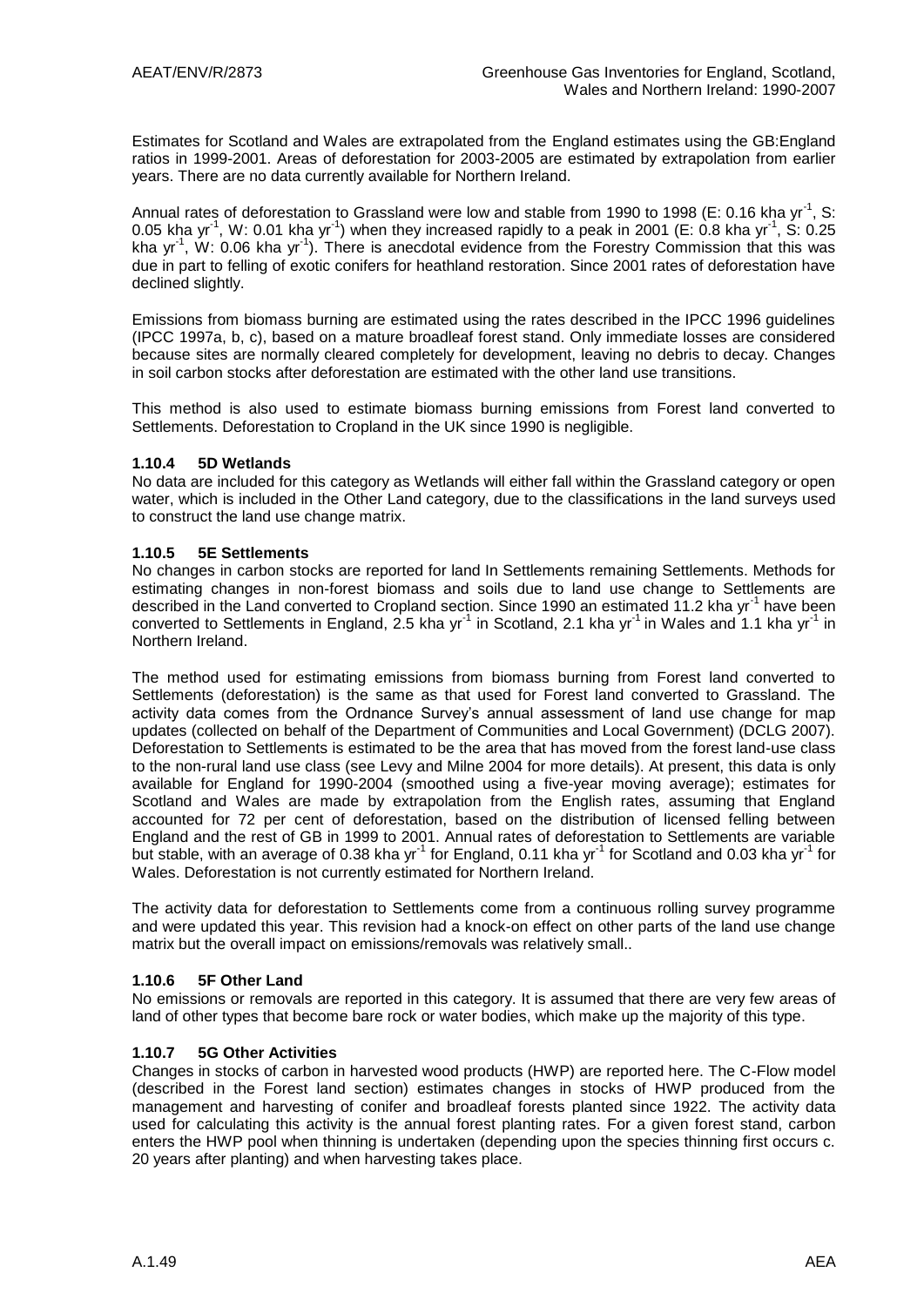Estimates for Scotland and Wales are extrapolated from the England estimates using the GB:England ratios in 1999-2001. Areas of deforestation for 2003-2005 are estimated by extrapolation from earlier years. There are no data currently available for Northern Ireland.

Annual rates of deforestation to Grassland were low and stable from 1990 to 1998 (E: 0.16 kha $yr^{-1}$, S: 0.05 kha $yr^{-1}$, W: 0.01 kha $yr^{-1}$) when they increased rapidly to a peak in 2001 (E: 0.8 kha $yr^{-1}$, S: 0.25 kha $yr^{-1}$, W: 0.06 kha $yr^{-1}$). There is anecdotal evidence from the Forestry Commission that this was due in part to felling of exotic conifers for heathland restoration. Since 2001 rates of deforestation have declined slightly.

Emissions from biomass burning are estimated using the rates described in the IPCC 1996 guidelines (IPCC 1997a, b, c), based on a mature broadleaf forest stand. Only immediate losses are considered because sites are normally cleared completely for development, leaving no debris to decay. Changes in soil carbon stocks after deforestation are estimated with the other land use transitions.

This method is also used to estimate biomass burning emissions from Forest land converted to Settlements. Deforestation to Cropland in the UK since 1990 is negligible.

### 1.10.4 5D Wetlands

No data are included for this category as Wetlands will either fall within the Grassland category or open water, which is included in the Other Land category, due to the classifications in the land surveys used to construct the land use change matrix.

### 1.10.5 5E Settlements

No changes in carbon stocks are reported for land In Settlements remaining Settlements. Methods for estimating changes in non-forest biomass and soils due to land use change to Settlements are described in the Land converted to Cropland section. Since 1990 an estimated 11.2 kha $yr^{-1}$ have been converted to Settlements in England, 2.5 kha $yr^{-1}$ in Scotland, 2.1 kha $yr^{-1}$ in Wales and 1.1 kha $yr^{-1}$ in Northern Ireland.

The method used for estimating emissions from biomass burning from Forest land converted to Settlements (deforestation) is the same as that used for Forest land converted to Grassland. The activity data comes from the Ordnance Survey's annual assessment of land use change for map updates (collected on behalf of the Department of Communities and Local Government) (DCLG 2007). Deforestation to Settlements is estimated to be the area that has moved from the forest land-use class to the non-rural land use class (see Levy and Milne 2004 for more details). At present, this data is only available for England for 1990-2004 (smoothed using a five-year moving average); estimates for Scotland and Wales are made by extrapolation from the English rates, assuming that England accounted for 72 per cent of deforestation, based on the distribution of licensed felling between England and the rest of GB in 1999 to 2001. Annual rates of deforestation to Settlements are variable but stable, with an average of 0.38 kha $yr^{-1}$ for England, 0.11 kha $yr^{-1}$ for Scotland and 0.03 kha $yr^{-1}$ for Wales. Deforestation is not currently estimated for Northern Ireland.

The activity data for deforestation to Settlements come from a continuous rolling survey programme and were updated this year. This revision had a knock-on effect on other parts of the land use change matrix but the overall impact on emissions/removals was relatively small..

### 1.10.6 5F Other Land

No emissions or removals are reported in this category. It is assumed that there are very few areas of land of other types that become bare rock or water bodies, which make up the majority of this type.

### 1.10.7 5G Other Activities

Changes in stocks of carbon in harvested wood products (HWP) are reported here. The C-Flow model (described in the Forest land section) estimates changes in stocks of HWP produced from the management and harvesting of conifer and broadleaf forests planted since 1922. The activity data used for calculating this activity is the annual forest planting rates. For a given forest stand, carbon enters the HWP pool when thinning is undertaken (depending upon the species thinning first occurs c. 20 years after planting) and when harvesting takes place.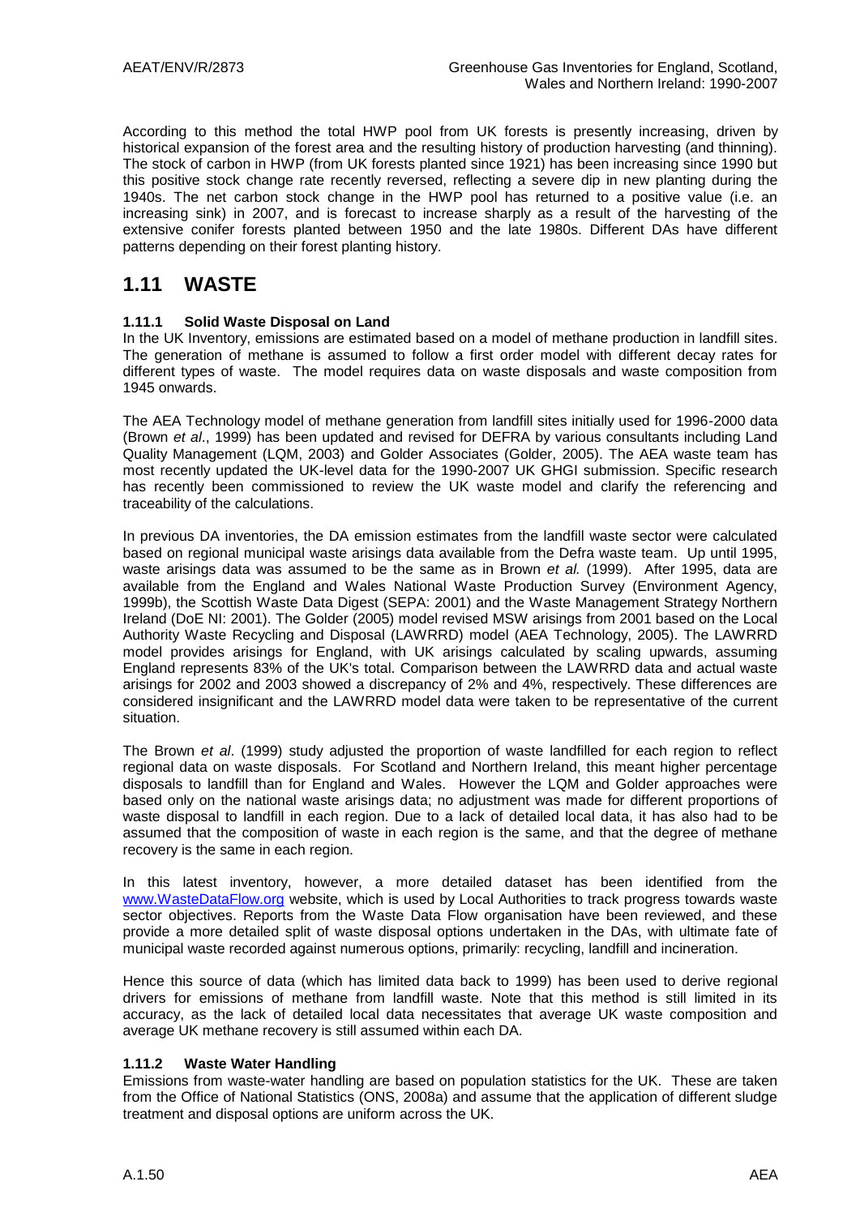According to this method the total HWP pool from UK forests is presently increasing, driven by historical expansion of the forest area and the resulting history of production harvesting (and thinning). The stock of carbon in HWP (from UK forests planted since 1921) has been increasing since 1990 but this positive stock change rate recently reversed, reflecting a severe dip in new planting during the 1940s. The net carbon stock change in the HWP pool has returned to a positive value (i.e. an increasing sink) in 2007, and is forecast to increase sharply as a result of the harvesting of the extensive conifer forests planted between 1950 and the late 1980s. Different DAs have different patterns depending on their forest planting history.

## 1.11 WASTE

### 1.11.1 Solid Waste Disposal on Land

In the UK Inventory, emissions are estimated based on a model of methane production in landfill sites. The generation of methane is assumed to follow a first order model with different decay rates for different types of waste. The model requires data on waste disposals and waste composition from 1945 onwards.

The AEA Technology model of methane generation from landfill sites initially used for 1996-2000 data (Brown *et al*., 1999) has been updated and revised for DEFRA by various consultants including Land Quality Management (LQM, 2003) and Golder Associates (Golder, 2005). The AEA waste team has most recently updated the UK-level data for the 1990-2007 UK GHGI submission. Specific research has recently been commissioned to review the UK waste model and clarify the referencing and traceability of the calculations.

In previous DA inventories, the DA emission estimates from the landfill waste sector were calculated based on regional municipal waste arisings data available from the Defra waste team. Up until 1995, waste arisings data was assumed to be the same as in Brown *et al.* (1999). After 1995, data are available from the England and Wales National Waste Production Survey (Environment Agency, 1999b), the Scottish Waste Data Digest (SEPA: 2001) and the Waste Management Strategy Northern Ireland (DoE NI: 2001). The Golder (2005) model revised MSW arisings from 2001 based on the Local Authority Waste Recycling and Disposal (LAWRRD) model (AEA Technology, 2005). The LAWRRD model provides arisings for England, with UK arisings calculated by scaling upwards, assuming England represents 83% of the UK's total. Comparison between the LAWRRD data and actual waste arisings for 2002 and 2003 showed a discrepancy of 2% and 4%, respectively. These differences are considered insignificant and the LAWRRD model data were taken to be representative of the current situation.

The Brown *et al*. (1999) study adjusted the proportion of waste landfilled for each region to reflect regional data on waste disposals. For Scotland and Northern Ireland, this meant higher percentage disposals to landfill than for England and Wales. However the LQM and Golder approaches were based only on the national waste arisings data; no adjustment was made for different proportions of waste disposal to landfill in each region. Due to a lack of detailed local data, it has also had to be assumed that the composition of waste in each region is the same, and that the degree of methane recovery is the same in each region.

In this latest inventory, however, a more detailed dataset has been identified from the www.WasteDataFlow.org website, which is used by Local Authorities to track progress towards waste sector objectives. Reports from the Waste Data Flow organisation have been reviewed, and these provide a more detailed split of waste disposal options undertaken in the DAs, with ultimate fate of municipal waste recorded against numerous options, primarily: recycling, landfill and incineration.

Hence this source of data (which has limited data back to 1999) has been used to derive regional drivers for emissions of methane from landfill waste. Note that this method is still limited in its accuracy, as the lack of detailed local data necessitates that average UK waste composition and average UK methane recovery is still assumed within each DA.

### 1.11.2 Waste Water Handling

Emissions from waste-water handling are based on population statistics for the UK. These are taken from the Office of National Statistics (ONS, 2008a) and assume that the application of different sludge treatment and disposal options are uniform across the UK.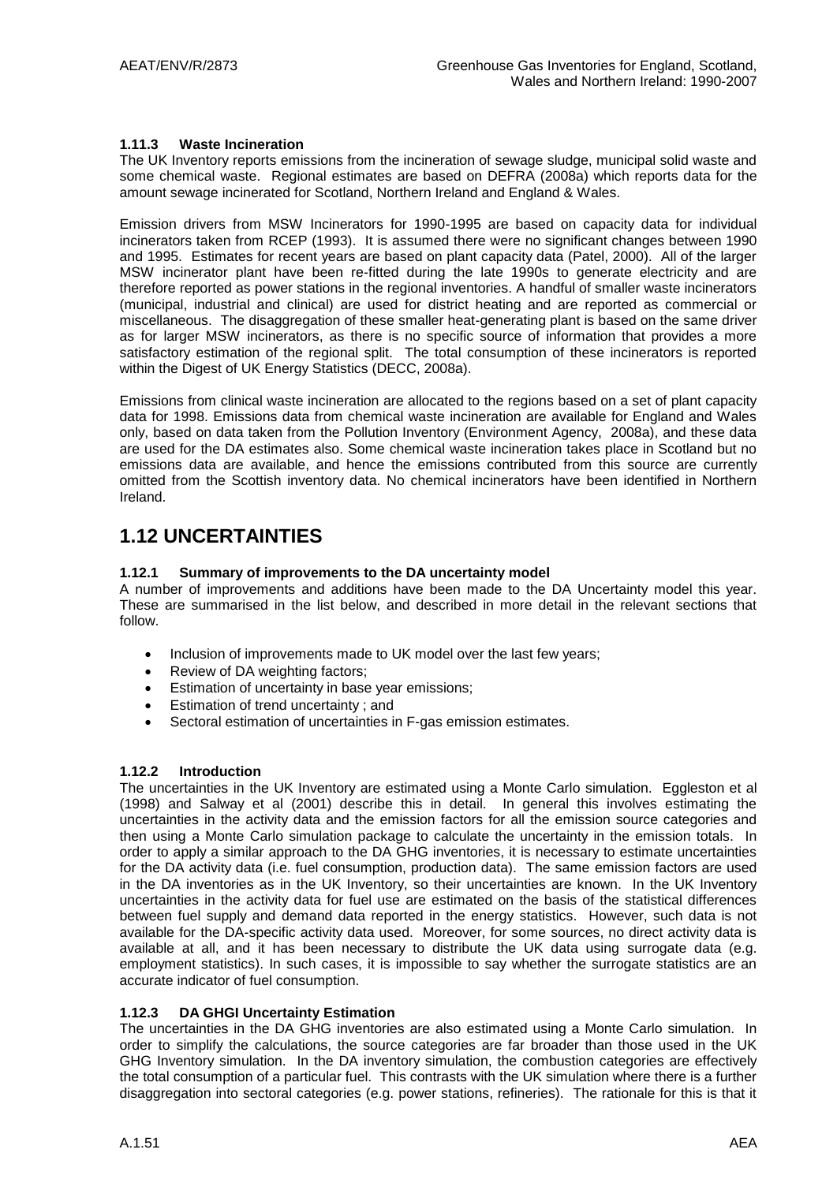### 1.11.3 Waste Incineration

The UK Inventory reports emissions from the incineration of sewage sludge, municipal solid waste and some chemical waste. Regional estimates are based on DEFRA (2008a) which reports data for the amount sewage incinerated for Scotland, Northern Ireland and England & Wales.

Emission drivers from MSW Incinerators for 1990-1995 are based on capacity data for individual incinerators taken from RCEP (1993). It is assumed there were no significant changes between 1990 and 1995. Estimates for recent years are based on plant capacity data (Patel, 2000). All of the larger MSW incinerator plant have been re-fitted during the late 1990s to generate electricity and are therefore reported as power stations in the regional inventories. A handful of smaller waste incinerators (municipal, industrial and clinical) are used for district heating and are reported as commercial or miscellaneous. The disaggregation of these smaller heat-generating plant is based on the same driver as for larger MSW incinerators, as there is no specific source of information that provides a more satisfactory estimation of the regional split. The total consumption of these incinerators is reported within the Digest of UK Energy Statistics (DECC, 2008a).

Emissions from clinical waste incineration are allocated to the regions based on a set of plant capacity data for 1998. Emissions data from chemical waste incineration are available for England and Wales only, based on data taken from the Pollution Inventory (Environment Agency, 2008a), and these data are used for the DA estimates also. Some chemical waste incineration takes place in Scotland but no emissions data are available, and hence the emissions contributed from this source are currently omitted from the Scottish inventory data. No chemical incinerators have been identified in Northern Ireland.

## 1.12 UNCERTAINTIES

### 1.12.1 Summary of improvements to the DA uncertainty model

A number of improvements and additions have been made to the DA Uncertainty model this year. These are summarised in the list below, and described in more detail in the relevant sections that follow.

- Inclusion of improvements made to UK model over the last few years;
- Review of DA weighting factors;
- Estimation of uncertainty in base year emissions;
- Estimation of trend uncertainty ; and
- Sectoral estimation of uncertainties in F-gas emission estimates.

### 1.12.2 Introduction

The uncertainties in the UK Inventory are estimated using a Monte Carlo simulation. Eggleston et al (1998) and Salway et al (2001) describe this in detail. In general this involves estimating the uncertainties in the activity data and the emission factors for all the emission source categories and then using a Monte Carlo simulation package to calculate the uncertainty in the emission totals. In order to apply a similar approach to the DA GHG inventories, it is necessary to estimate uncertainties for the DA activity data (i.e. fuel consumption, production data). The same emission factors are used in the DA inventories as in the UK Inventory, so their uncertainties are known. In the UK Inventory uncertainties in the activity data for fuel use are estimated on the basis of the statistical differences between fuel supply and demand data reported in the energy statistics. However, such data is not available for the DA-specific activity data used. Moreover, for some sources, no direct activity data is available at all, and it has been necessary to distribute the UK data using surrogate data (e.g. employment statistics). In such cases, it is impossible to say whether the surrogate statistics are an accurate indicator of fuel consumption.

### 1.12.3 DA GHGI Uncertainty Estimation

The uncertainties in the DA GHG inventories are also estimated using a Monte Carlo simulation. In order to simplify the calculations, the source categories are far broader than those used in the UK GHG Inventory simulation. In the DA inventory simulation, the combustion categories are effectively the total consumption of a particular fuel. This contrasts with the UK simulation where there is a further disaggregation into sectoral categories (e.g. power stations, refineries). The rationale for this is that it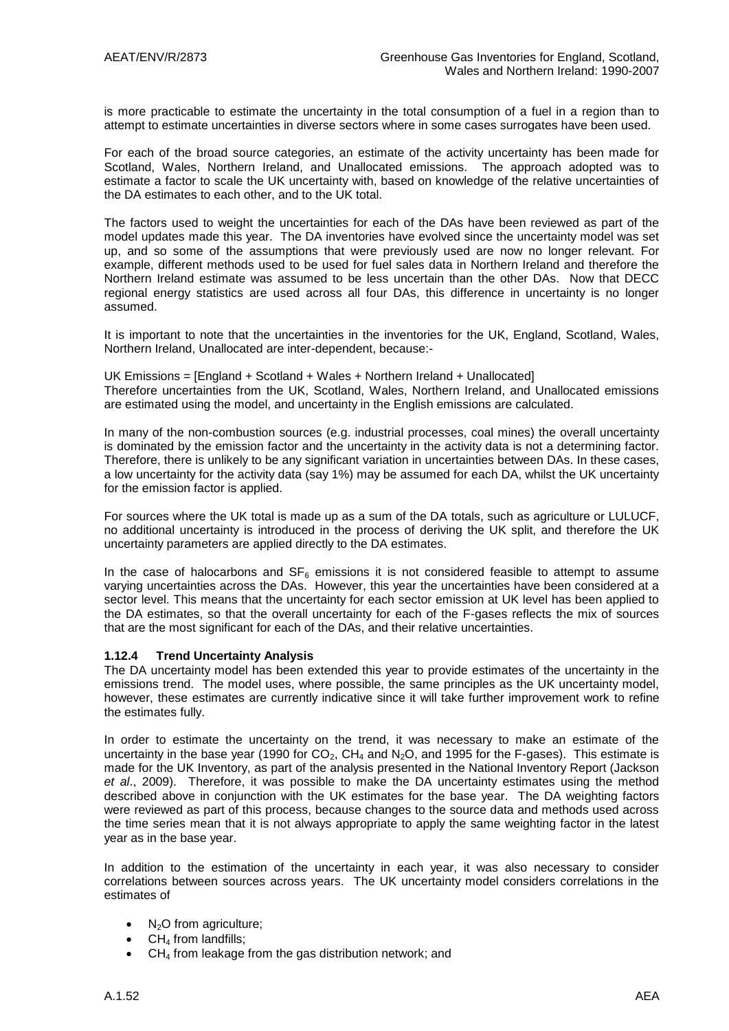is more practicable to estimate the uncertainty in the total consumption of a fuel in a region than to attempt to estimate uncertainties in diverse sectors where in some cases surrogates have been used.

For each of the broad source categories, an estimate of the activity uncertainty has been made for Scotland, Wales, Northern Ireland, and Unallocated emissions. The approach adopted was to estimate a factor to scale the UK uncertainty with, based on knowledge of the relative uncertainties of the DA estimates to each other, and to the UK total.

The factors used to weight the uncertainties for each of the DAs have been reviewed as part of the model updates made this year. The DA inventories have evolved since the uncertainty model was set up, and so some of the assumptions that were previously used are now no longer relevant. For example, different methods used to be used for fuel sales data in Northern Ireland and therefore the Northern Ireland estimate was assumed to be less uncertain than the other DAs. Now that DECC regional energy statistics are used across all four DAs, this difference in uncertainty is no longer assumed.

It is important to note that the uncertainties in the inventories for the UK, England, Scotland, Wales, Northern Ireland, Unallocated are inter-dependent, because:-

UK Emissions = [England + Scotland + Wales + Northern Ireland + Unallocated]
Therefore uncertainties from the UK, Scotland, Wales, Northern Ireland, and Unallocated emissions are estimated using the model, and uncertainty in the English emissions are calculated.

In many of the non-combustion sources (e.g. industrial processes, coal mines) the overall uncertainty is dominated by the emission factor and the uncertainty in the activity data is not a determining factor. Therefore, there is unlikely to be any significant variation in uncertainties between DAs. In these cases, a low uncertainty for the activity data (say 1%) may be assumed for each DA, whilst the UK uncertainty for the emission factor is applied.

For sources where the UK total is made up as a sum of the DA totals, such as agriculture or LULUCF, no additional uncertainty is introduced in the process of deriving the UK split, and therefore the UK uncertainty parameters are applied directly to the DA estimates.

In the case of halocarbons and $SF_6$ emissions it is not considered feasible to attempt to assume varying uncertainties across the DAs. However, this year the uncertainties have been considered at a sector level. This means that the uncertainty for each sector emission at UK level has been applied to the DA estimates, so that the overall uncertainty for each of the F-gases reflects the mix of sources that are the most significant for each of the DAs, and their relative uncertainties.

#### 1.12.4 Trend Uncertainty Analysis

The DA uncertainty model has been extended this year to provide estimates of the uncertainty in the emissions trend. The model uses, where possible, the same principles as the UK uncertainty model, however, these estimates are currently indicative since it will take further improvement work to refine the estimates fully.

In order to estimate the uncertainty on the trend, it was necessary to make an estimate of the uncertainty in the base year (1990 for $CO_2$, $CH_4$ and $N_2O$, and 1995 for the F-gases). This estimate is made for the UK Inventory, as part of the analysis presented in the National Inventory Report (Jackson *et al*., 2009). Therefore, it was possible to make the DA uncertainty estimates using the method described above in conjunction with the UK estimates for the base year. The DA weighting factors were reviewed as part of this process, because changes to the source data and methods used across the time series mean that it is not always appropriate to apply the same weighting factor in the latest year as in the base year.

In addition to the estimation of the uncertainty in each year, it was also necessary to consider correlations between sources across years. The UK uncertainty model considers correlations in the estimates of

- $N_2O$ from agriculture;
- $CH_4$ from landfills;
- $CH_4$ from leakage from the gas distribution network; and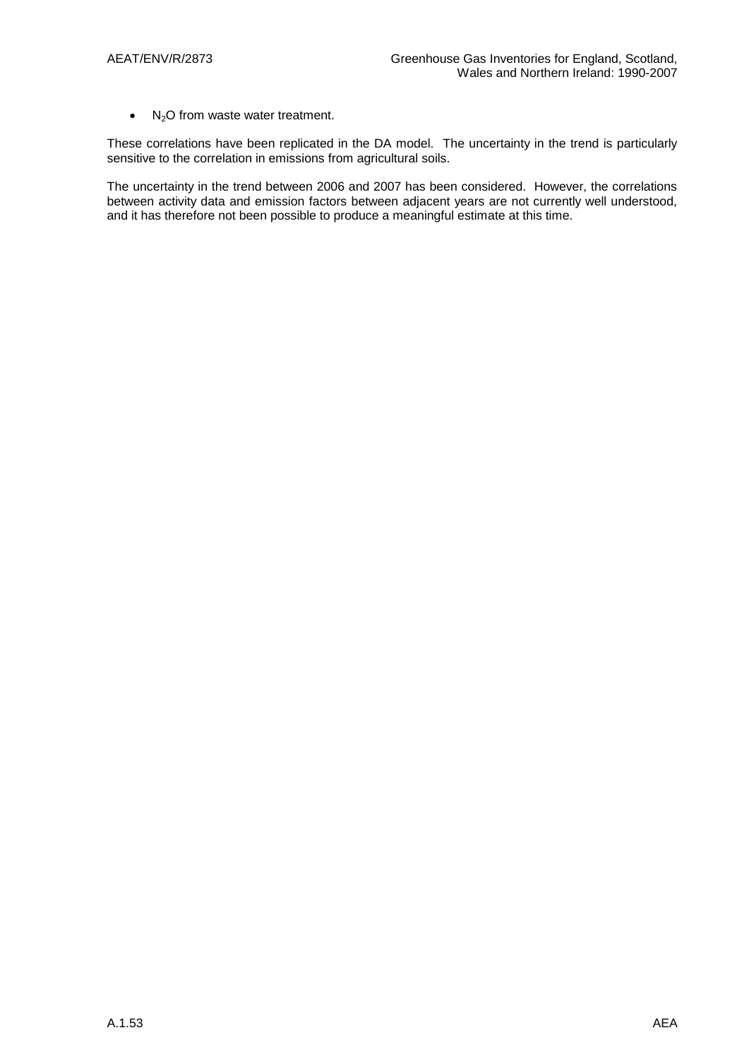- $N_2O$ from waste water treatment.

These correlations have been replicated in the DA model. The uncertainty in the trend is particularly sensitive to the correlation in emissions from agricultural soils.

The uncertainty in the trend between 2006 and 2007 has been considered. However, the correlations between activity data and emission factors between adjacent years are not currently well understood, and it has therefore not been possible to produce a meaningful estimate at this time.